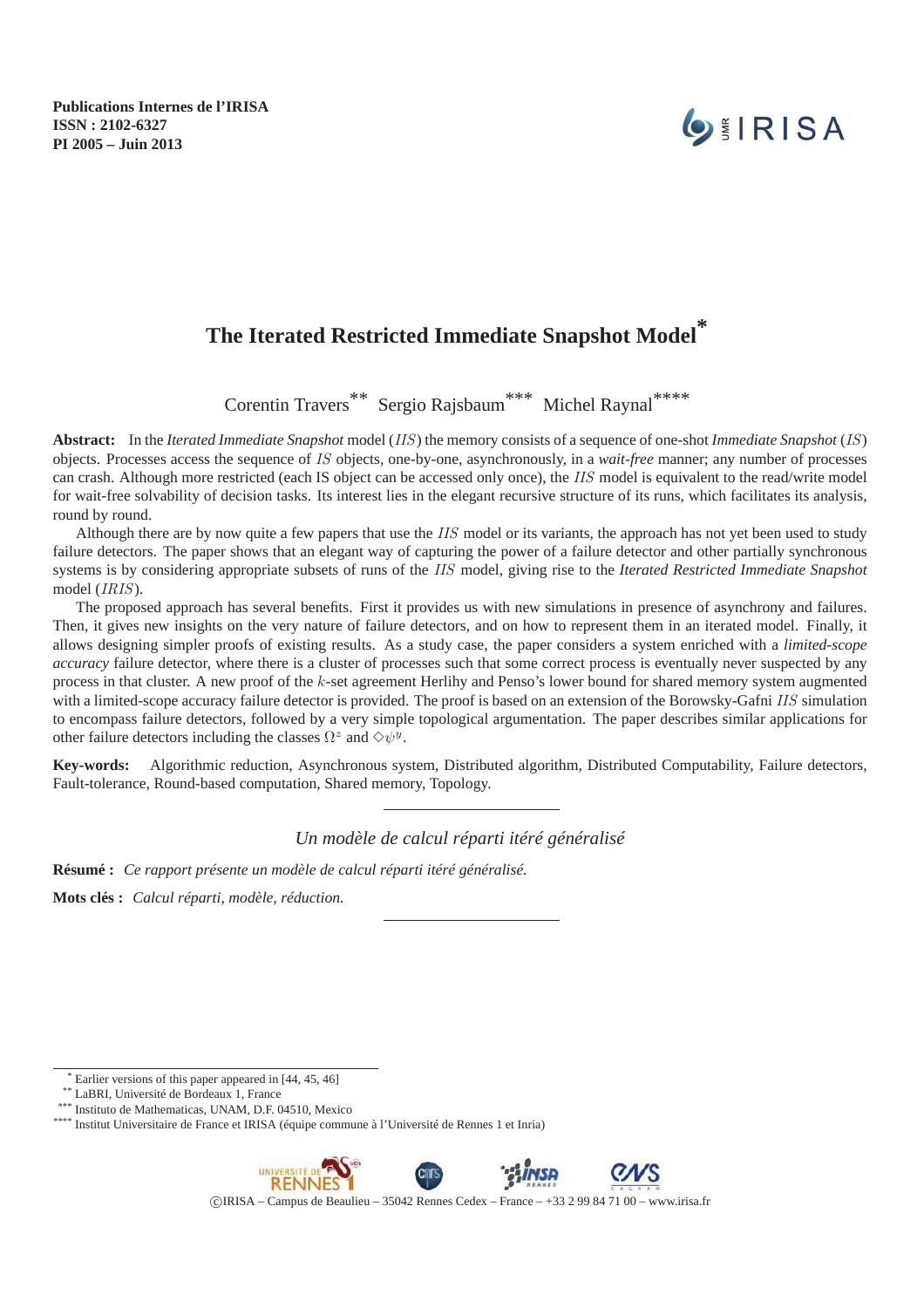Publications Internes de l'IRISA
ISSN : 2102-6327
PI 2005 – Juin 2013

# The Iterated Restricted Immediate Snapshot Model*

Corentin Travers** Sergio Rajsbaum*** Michel Raynal****

**Abstract:** In the *Iterated Immediate Snapshot* model ($IIS$) the memory consists of a sequence of one-shot *Immediate Snapshot* ($IS$) objects. Processes access the sequence of $IS$ objects, one-by-one, asynchronously, in a *wait-free* manner; any number of processes can crash. Although more restricted (each IS object can be accessed only once), the $IIS$ model is equivalent to the read/write model for wait-free solvability of decision tasks. Its interest lies in the elegant recursive structure of its runs, which facilitates its analysis, round by round.

Although there are by now quite a few papers that use the $IIS$ model or its variants, the approach has not yet been used to study failure detectors. The paper shows that an elegant way of capturing the power of a failure detector and other partially synchronous systems is by considering appropriate subsets of runs of the $IIS$ model, giving rise to the *Iterated Restricted Immediate Snapshot* model ($IRIS$).

The proposed approach has several benefits. First it provides us with new simulations in presence of asynchrony and failures. Then, it gives new insights on the very nature of failure detectors, and on how to represent them in an iterated model. Finally, it allows designing simpler proofs of existing results. As a study case, the paper considers a system enriched with a *limited-scope accuracy* failure detector, where there is a cluster of processes such that some correct process is eventually never suspected by any process in that cluster. A new proof of the $k$-set agreement Herlihy and Penso's lower bound for shared memory system augmented with a limited-scope accuracy failure detector is provided. The proof is based on an extension of the Borowsky-Gafni $IIS$ simulation to encompass failure detectors, followed by a very simple topological argumentation. The paper describes similar applications for other failure detectors including the classes $\Omega^z$ and $\Diamond\psi^y$.

**Key-words:** Algorithmic reduction, Asynchronous system, Distributed algorithm, Distributed Computability, Failure detectors, Fault-tolerance, Round-based computation, Shared memory, Topology.

---

*Un modèle de calcul réparti itéré généralisé*

**Résumé :** *Ce rapport présente un modèle de calcul réparti itéré généralisé.*

**Mots clés :** *Calcul réparti, modèle, réduction.*

---

* Earlier versions of this paper appeared in [44, 45, 46]

** LaBRI, Université de Bordeaux 1, France

*** Instituto de Mathematicas, UNAM, D.F. 04510, Mexico

**** Institut Universitaire de France et IRISA (équipe commune à l'Université de Rennes 1 et Inria)

©IRISA – Campus de Beaulieu – 35042 Rennes Cedex – France – +33 2 99 84 71 00 – www.irisa.fr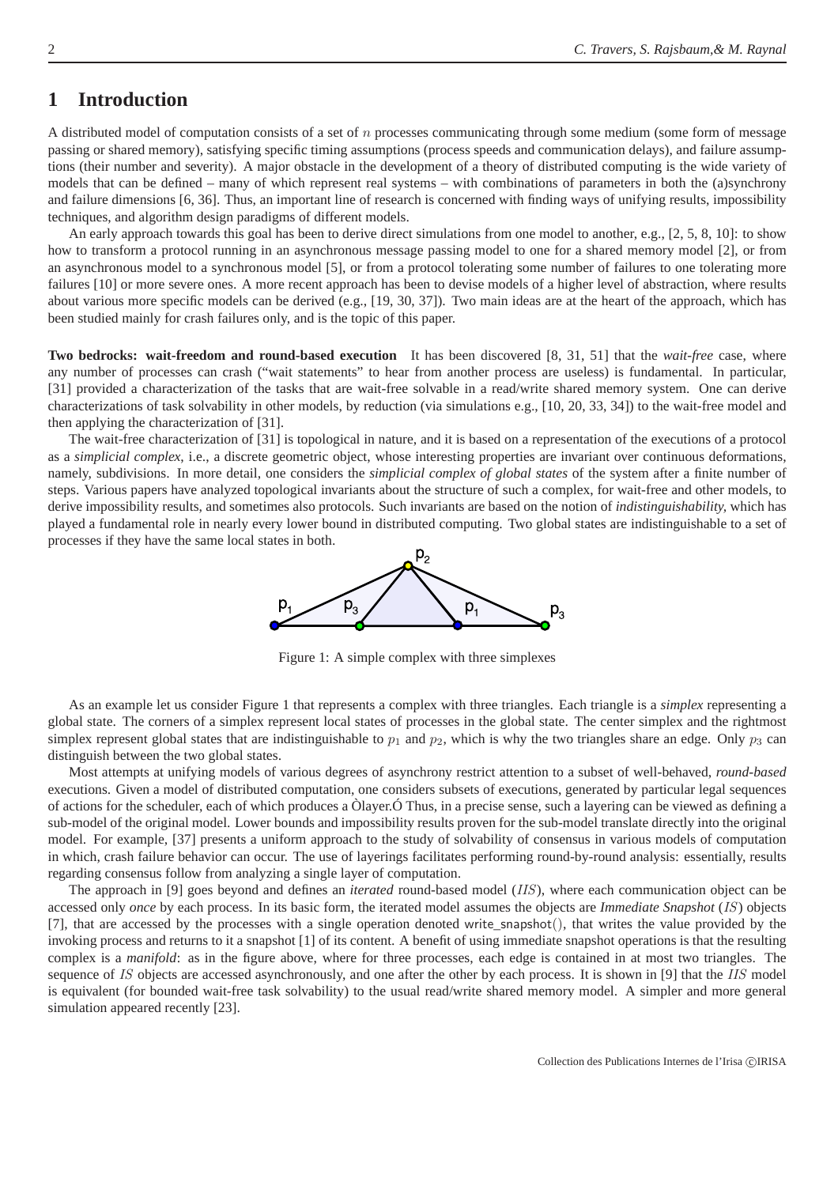# 1 Introduction

A distributed model of computation consists of a set of $n$ processes communicating through some medium (some form of message passing or shared memory), satisfying specific timing assumptions (process speeds and communication delays), and failure assumptions (their number and severity). A major obstacle in the development of a theory of distributed computing is the wide variety of models that can be defined – many of which represent real systems – with combinations of parameters in both the (a)synchrony and failure dimensions [6, 36]. Thus, an important line of research is concerned with finding ways of unifying results, impossibility techniques, and algorithm design paradigms of different models.

An early approach towards this goal has been to derive direct simulations from one model to another, e.g., [2, 5, 8, 10]: to show how to transform a protocol running in an asynchronous message passing model to one for a shared memory model [2], or from an asynchronous model to a synchronous model [5], or from a protocol tolerating some number of failures to one tolerating more failures [10] or more severe ones. A more recent approach has been to devise models of a higher level of abstraction, where results about various more specific models can be derived (e.g., [19, 30, 37]). Two main ideas are at the heart of the approach, which has been studied mainly for crash failures only, and is the topic of this paper.

**Two bedrocks: wait-freedom and round-based execution** It has been discovered [8, 31, 51] that the *wait-free* case, where any number of processes can crash ("wait statements" to hear from another process are useless) is fundamental. In particular, [31] provided a characterization of the tasks that are wait-free solvable in a read/write shared memory system. One can derive characterizations of task solvability in other models, by reduction (via simulations e.g., [10, 20, 33, 34]) to the wait-free model and then applying the characterization of [31].

The wait-free characterization of [31] is topological in nature, and it is based on a representation of the executions of a protocol as a *simplicial complex*, i.e., a discrete geometric object, whose interesting properties are invariant over continuous deformations, namely, subdivisions. In more detail, one considers the *simplicial complex of global states* of the system after a finite number of steps. Various papers have analyzed topological invariants about the structure of such a complex, for wait-free and other models, to derive impossibility results, and sometimes also protocols. Such invariants are based on the notion of *indistinguishability*, which has played a fundamental role in nearly every lower bound in distributed computing. Two global states are indistinguishable to a set of processes if they have the same local states in both.

Figure 1: A simple complex with three simplexes

As an example let us consider Figure 1 that represents a complex with three triangles. Each triangle is a *simplex* representing a global state. The corners of a simplex represent local states of processes in the global state. The center simplex and the rightmost simplex represent global states that are indistinguishable to $p_1$ and $p_2$, which is why the two triangles share an edge. Only $p_3$ can distinguish between the two global states.

Most attempts at unifying models of various degrees of asynchrony restrict attention to a subset of well-behaved, *round-based* executions. Given a model of distributed computation, one considers subsets of executions, generated by particular legal sequences of actions for the scheduler, each of which produces a Òlayer.Ó Thus, in a precise sense, such a layering can be viewed as defining a sub-model of the original model. Lower bounds and impossibility results proven for the sub-model translate directly into the original model. For example, [37] presents a uniform approach to the study of solvability of consensus in various models of computation in which, crash failure behavior can occur. The use of layerings facilitates performing round-by-round analysis: essentially, results regarding consensus follow from analyzing a single layer of computation.

The approach in [9] goes beyond and defines an *iterated* round-based model ($IIS$), where each communication object can be accessed only *once* by each process. In its basic form, the iterated model assumes the objects are *Immediate Snapshot* ($IS$) objects [7], that are accessed by the processes with a single operation denoted write_snapshot(), that writes the value provided by the invoking process and returns to it a snapshot [1] of its content. A benefit of using immediate snapshot operations is that the resulting complex is a *manifold*: as in the figure above, where for three processes, each edge is contained in at most two triangles. The sequence of $IS$ objects are accessed asynchronously, and one after the other by each process. It is shown in [9] that the $IIS$ model is equivalent (for bounded wait-free task solvability) to the usual read/write shared memory model. A simpler and more general simulation appeared recently [23].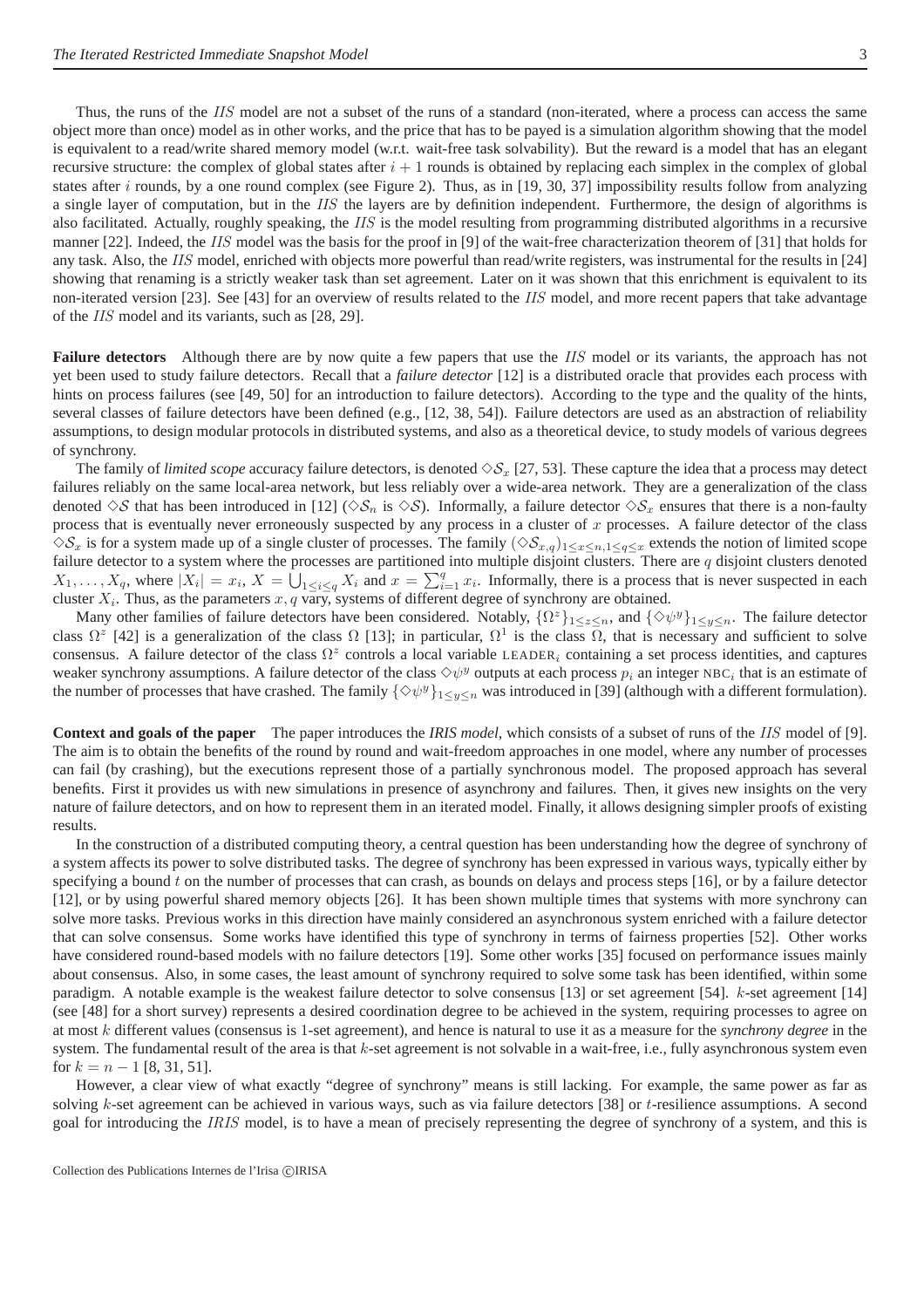Thus, the runs of the $IIS$ model are not a subset of the runs of a standard (non-iterated, where a process can access the same object more than once) model as in other works, and the price that has to be payed is a simulation algorithm showing that the model is equivalent to a read/write shared memory model (w.r.t. wait-free task solvability). But the reward is a model that has an elegant recursive structure: the complex of global states after $i+1$ rounds is obtained by replacing each simplex in the complex of global states after $i$ rounds, by a one round complex (see Figure 2). Thus, as in [19, 30, 37] impossibility results follow from analyzing a single layer of computation, but in the $IIS$ the layers are by definition independent. Furthermore, the design of algorithms is also facilitated. Actually, roughly speaking, the $IIS$ is the model resulting from programming distributed algorithms in a recursive manner [22]. Indeed, the $IIS$ model was the basis for the proof in [9] of the wait-free characterization theorem of [31] that holds for any task. Also, the $IIS$ model, enriched with objects more powerful than read/write registers, was instrumental for the results in [24] showing that renaming is a strictly weaker task than set agreement. Later on it was shown that this enrichment is equivalent to its non-iterated version [23]. See [43] for an overview of results related to the $IIS$ model, and more recent papers that take advantage of the $IIS$ model and its variants, such as [28, 29].

**Failure detectors** Although there are by now quite a few papers that use the $IIS$ model or its variants, the approach has not yet been used to study failure detectors. Recall that a *failure detector* [12] is a distributed oracle that provides each process with hints on process failures (see [49, 50] for an introduction to failure detectors). According to the type and the quality of the hints, several classes of failure detectors have been defined (e.g., [12, 38, 54]). Failure detectors are used as an abstraction of reliability assumptions, to design modular protocols in distributed systems, and also as a theoretical device, to study models of various degrees of synchrony.

The family of *limited scope* accuracy failure detectors, is denoted $\diamond\mathcal{S}_x$ [27, 53]. These capture the idea that a process may detect failures reliably on the same local-area network, but less reliably over a wide-area network. They are a generalization of the class denoted $\diamond\mathcal{S}$ that has been introduced in [12] ($\diamond\mathcal{S}_n$ is $\diamond\mathcal{S}$). Informally, a failure detector $\diamond\mathcal{S}_x$ ensures that there is a non-faulty process that is eventually never erroneously suspected by any process in a cluster of $x$ processes. A failure detector of the class $\diamond\mathcal{S}_x$ is for a system made up of a single cluster of processes. The family $(\diamond\mathcal{S}_{x,q})_{1\leq x\leq n, 1\leq q\leq x}$ extends the notion of limited scope failure detector to a system where the processes are partitioned into multiple disjoint clusters. There are $q$ disjoint clusters denoted $X_1,\ldots,X_q$, where $|X_i| = x_i$, $X = \bigcup_{1\leq i\leq q} X_i$ and $x = \sum_{i=1}^{q} x_i$. Informally, there is a process that is never suspected in each cluster $X_i$. Thus, as the parameters $x, q$ vary, systems of different degree of synchrony are obtained.

Many other families of failure detectors have been considered. Notably, $\{\Omega^z\}_{1\leq z\leq n}$, and $\{\diamond\psi^y\}_{1\leq y\leq n}$. The failure detector class $\Omega^z$ [42] is a generalization of the class $\Omega$ [13]; in particular, $\Omega^1$ is the class $\Omega$, that is necessary and sufficient to solve consensus. A failure detector of the class $\Omega^z$ controls a local variable $\text{LEADER}_i$ containing a set process identities, and captures weaker synchrony assumptions. A failure detector of the class $\diamond\psi^y$ outputs at each process $p_i$ an integer $\text{NBC}_i$ that is an estimate of the number of processes that have crashed. The family $\{\diamond\psi^y\}_{1\leq y\leq n}$ was introduced in [39] (although with a different formulation).

**Context and goals of the paper** The paper introduces the *IRIS model*, which consists of a subset of runs of the $IIS$ model of [9]. The aim is to obtain the benefits of the round by round and wait-freedom approaches in one model, where any number of processes can fail (by crashing), but the executions represent those of a partially synchronous model. The proposed approach has several benefits. First it provides us with new simulations in presence of asynchrony and failures. Then, it gives new insights on the very nature of failure detectors, and on how to represent them in an iterated model. Finally, it allows designing simpler proofs of existing results.

In the construction of a distributed computing theory, a central question has been understanding how the degree of synchrony of a system affects its power to solve distributed tasks. The degree of synchrony has been expressed in various ways, typically either by specifying a bound $t$ on the number of processes that can crash, as bounds on delays and process steps [16], or by a failure detector [12], or by using powerful shared memory objects [26]. It has been shown multiple times that systems with more synchrony can solve more tasks. Previous works in this direction have mainly considered an asynchronous system enriched with a failure detector that can solve consensus. Some works have identified this type of synchrony in terms of fairness properties [52]. Other works have considered round-based models with no failure detectors [19]. Some other works [35] focused on performance issues mainly about consensus. Also, in some cases, the least amount of synchrony required to solve some task has been identified, within some paradigm. A notable example is the weakest failure detector to solve consensus [13] or set agreement [54]. $k$-set agreement [14] (see [48] for a short survey) represents a desired coordination degree to be achieved in the system, requiring processes to agree on at most $k$ different values (consensus is 1-set agreement), and hence is natural to use it as a measure for the *synchrony degree* in the system. The fundamental result of the area is that $k$-set agreement is not solvable in a wait-free, i.e., fully asynchronous system even for $k = n-1$ [8, 31, 51].

However, a clear view of what exactly "degree of synchrony" means is still lacking. For example, the same power as far as solving $k$-set agreement can be achieved in various ways, such as via failure detectors [38] or $t$-resilience assumptions. A second goal for introducing the $IRIS$ model, is to have a mean of precisely representing the degree of synchrony of a system, and this is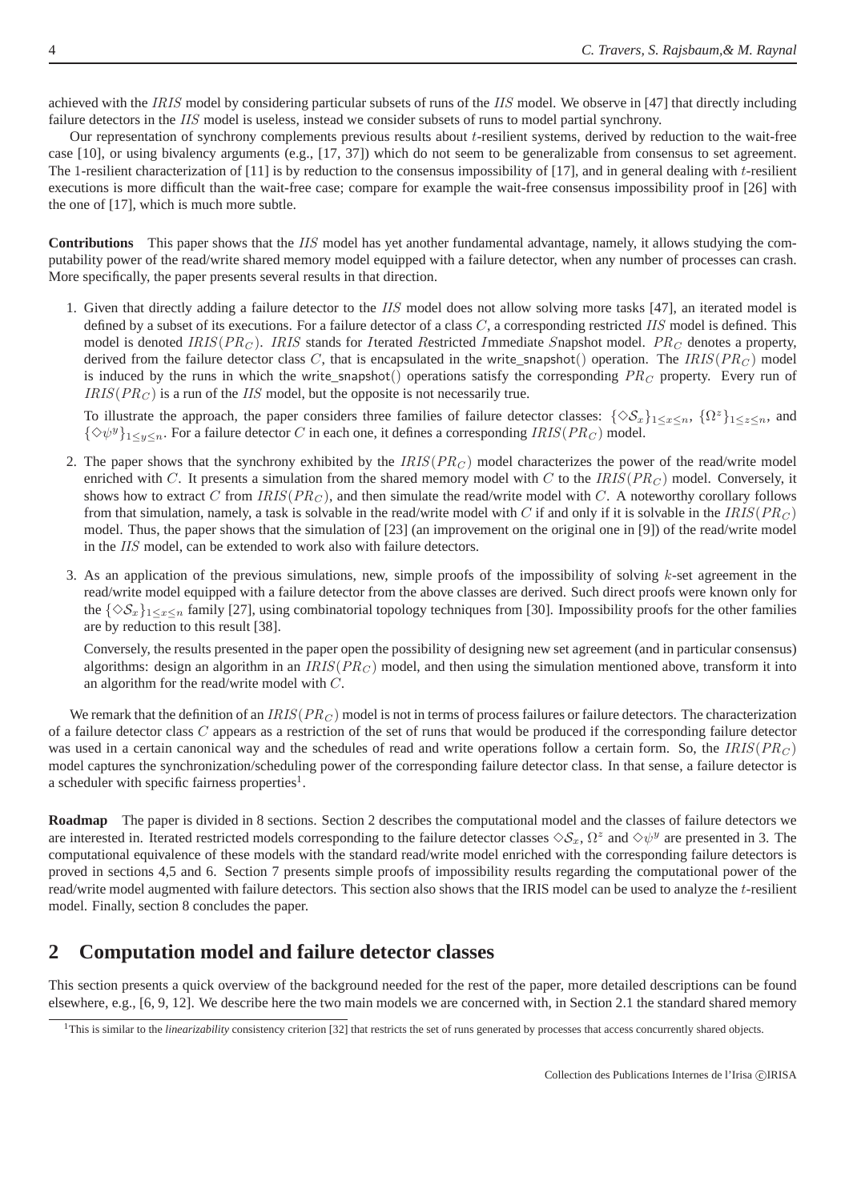achieved with the $IRIS$ model by considering particular subsets of runs of the $IIS$ model. We observe in [47] that directly including failure detectors in the $IIS$ model is useless, instead we consider subsets of runs to model partial synchrony.

Our representation of synchrony complements previous results about $t$-resilient systems, derived by reduction to the wait-free case [10], or using bivalency arguments (e.g., [17, 37]) which do not seem to be generalizable from consensus to set agreement. The 1-resilient characterization of [11] is by reduction to the consensus impossibility of [17], and in general dealing with $t$-resilient executions is more difficult than the wait-free case; compare for example the wait-free consensus impossibility proof in [26] with the one of [17], which is much more subtle.

**Contributions** This paper shows that the $IIS$ model has yet another fundamental advantage, namely, it allows studying the computability power of the read/write shared memory model equipped with a failure detector, when any number of processes can crash. More specifically, the paper presents several results in that direction.

1. Given that directly adding a failure detector to the $IIS$ model does not allow solving more tasks [47], an iterated model is defined by a subset of its executions. For a failure detector of a class $C$, a corresponding restricted $IIS$ model is defined. This model is denoted $IRIS(PR_C)$. $IRIS$ stands for *I*terated *R*estricted *I*mmediate *S*napshot model. $PR_C$ denotes a property, derived from the failure detector class $C$, that is encapsulated in the write_snapshot() operation. The $IRIS(PR_C)$ model is induced by the runs in which the write_snapshot() operations satisfy the corresponding $PR_C$ property. Every run of $IRIS(PR_C)$ is a run of the $IIS$ model, but the opposite is not necessarily true.

   To illustrate the approach, the paper considers three families of failure detector classes: $\{\Diamond\mathcal{S}_x\}_{1\leq x\leq n}$, $\{\Omega^z\}_{1\leq z\leq n}$, and $\{\Diamond\psi^y\}_{1\leq y\leq n}$. For a failure detector $C$ in each one, it defines a corresponding $IRIS(PR_C)$ model.

2. The paper shows that the synchrony exhibited by the $IRIS(PR_C)$ model characterizes the power of the read/write model enriched with $C$. It presents a simulation from the shared memory model with $C$ to the $IRIS(PR_C)$ model. Conversely, it shows how to extract $C$ from $IRIS(PR_C)$, and then simulate the read/write model with $C$. A noteworthy corollary follows from that simulation, namely, a task is solvable in the read/write model with $C$ if and only if it is solvable in the $IRIS(PR_C)$ model. Thus, the paper shows that the simulation of [23] (an improvement on the original one in [9]) of the read/write model in the $IIS$ model, can be extended to work also with failure detectors.

3. As an application of the previous simulations, new, simple proofs of the impossibility of solving $k$-set agreement in the read/write model equipped with a failure detector from the above classes are derived. Such direct proofs were known only for the $\{\Diamond\mathcal{S}_x\}_{1\leq x\leq n}$ family [27], using combinatorial topology techniques from [30]. Impossibility proofs for the other families are by reduction to this result [38].

   Conversely, the results presented in the paper open the possibility of designing new set agreement (and in particular consensus) algorithms: design an algorithm in an $IRIS(PR_C)$ model, and then using the simulation mentioned above, transform it into an algorithm for the read/write model with $C$.

We remark that the definition of an $IRIS(PR_C)$ model is not in terms of process failures or failure detectors. The characterization of a failure detector class $C$ appears as a restriction of the set of runs that would be produced if the corresponding failure detector was used in a certain canonical way and the schedules of read and write operations follow a certain form. So, the $IRIS(PR_C)$ model captures the synchronization/scheduling power of the corresponding failure detector class. In that sense, a failure detector is a scheduler with specific fairness properties[1].

**Roadmap** The paper is divided in 8 sections. Section 2 describes the computational model and the classes of failure detectors we are interested in. Iterated restricted models corresponding to the failure detector classes $\Diamond\mathcal{S}_x$, $\Omega^z$ and $\Diamond\psi^y$ are presented in 3. The computational equivalence of these models with the standard read/write model enriched with the corresponding failure detectors is proved in sections 4,5 and 6. Section 7 presents simple proofs of impossibility results regarding the computational power of the read/write model augmented with failure detectors. This section also shows that the IRIS model can be used to analyze the $t$-resilient model. Finally, section 8 concludes the paper.

## 2 Computation model and failure detector classes

This section presents a quick overview of the background needed for the rest of the paper, more detailed descriptions can be found elsewhere, e.g., [6, 9, 12]. We describe here the two main models we are concerned with, in Section 2.1 the standard shared memory

[1] This is similar to the *linearizability* consistency criterion [32] that restricts the set of runs generated by processes that access concurrently shared objects.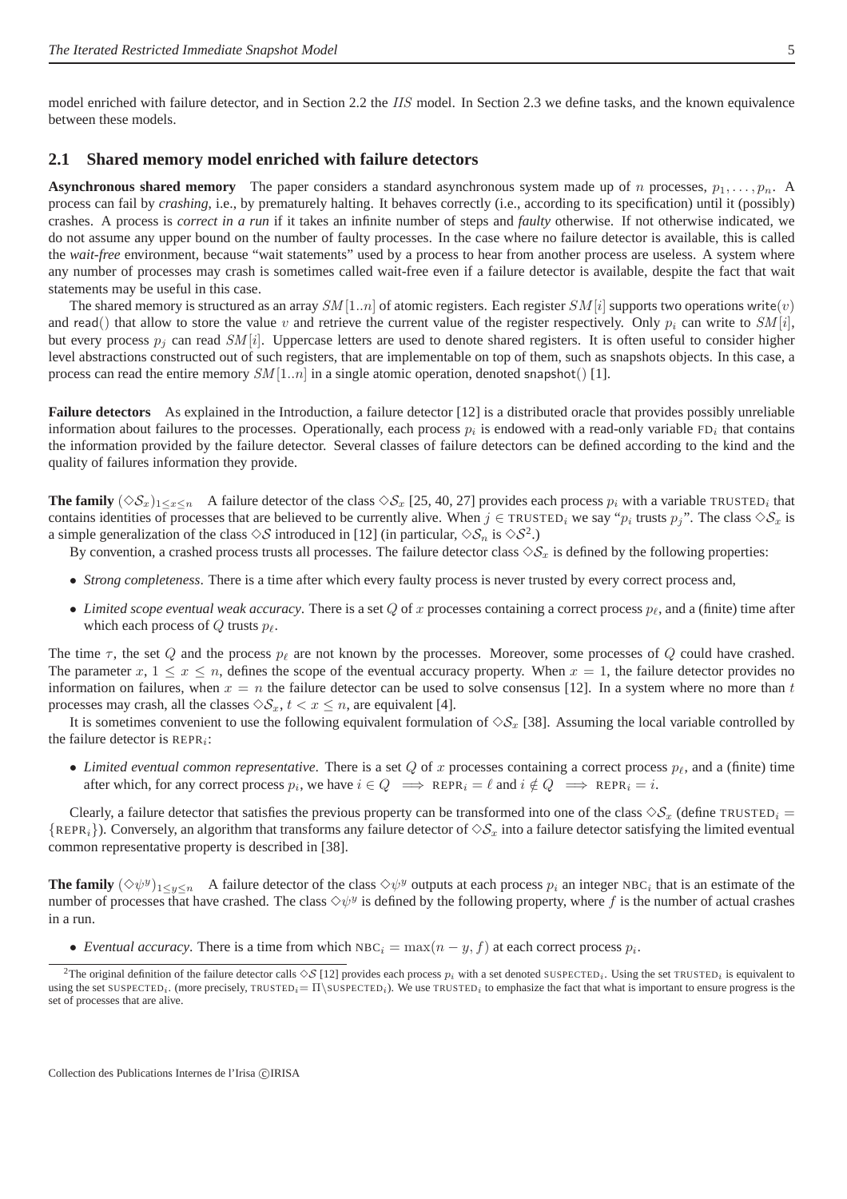model enriched with failure detector, and in Section 2.2 the $IIS$ model. In Section 2.3 we define tasks, and the known equivalence between these models.

## 2.1 Shared memory model enriched with failure detectors

**Asynchronous shared memory** The paper considers a standard asynchronous system made up of $n$ processes, $p_1, \ldots, p_n$. A process can fail by *crashing*, i.e., by prematurely halting. It behaves correctly (i.e., according to its specification) until it (possibly) crashes. A process is *correct in a run* if it takes an infinite number of steps and *faulty* otherwise. If not otherwise indicated, we do not assume any upper bound on the number of faulty processes. In the case where no failure detector is available, this is called the *wait-free* environment, because "wait statements" used by a process to hear from another process are useless. A system where any number of processes may crash is sometimes called wait-free even if a failure detector is available, despite the fact that wait statements may be useful in this case.

The shared memory is structured as an array $SM[1..n]$ of atomic registers. Each register $SM[i]$ supports two operations write($v$) and read() that allow to store the value $v$ and retrieve the current value of the register respectively. Only $p_i$ can write to $SM[i]$, but every process $p_j$ can read $SM[i]$. Uppercase letters are used to denote shared registers. It is often useful to consider higher level abstractions constructed out of such registers, that are implementable on top of them, such as snapshots objects. In this case, a process can read the entire memory $SM[1..n]$ in a single atomic operation, denoted snapshot() [1].

**Failure detectors** As explained in the Introduction, a failure detector [12] is a distributed oracle that provides possibly unreliable information about failures to the processes. Operationally, each process $p_i$ is endowed with a read-only variable $\text{FD}_i$ that contains the information provided by the failure detector. Several classes of failure detectors can be defined according to the kind and the quality of failures information they provide.

**The family** $(\Diamond\mathcal{S}_x)_{1\leq x\leq n}$ A failure detector of the class $\Diamond\mathcal{S}_x$ [25, 40, 27] provides each process $p_i$ with a variable $\text{TRUSTED}_i$ that contains identities of processes that are believed to be currently alive. When $j \in \text{TRUSTED}_i$ we say "$p_i$ trusts $p_j$". The class $\Diamond\mathcal{S}_x$ is a simple generalization of the class $\Diamond\mathcal{S}$ introduced in [12] (in particular, $\Diamond\mathcal{S}_n$ is $\Diamond\mathcal{S}$[2].)

By convention, a crashed process trusts all processes. The failure detector class $\Diamond\mathcal{S}_x$ is defined by the following properties:

- *Strong completeness*. There is a time after which every faulty process is never trusted by every correct process and,
- *Limited scope eventual weak accuracy*. There is a set $Q$ of $x$ processes containing a correct process $p_\ell$, and a (finite) time after which each process of $Q$ trusts $p_\ell$.

The time $\tau$, the set $Q$ and the process $p_\ell$ are not known by the processes. Moreover, some processes of $Q$ could have crashed. The parameter $x$, $1 \leq x \leq n$, defines the scope of the eventual accuracy property. When $x = 1$, the failure detector provides no information on failures, when $x = n$ the failure detector can be used to solve consensus [12]. In a system where no more than $t$ processes may crash, all the classes $\Diamond\mathcal{S}_x$, $t < x \leq n$, are equivalent [4].

It is sometimes convenient to use the following equivalent formulation of $\Diamond\mathcal{S}_x$ [38]. Assuming the local variable controlled by the failure detector is $\text{REPR}_i$:

- *Limited eventual common representative*. There is a set $Q$ of $x$ processes containing a correct process $p_\ell$, and a (finite) time after which, for any correct process $p_i$, we have $i \in Q \implies \text{REPR}_i = \ell$ and $i \notin Q \implies \text{REPR}_i = i$.

Clearly, a failure detector that satisfies the previous property can be transformed into one of the class $\Diamond\mathcal{S}_x$ (define $\text{TRUSTED}_i = \{\text{REPR}_i\}$). Conversely, an algorithm that transforms any failure detector of $\Diamond\mathcal{S}_x$ into a failure detector satisfying the limited eventual common representative property is described in [38].

**The family** $(\Diamond\psi^y)_{1\leq y\leq n}$ A failure detector of the class $\Diamond\psi^y$ outputs at each process $p_i$ an integer $\text{NBC}_i$ that is an estimate of the number of processes that have crashed. The class $\Diamond\psi^y$ is defined by the following property, where $f$ is the number of actual crashes in a run.

- *Eventual accuracy*. There is a time from which $\text{NBC}_i = \max(n - y, f)$ at each correct process $p_i$.

[2]The original definition of the failure detector calls $\Diamond\mathcal{S}$ [12] provides each process $p_i$ with a set denoted $\text{SUSPECTED}_i$. Using the set $\text{TRUSTED}_i$ is equivalent to using the set $\text{SUSPECTED}_i$. (more precisely, $\text{TRUSTED}_i = \Pi\setminus\text{SUSPECTED}_i$). We use $\text{TRUSTED}_i$ to emphasize the fact that what is important to ensure progress is the set of processes that are alive.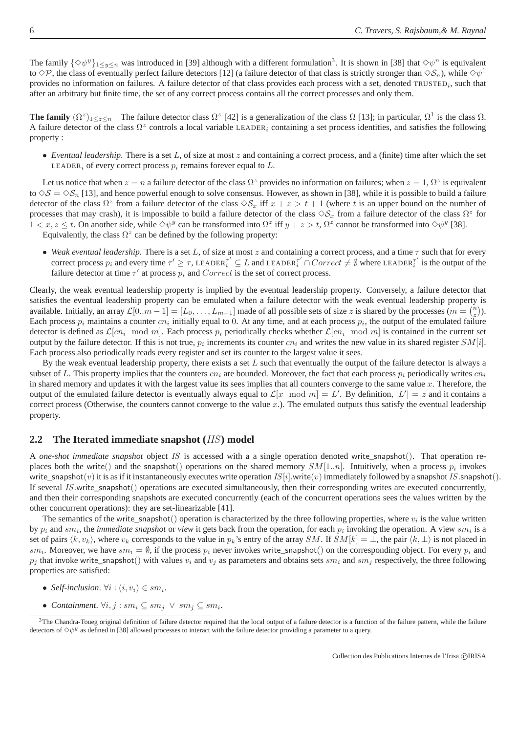The family $\{\diamond\psi^y\}_{1\leq y\leq n}$ was introduced in [39] although with a different formulation[3]. It is shown in [38] that $\diamond\psi^n$ is equivalent to $\diamond\mathcal{P}$, the class of eventually perfect failure detectors [12] (a failure detector of that class is strictly stronger than $\diamond\mathcal{S}_n$), while $\diamond\psi^1$ provides no information on failures. A failure detector of that class provides each process with a set, denoted $\text{TRUSTED}_i$, such that after an arbitrary but finite time, the set of any correct process contains all the correct processes and only them.

**The family** $(\Omega^z)_{1\leq z\leq n}$ The failure detector class $\Omega^z$ [42] is a generalization of the class $\Omega$ [13]; in particular, $\Omega^1$ is the class $\Omega$. A failure detector of the class $\Omega^z$ controls a local variable $\text{LEADER}_i$ containing a set process identities, and satisfies the following property :

- *Eventual leadership*. There is a set $L$, of size at most $z$ and containing a correct process, and a (finite) time after which the set $\text{LEADER}_i$ of every correct process $p_i$ remains forever equal to $L$.

Let us notice that when $z = n$ a failure detector of the class $\Omega^z$ provides no information on failures; when $z = 1$, $\Omega^z$ is equivalent to $\diamond\mathcal{S} = \diamond\mathcal{S}_n$ [13], and hence powerful enough to solve consensus. However, as shown in [38], while it is possible to build a failure detector of the class $\Omega^z$ from a failure detector of the class $\diamond\mathcal{S}_x$ iff $x + z > t + 1$ (where $t$ is an upper bound on the number of processes that may crash), it is impossible to build a failure detector of the class $\diamond\mathcal{S}_x$ from a failure detector of the class $\Omega^z$ for $1 < x, z \leq t$. On another side, while $\diamond\psi^y$ can be transformed into $\Omega^z$ iff $y + z > t$, $\Omega^z$ cannot be transformed into $\diamond\psi^y$ [38].

Equivalently, the class $\Omega^z$ can be defined by the following property:

- *Weak eventual leadership*. There is a set $L$, of size at most $z$ and containing a correct process, and a time $\tau$ such that for every correct process $p_i$ and every time $\tau' \geq \tau$, $\text{LEADER}_i^{\tau'} \subseteq L$ and $\text{LEADER}_i^{\tau'} \cap Correct \neq \emptyset$ where $\text{LEADER}_i^{\tau'}$ is the output of the failure detector at time $\tau'$ at process $p_i$ and $Correct$ is the set of correct process.

Clearly, the weak eventual leadership property is implied by the eventual leadership property. Conversely, a failure detector that satisfies the eventual leadership property can be emulated when a failure detector with the weak eventual leadership property is available. Initially, an array $\mathcal{L}[0..m-1] = [L_0, \ldots, L_{m-1}]$ made of all possible sets of size $z$ is shared by the processes ($m = \binom{n}{z}$). Each process $p_i$ maintains a counter $cn_i$ initially equal to 0. At any time, and at each process $p_i$, the output of the emulated failure detector is defined as $\mathcal{L}[cn_i \mod m]$. Each process $p_i$ periodically checks whether $\mathcal{L}[cn_i \mod m]$ is contained in the current set output by the failure detector. If this is not true, $p_i$ increments its counter $cn_i$ and writes the new value in its shared register $SM[i]$. Each process also periodically reads every register and set its counter to the largest value it sees.

By the weak eventual leadership property, there exists a set $L$ such that eventually the output of the failure detector is always a subset of $L$. This property implies that the counters $cn_i$ are bounded. Moreover, the fact that each process $p_i$ periodically writes $cn_i$ in shared memory and updates it with the largest value its sees implies that all counters converge to the same value $x$. Therefore, the output of the emulated failure detector is eventually always equal to $\mathcal{L}[x \mod m] = L'$. By definition, $|L'| = z$ and it contains a correct process (Otherwise, the counters cannot converge to the value $x$.). The emulated outputs thus satisfy the eventual leadership property.

## 2.2 The Iterated immediate snapshot ($IIS$) model

A *one-shot immediate snapshot* object $IS$ is accessed with a a single operation denoted write_snapshot(). That operation replaces both the write() and the snapshot() operations on the shared memory $SM[1..n]$. Intuitively, when a process $p_i$ invokes write_snapshot($v$) it is as if it instantaneously executes write operation $IS[i]$.write($v$) immediately followed by a snapshot $IS$.snapshot(). If several $IS$.write_snapshot() operations are executed simultaneously, then their corresponding writes are executed concurrently, and then their corresponding snapshots are executed concurrently (each of the concurrent operations sees the values written by the other concurrent operations): they are set-linearizable [41].

The semantics of the write_snapshot() operation is characterized by the three following properties, where $v_i$ is the value written by $p_i$ and $sm_i$, the *immediate snapshot* or *view* it gets back from the operation, for each $p_i$ invoking the operation. A view $sm_i$ is a set of pairs $\langle k, v_k\rangle$, where $v_k$ corresponds to the value in $p_k$'s entry of the array $SM$. If $SM[k] = \perp$, the pair $\langle k, \perp\rangle$ is not placed in $sm_i$. Moreover, we have $sm_i = \emptyset$, if the process $p_i$ never invokes write_snapshot() on the corresponding object. For every $p_i$ and $p_j$ that invoke write_snapshot() with values $v_i$ and $v_j$ as parameters and obtains sets $sm_i$ and $sm_j$ respectively, the three following properties are satisfied:

- *Self-inclusion*. $\forall i : (i, v_i) \in sm_i$.
- *Containment*. $\forall i, j : sm_i \subseteq sm_j \ \vee \ sm_j \subseteq sm_i$.

[3] The Chandra-Toueg original definition of failure detector required that the local output of a failure detector is a function of the failure pattern, while the failure detectors of $\diamond\psi^y$ as defined in [38] allowed processes to interact with the failure detector providing a parameter to a query.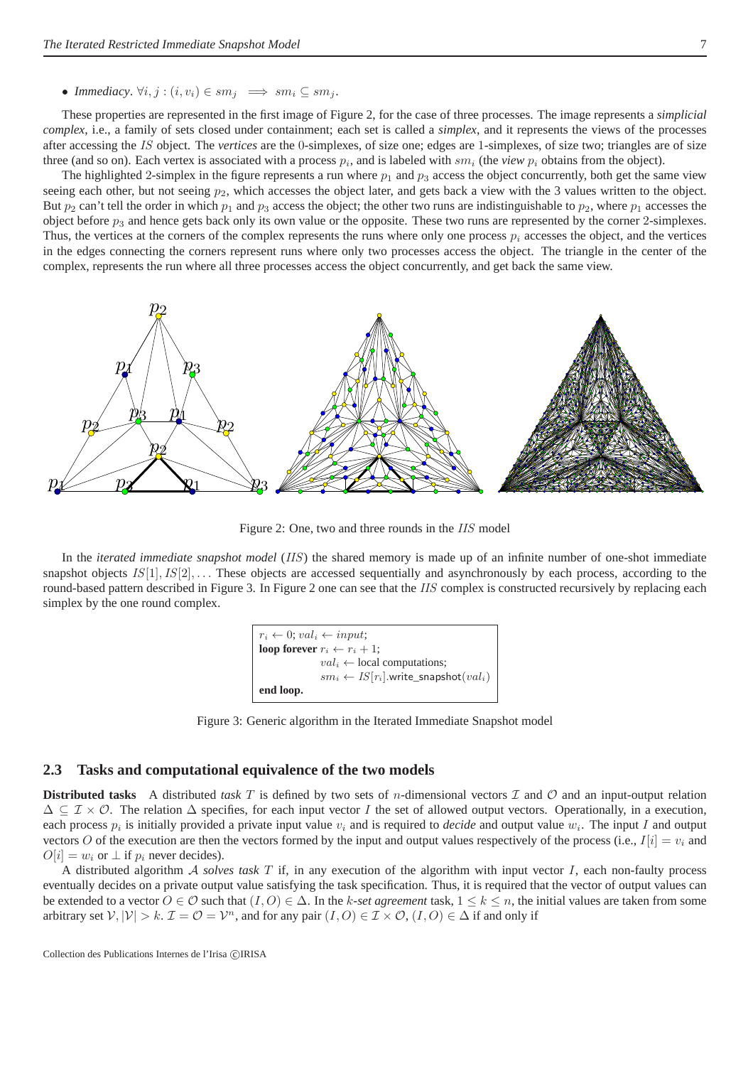- *Immediacy*. $\forall i, j : (i, v_i) \in sm_j \implies sm_i \subseteq sm_j$.

These properties are represented in the first image of Figure 2, for the case of three processes. The image represents a *simplicial complex*, i.e., a family of sets closed under containment; each set is called a *simplex*, and it represents the views of the processes after accessing the $IS$ object. The *vertices* are the 0-simplexes, of size one; edges are 1-simplexes, of size two; triangles are of size three (and so on). Each vertex is associated with a process $p_i$, and is labeled with $sm_i$ (the *view* $p_i$ obtains from the object).

The highlighted 2-simplex in the figure represents a run where $p_1$ and $p_3$ access the object concurrently, both get the same view seeing each other, but not seeing $p_2$, which accesses the object later, and gets back a view with the 3 values written to the object. But $p_2$ can't tell the order in which $p_1$ and $p_3$ access the object; the other two runs are indistinguishable to $p_2$, where $p_1$ accesses the object before $p_3$ and hence gets back only its own value or the opposite. These two runs are represented by the corner 2-simplexes. Thus, the vertices at the corners of the complex represents the runs where only one process $p_i$ accesses the object, and the vertices in the edges connecting the corners represent runs where only two processes access the object. The triangle in the center of the complex, represents the run where all three processes access the object concurrently, and get back the same view.

Figure 2: One, two and three rounds in the $IIS$ model

In the *iterated immediate snapshot model* ($IIS$) the shared memory is made up of an infinite number of one-shot immediate snapshot objects $IS[1], IS[2], \ldots$ These objects are accessed sequentially and asynchronously by each process, according to the round-based pattern described in Figure 3. In Figure 2 one can see that the $IIS$ complex is constructed recursively by replacing each simplex by the one round complex.

```
r_i ← 0; val_i ← input;
loop forever r_i ← r_i + 1;
        val_i ← local computations;
        sm_i ← IS[r_i].write_snapshot(val_i)
end loop.
```

Figure 3: Generic algorithm in the Iterated Immediate Snapshot model

### 2.3 Tasks and computational equivalence of the two models

**Distributed tasks** A distributed *task* $T$ is defined by two sets of $n$-dimensional vectors $\mathcal{I}$ and $\mathcal{O}$ and an input-output relation $\Delta \subseteq \mathcal{I} \times \mathcal{O}$. The relation $\Delta$ specifies, for each input vector $I$ the set of allowed output vectors. Operationally, in a execution, each process $p_i$ is initially provided a private input value $v_i$ and is required to *decide* and output value $w_i$. The input $I$ and output vectors $O$ of the execution are then the vectors formed by the input and output values respectively of the process (i.e., $I[i] = v_i$ and $O[i] = w_i$ or $\perp$ if $p_i$ never decides).

A distributed algorithm $\mathcal{A}$ *solves task* $T$ if, in any execution of the algorithm with input vector $I$, each non-faulty process eventually decides on a private output value satisfying the task specification. Thus, it is required that the vector of output values can be extended to a vector $O \in \mathcal{O}$ such that $(I, O) \in \Delta$. In the $k$-*set agreement* task, $1 \leq k \leq n$, the initial values are taken from some arbitrary set $\mathcal{V}, |\mathcal{V}| > k$. $\mathcal{I} = \mathcal{O} = \mathcal{V}^n$, and for any pair $(I, O) \in \mathcal{I} \times \mathcal{O}$, $(I, O) \in \Delta$ if and only if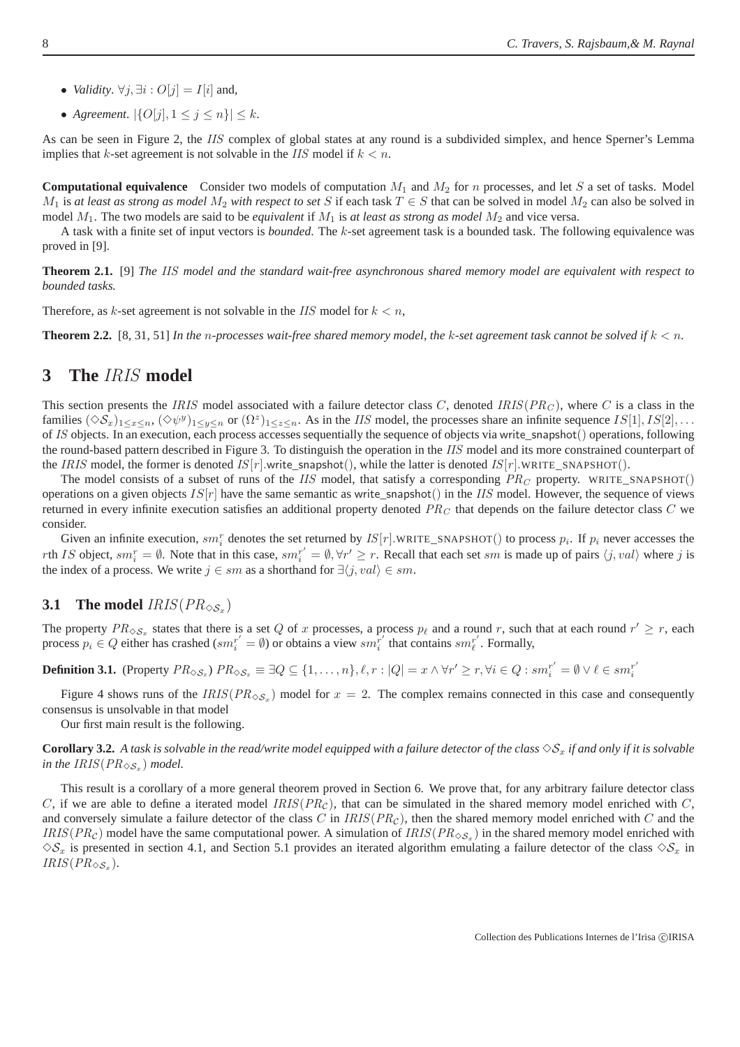- *Validity*. $\forall j, \exists i : O[j] = I[i]$ and,
- *Agreement*. $|\{O[j], 1 \leq j \leq n\}| \leq k$.

As can be seen in Figure 2, the $IIS$ complex of global states at any round is a subdivided simplex, and hence Sperner's Lemma implies that $k$-set agreement is not solvable in the $IIS$ model if $k < n$.

**Computational equivalence** Consider two models of computation $M_1$ and $M_2$ for $n$ processes, and let $S$ a set of tasks. Model $M_1$ is *at least as strong as model* $M_2$ *with respect to set* $S$ if each task $T \in S$ that can be solved in model $M_2$ can also be solved in model $M_1$. The two models are said to be *equivalent* if $M_1$ is *at least as strong as model* $M_2$ and vice versa.

A task with a finite set of input vectors is *bounded*. The $k$-set agreement task is a bounded task. The following equivalence was proved in [9].

**Theorem 2.1.** [9] *The $IIS$ model and the standard wait-free asynchronous shared memory model are equivalent with respect to bounded tasks.*

Therefore, as $k$-set agreement is not solvable in the $IIS$ model for $k < n$,

**Theorem 2.2.** [8, 31, 51] *In the $n$-processes wait-free shared memory model, the $k$-set agreement task cannot be solved if $k < n$.*

# 3 The $IRIS$ model

This section presents the $IRIS$ model associated with a failure detector class $C$, denoted $IRIS(PR_C)$, where $C$ is a class in the families $(\diamond\mathcal{S}_x)_{1\leq x\leq n}$, $(\diamond\psi^y)_{1\leq y\leq n}$ or $(\Omega^z)_{1\leq z\leq n}$. As in the $IIS$ model, the processes share an infinite sequence $IS[1], IS[2], \ldots$ of $IS$ objects. In an execution, each process accesses sequentially the sequence of objects via write_snapshot() operations, following the round-based pattern described in Figure 3. To distinguish the operation in the $IIS$ model and its more constrained counterpart of the $IRIS$ model, the former is denoted $IS[r]$.write_snapshot(), while the latter is denoted $IS[r]$.WRITE_SNAPSHOT().

The model consists of a subset of runs of the $IIS$ model, that satisfy a corresponding $PR_C$ property. WRITE_SNAPSHOT() operations on a given objects $IS[r]$ have the same semantic as write_snapshot() in the $IIS$ model. However, the sequence of views returned in every infinite execution satisfies an additional property denoted $PR_C$ that depends on the failure detector class $C$ we consider.

Given an infinite execution, $sm_i^r$ denotes the set returned by $IS[r]$.WRITE_SNAPSHOT() to process $p_i$. If $p_i$ never accesses the $r$th $IS$ object, $sm_i^r = \emptyset$. Note that in this case, $sm_i^{r'} = \emptyset, \forall r' \geq r$. Recall that each set $sm$ is made up of pairs $\langle j, val\rangle$ where $j$ is the index of a process. We write $j \in sm$ as a shorthand for $\exists\langle j, val\rangle \in sm$.

## 3.1 The model $IRIS(PR_{\diamond\mathcal{S}_x})$

The property $PR_{\diamond\mathcal{S}_x}$ states that there is a set $Q$ of $x$ processes, a process $p_\ell$ and a round $r$, such that at each round $r' \geq r$, each process $p_i \in Q$ either has crashed ($sm_i^{r'} = \emptyset$) or obtains a view $sm_i^{r'}$ that contains $sm_\ell^{r'}$. Formally,

**Definition 3.1.** (Property $PR_{\diamond\mathcal{S}_x}$) $PR_{\diamond\mathcal{S}_x} \equiv \exists Q \subseteq \{1,\ldots,n\}, \ell, r : |Q| = x \wedge \forall r' \geq r, \forall i \in Q : sm_i^{r'} = \emptyset \vee \ell \in sm_i^{r'}$

Figure 4 shows runs of the $IRIS(PR_{\diamond\mathcal{S}_x})$ model for $x = 2$. The complex remains connected in this case and consequently consensus is unsolvable in that model

Our first main result is the following.

**Corollary 3.2.** *A task is solvable in the read/write model equipped with a failure detector of the class $\diamond\mathcal{S}_x$ if and only if it is solvable in the $IRIS(PR_{\diamond\mathcal{S}_x})$ model.*

This result is a corollary of a more general theorem proved in Section 6. We prove that, for any arbitrary failure detector class $C$, if we are able to define a iterated model $IRIS(PR_\mathcal{C})$, that can be simulated in the shared memory model enriched with $C$, and conversely simulate a failure detector of the class $C$ in $IRIS(PR_\mathcal{C})$, then the shared memory model enriched with $C$ and the $IRIS(PR_\mathcal{C})$ model have the same computational power. A simulation of $IRIS(PR_{\diamond\mathcal{S}_x})$ in the shared memory model enriched with $\diamond\mathcal{S}_x$ is presented in section 4.1, and Section 5.1 provides an iterated algorithm emulating a failure detector of the class $\diamond\mathcal{S}_x$ in $IRIS(PR_{\diamond\mathcal{S}_x})$.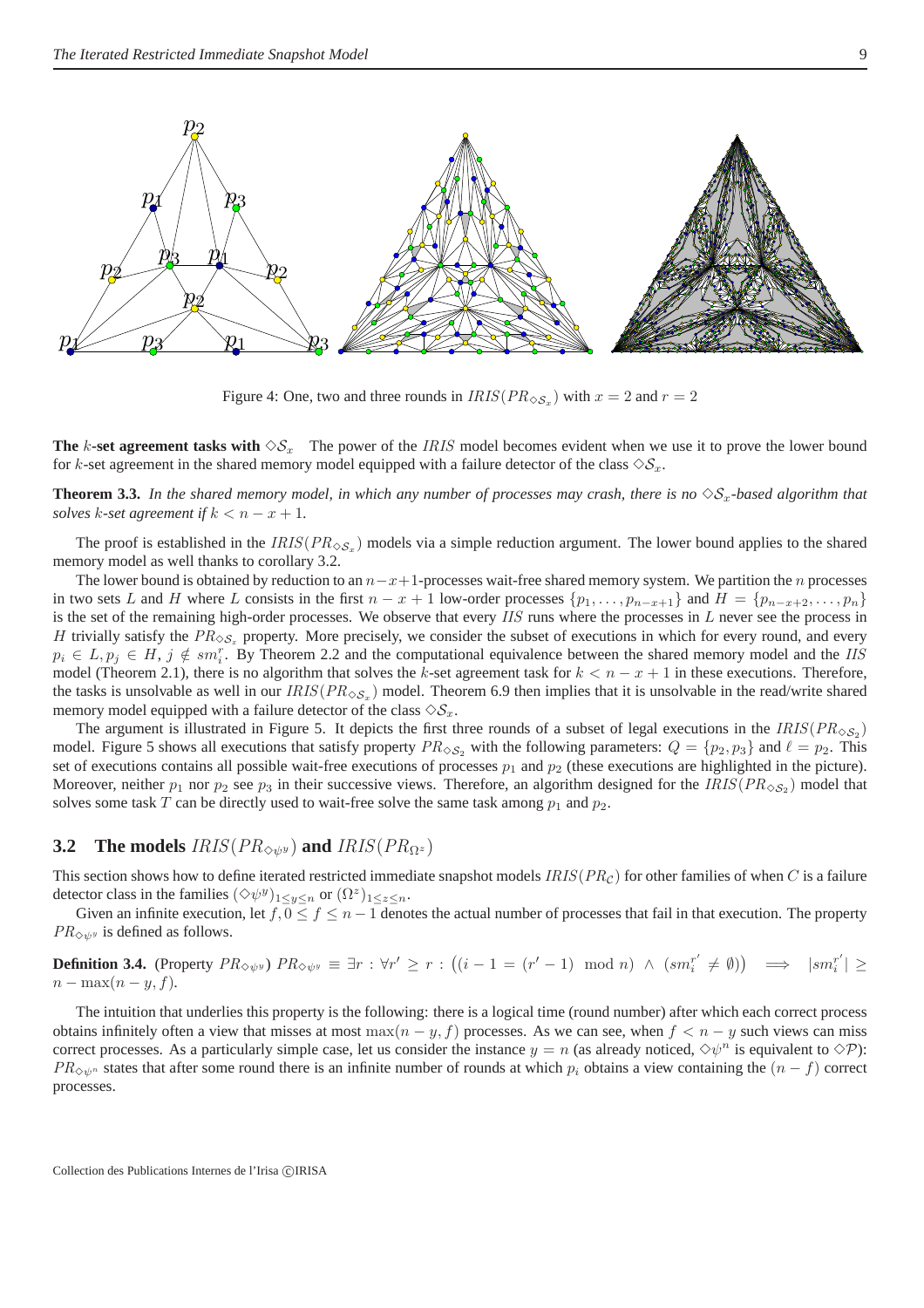Figure 4: One, two and three rounds in $IRIS(PR_{\diamond\mathcal{S}_x})$ with $x = 2$ and $r = 2$

**The $k$-set agreement tasks with $\diamond\mathcal{S}_x$** The power of the $IRIS$ model becomes evident when we use it to prove the lower bound for $k$-set agreement in the shared memory model equipped with a failure detector of the class $\diamond\mathcal{S}_x$.

**Theorem 3.3.** *In the shared memory model, in which any number of processes may crash, there is no $\diamond\mathcal{S}_x$-based algorithm that solves $k$-set agreement if $k < n - x + 1$.*

The proof is established in the $IRIS(PR_{\diamond\mathcal{S}_x})$ models via a simple reduction argument. The lower bound applies to the shared memory model as well thanks to corollary 3.2.

The lower bound is obtained by reduction to an $n-x+1$-processes wait-free shared memory system. We partition the $n$ processes in two sets $L$ and $H$ where $L$ consists in the first $n - x + 1$ low-order processes $\{p_1, \ldots, p_{n-x+1}\}$ and $H = \{p_{n-x+2}, \ldots, p_n\}$ is the set of the remaining high-order processes. We observe that every $IIS$ runs where the processes in $L$ never see the process in $H$ trivially satisfy the $PR_{\diamond\mathcal{S}_x}$ property. More precisely, we consider the subset of executions in which for every round, and every $p_i \in L, p_j \in H$, $j \notin sm_i^r$. By Theorem 2.2 and the computational equivalence between the shared memory model and the $IIS$ model (Theorem 2.1), there is no algorithm that solves the $k$-set agreement task for $k < n - x + 1$ in these executions. Therefore, the tasks is unsolvable as well in our $IRIS(PR_{\diamond\mathcal{S}_x})$ model. Theorem 6.9 then implies that it is unsolvable in the read/write shared memory model equipped with a failure detector of the class $\diamond\mathcal{S}_x$.

The argument is illustrated in Figure 5. It depicts the first three rounds of a subset of legal executions in the $IRIS(PR_{\diamond\mathcal{S}_2})$ model. Figure 5 shows all executions that satisfy property $PR_{\diamond\mathcal{S}_2}$ with the following parameters: $Q = \{p_2, p_3\}$ and $\ell = p_2$. This set of executions contains all possible wait-free executions of processes $p_1$ and $p_2$ (these executions are highlighted in the picture). Moreover, neither $p_1$ nor $p_2$ see $p_3$ in their successive views. Therefore, an algorithm designed for the $IRIS(PR_{\diamond\mathcal{S}_2})$ model that solves some task $T$ can be directly used to wait-free solve the same task among $p_1$ and $p_2$.

## 3.2 The models $IRIS(PR_{\diamond\psi^y})$ and $IRIS(PR_{\Omega^z})$

This section shows how to define iterated restricted immediate snapshot models $IRIS(PR_{\mathcal{C}})$ for other families of when $C$ is a failure detector class in the families $(\diamond\psi^y)_{1\leq y\leq n}$ or $(\Omega^z)_{1\leq z\leq n}$.

Given an infinite execution, let $f, 0 \leq f \leq n-1$ denotes the actual number of processes that fail in that execution. The property $PR_{\diamond\psi^y}$ is defined as follows.

**Definition 3.4.** (Property $PR_{\diamond\psi^y}$) $PR_{\diamond\psi^y} \equiv \exists r : \forall r' \geq r : \big((i - 1 = (r' - 1) \mod n) \ \wedge \ (sm_i^{r'} \neq \emptyset)\big) \implies |sm_i^{r'}| \geq n - \max(n - y, f)$.

The intuition that underlies this property is the following: there is a logical time (round number) after which each correct process obtains infinitely often a view that misses at most $\max(n - y, f)$ processes. As we can see, when $f < n - y$ such views can miss correct processes. As a particularly simple case, let us consider the instance $y = n$ (as already noticed, $\diamond\psi^n$ is equivalent to $\diamond\mathcal{P}$): $PR_{\diamond\psi^n}$ states that after some round there is an infinite number of rounds at which $p_i$ obtains a view containing the $(n - f)$ correct processes.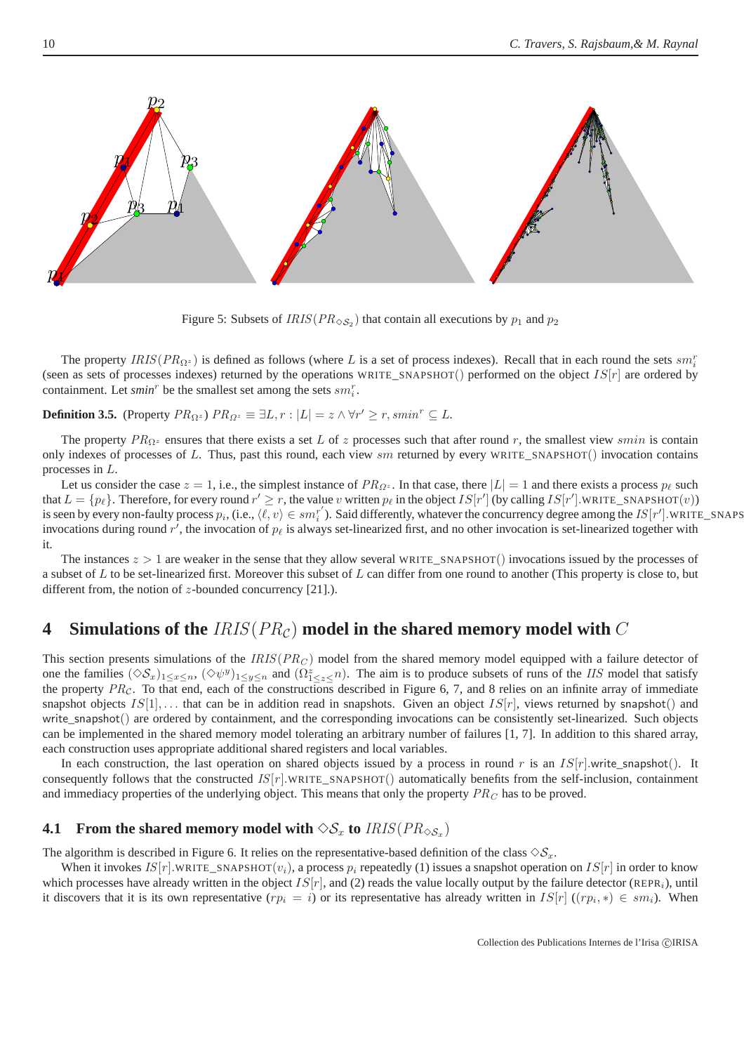Figure 5: Subsets of $IRIS(PR_{\diamond\mathcal{S}_2})$ that contain all executions by $p_1$ and $p_2$

The property $IRIS(PR_{\Omega^z})$ is defined as follows (where $L$ is a set of process indexes). Recall that in each round the sets $sm_i^r$ (seen as sets of processes indexes) returned by the operations WRITE_SNAPSHOT() performed on the object $IS[r]$ are ordered by containment. Let *smin*$^r$ be the smallest set among the sets $sm_i^r$.

**Definition 3.5.** (Property $PR_{\Omega^z}$) $PR_{\Omega^z} \equiv \exists L, r : |L| = z \wedge \forall r' \geq r, smin^r \subseteq L$.

The property $PR_{\Omega^z}$ ensures that there exists a set $L$ of $z$ processes such that after round $r$, the smallest view $smin$ is contain only indexes of processes of $L$. Thus, past this round, each view $sm$ returned by every WRITE_SNAPSHOT() invocation contains processes in $L$.

Let us consider the case $z = 1$, i.e., the simplest instance of $PR_{\Omega^z}$. In that case, there $|L| = 1$ and there exists a process $p_\ell$ such that $L = \{p_\ell\}$. Therefore, for every round $r' \geq r$, the value $v$ written $p_\ell$ in the object $IS[r']$ (by calling $IS[r']$.WRITE_SNAPSHOT$(v)$) is seen by every non-faulty process $p_i$, (i.e., $\langle \ell, v\rangle \in sm_i^{r'}$). Said differently, whatever the concurrency degree among the $IS[r']$.WRITE_SNAPSHOT() invocations during round $r'$, the invocation of $p_\ell$ is always set-linearized first, and no other invocation is set-linearized together with it.

The instances $z > 1$ are weaker in the sense that they allow several WRITE_SNAPSHOT() invocations issued by the processes of a subset of $L$ to be set-linearized first. Moreover this subset of $L$ can differ from one round to another (This property is close to, but different from, the notion of $z$-bounded concurrency [21].).

# 4 Simulations of the $IRIS(PR_\mathcal{C})$ model in the shared memory model with $C$

This section presents simulations of the $IRIS(PR_C)$ model from the shared memory model equipped with a failure detector of one the families $(\diamond\mathcal{S}_x)_{1\leq x\leq n}$, $(\diamond\psi^y)_{1\leq y\leq n}$ and $(\Omega^z_{1\leq z\leq} n)$. The aim is to produce subsets of runs of the $IIS$ model that satisfy the property $PR_\mathcal{C}$. To that end, each of the constructions described in Figure 6, 7, and 8 relies on an infinite array of immediate snapshot objects $IS[1], \ldots$ that can be in addition read in snapshots. Given an object $IS[r]$, views returned by snapshot() and write_snapshot() are ordered by containment, and the corresponding invocations can be consistently set-linearized. Such objects can be implemented in the shared memory model tolerating an arbitrary number of failures [1, 7]. In addition to this shared array, each construction uses appropriate additional shared registers and local variables.

In each construction, the last operation on shared objects issued by a process in round $r$ is an $IS[r]$.write_snapshot(). It consequently follows that the constructed $IS[r]$.WRITE_SNAPSHOT() automatically benefits from the self-inclusion, containment and immediacy properties of the underlying object. This means that only the property $PR_C$ has to be proved.

## 4.1 From the shared memory model with $\diamond\mathcal{S}_x$ to $IRIS(PR_{\diamond\mathcal{S}_x})$

The algorithm is described in Figure 6. It relies on the representative-based definition of the class $\diamond\mathcal{S}_x$.

When it invokes $IS[r]$.WRITE_SNAPSHOT$(v_i)$, a process $p_i$ repeatedly (1) issues a snapshot operation on $IS[r]$ in order to know which processes have already written in the object $IS[r]$, and (2) reads the value locally output by the failure detector (REPR$_i$), until it discovers that it is its own representative ($rp_i = i$) or its representative has already written in $IS[r]$ ($(rp_i, *) \in sm_i$). When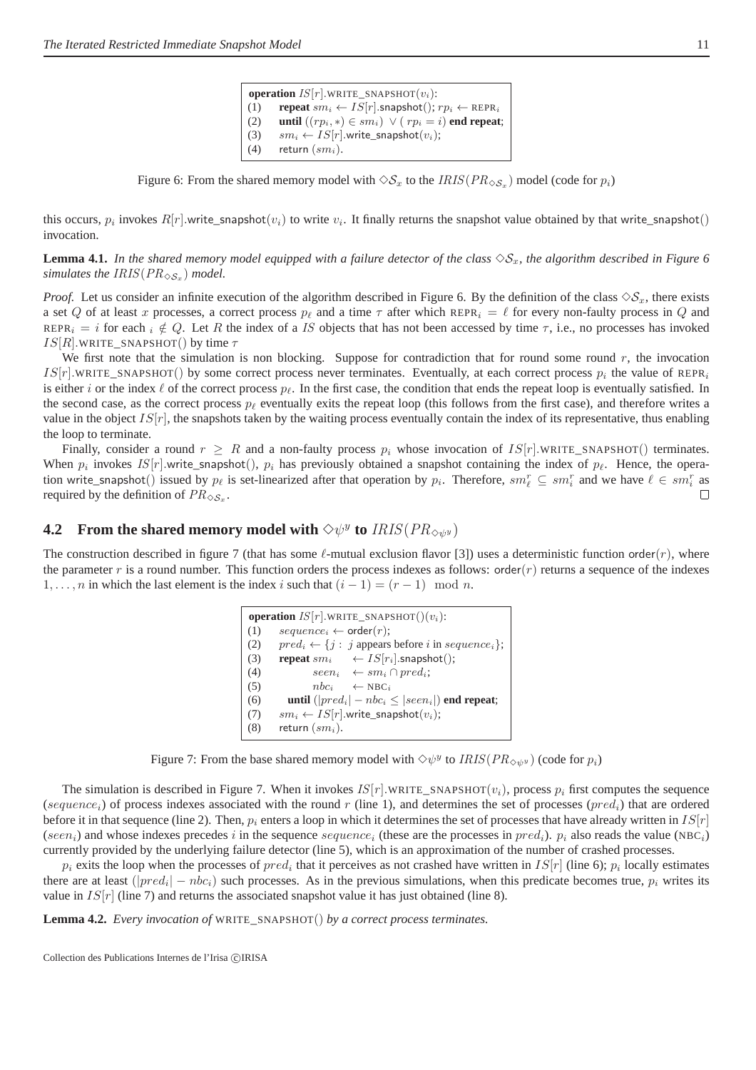```
operation IS[r].WRITE_SNAPSHOT(v_i):
(1)   repeat sm_i ← IS[r].snapshot(); rp_i ← REPR_i
(2)   until ((rp_i, *) ∈ sm_i) ∨ ( rp_i = i) end repeat;
(3)   sm_i ← IS[r].write_snapshot(v_i);
(4)   return (sm_i).
```

Figure 6: From the shared memory model with $\diamond\mathcal{S}_x$ to the $IRIS(PR_{\diamond\mathcal{S}_x})$ model (code for $p_i$)

this occurs, $p_i$ invokes $R[r]$.write_snapshot($v_i$) to write $v_i$. It finally returns the snapshot value obtained by that write_snapshot() invocation.

**Lemma 4.1.** *In the shared memory model equipped with a failure detector of the class $\diamond\mathcal{S}_x$, the algorithm described in Figure 6 simulates the $IRIS(PR_{\diamond\mathcal{S}_x})$ model.*

*Proof.* Let us consider an infinite execution of the algorithm described in Figure 6. By the definition of the class $\diamond\mathcal{S}_x$, there exists a set $Q$ of at least $x$ processes, a correct process $p_\ell$ and a time $\tau$ after which $\text{REPR}_i = \ell$ for every non-faulty process in $Q$ and $\text{REPR}_i = i$ for each $i \notin Q$. Let $R$ the index of a $IS$ objects that has not been accessed by time $\tau$, i.e., no processes has invoked $IS[R]$.WRITE_SNAPSHOT() by time $\tau$

We first note that the simulation is non blocking. Suppose for contradiction that for round some round $r$, the invocation $IS[r]$.WRITE_SNAPSHOT() by some correct process never terminates. Eventually, at each correct process $p_i$ the value of $\text{REPR}_i$ is either $i$ or the index $\ell$ of the correct process $p_\ell$. In the first case, the condition that ends the repeat loop is eventually satisfied. In the second case, as the correct process $p_\ell$ eventually exits the repeat loop (this follows from the first case), and therefore writes a value in the object $IS[r]$, the snapshots taken by the waiting process eventually contain the index of its representative, thus enabling the loop to terminate.

Finally, consider a round $r \geq R$ and a non-faulty process $p_i$ whose invocation of $IS[r]$.WRITE_SNAPSHOT() terminates. When $p_i$ invokes $IS[r]$.write_snapshot(), $p_i$ has previously obtained a snapshot containing the index of $p_\ell$. Hence, the operation write_snapshot() issued by $p_\ell$ is set-linearized after that operation by $p_i$. Therefore, $sm_\ell^r \subseteq sm_i^r$ and we have $\ell \in sm_i^r$ as required by the definition of $PR_{\diamond\mathcal{S}_x}$. ☐

## 4.2 From the shared memory model with $\diamond\psi^y$ to $IRIS(PR_{\diamond\psi^y})$

The construction described in figure 7 (that has some $\ell$-mutual exclusion flavor [3]) uses a deterministic function order($r$), where the parameter $r$ is a round number. This function orders the process indexes as follows: order($r$) returns a sequence of the indexes $1, \ldots, n$ in which the last element is the index $i$ such that $(i-1) = (r-1) \mod n$.

```
operation IS[r].WRITE_SNAPSHOT()(v_i):
(1)   sequence_i ← order(r);
(2)   pred_i ← {j : j appears before i in sequence_i};
(3)   repeat sm_i    ← IS[r_i].snapshot();
(4)          seen_i  ← sm_i ∩ pred_i;
(5)          nbc_i   ← NBC_i
(6)     until (|pred_i| − nbc_i ≤ |seen_i|) end repeat;
(7)   sm_i ← IS[r].write_snapshot(v_i);
(8)   return (sm_i).
```

Figure 7: From the base shared memory model with $\diamond\psi^y$ to $IRIS(PR_{\diamond\psi^y})$ (code for $p_i$)

The simulation is described in Figure 7. When it invokes $IS[r]$.WRITE_SNAPSHOT($v_i$), process $p_i$ first computes the sequence ($sequence_i$) of process indexes associated with the round $r$ (line 1), and determines the set of processes ($pred_i$) that are ordered before it in that sequence (line 2). Then, $p_i$ enters a loop in which it determines the set of processes that have already written in $IS[r]$ ($seen_i$) and whose indexes precedes $i$ in the sequence $sequence_i$ (these are the processes in $pred_i$). $p_i$ also reads the value ($\text{NBC}_i$) currently provided by the underlying failure detector (line 5), which is an approximation of the number of crashed processes.

$p_i$ exits the loop when the processes of $pred_i$ that it perceives as not crashed have written in $IS[r]$ (line 6); $p_i$ locally estimates there are at least $(|pred_i| - nbc_i)$ such processes. As in the previous simulations, when this predicate becomes true, $p_i$ writes its value in $IS[r]$ (line 7) and returns the associated snapshot value it has just obtained (line 8).

**Lemma 4.2.** *Every invocation of* WRITE_SNAPSHOT() *by a correct process terminates.*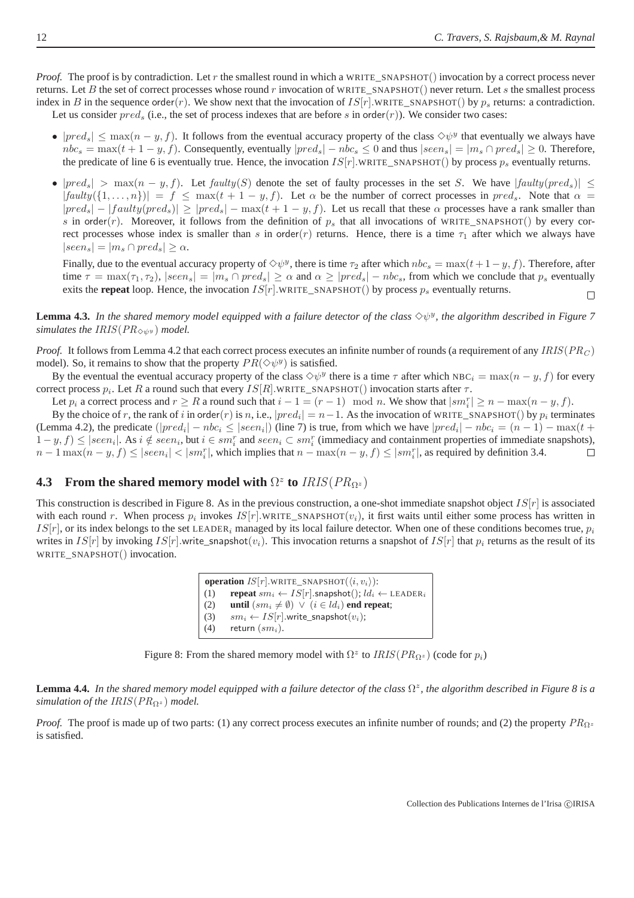*Proof.* The proof is by contradiction. Let $r$ the smallest round in which a WRITE_SNAPSHOT() invocation by a correct process never returns. Let $B$ the set of correct processes whose round $r$ invocation of WRITE_SNAPSHOT() never return. Let $s$ the smallest process index in $B$ in the sequence $\mathsf{order}(r)$. We show next that the invocation of $IS[r]$.WRITE_SNAPSHOT() by $p_s$ returns: a contradiction.

Let us consider $pred_s$ (i.e., the set of process indexes that are before $s$ in $\mathsf{order}(r)$). We consider two cases:

- $|pred_s| \leq \max(n-y, f)$. It follows from the eventual accuracy property of the class $\Diamond\psi^y$ that eventually we always have $nbc_s = \max(t+1-y, f)$. Consequently, eventually $|pred_s| - nbc_s \leq 0$ and thus $|seen_s| = |m_s \cap pred_s| \geq 0$. Therefore, the predicate of line 6 is eventually true. Hence, the invocation $IS[r]$.WRITE_SNAPSHOT() by process $p_s$ eventually returns.
- $|pred_s| > \max(n-y, f)$. Let $faulty(S)$ denote the set of faulty processes in the set $S$. We have $|faulty(pred_s)| \leq |faulty(\{1,\ldots,n\})| = f \leq \max(t+1-y, f)$. Let $\alpha$ be the number of correct processes in $pred_s$. Note that $\alpha = |pred_s| - |faulty(pred_s)| \geq |pred_s| - \max(t+1-y, f)$. Let us recall that these $\alpha$ processes have a rank smaller than $s$ in $\mathsf{order}(r)$. Moreover, it follows from the definition of $p_s$ that all invocations of WRITE_SNAPSHOT() by every correct processes whose index is smaller than $s$ in $\mathsf{order}(r)$ returns. Hence, there is a time $\tau_1$ after which we always have $|seen_s| = |m_s \cap pred_s| \geq \alpha$.

  Finally, due to the eventual accuracy property of $\Diamond\psi^y$, there is time $\tau_2$ after which $nbc_s = \max(t+1-y, f)$. Therefore, after time $\tau = \max(\tau_1, \tau_2)$, $|seen_s| = |m_s \cap pred_s| \geq \alpha$ and $\alpha \geq |pred_s| - nbc_s$, from which we conclude that $p_s$ eventually exits the **repeat** loop. Hence, the invocation $IS[r]$.WRITE_SNAPSHOT() by process $p_s$ eventually returns. $\square$

**Lemma 4.3.** *In the shared memory model equipped with a failure detector of the class $\Diamond\psi^y$, the algorithm described in Figure 7 simulates the $IRIS(PR_{\Diamond\psi^y})$ model.*

*Proof.* It follows from Lemma 4.2 that each correct process executes an infinite number of rounds (a requirement of any $IRIS(PR_C)$ model). So, it remains to show that the property $PR(\Diamond\psi^y)$ is satisfied.

By the eventual the eventual accuracy property of the class $\Diamond\psi^y$ there is a time $\tau$ after which $\text{NBC}_i = \max(n-y, f)$ for every correct process $p_i$. Let $R$ a round such that every $IS[R]$.WRITE_SNAPSHOT() invocation starts after $\tau$.

Let $p_i$ a correct process and $r \geq R$ a round such that $i - 1 = (r-1) \mod n$. We show that $|sm_i^r| \geq n - \max(n-y, f)$.

By the choice of $r$, the rank of $i$ in $\mathsf{order}(r)$ is $n$, i.e., $|pred_i| = n-1$. As the invocation of WRITE_SNAPSHOT() by $p_i$ terminates (Lemma 4.2), the predicate $(|pred_i| - nbc_i \leq |seen_i|)$ (line 7) is true, from which we have $|pred_i| - nbc_i = (n-1) - \max(t+1-y, f) \leq |seen_i|$. As $i \notin seen_i$, but $i \in sm_i^r$ and $seen_i \subset sm_i^r$ (immediacy and containment properties of immediate snapshots), $n - 1\max(n-y, f) \leq |seen_i| < |sm_i^r|$, which implies that $n - \max(n-y, f) \leq |sm_i^r|$, as required by definition 3.4. $\square$

## 4.3 From the shared memory model with $\Omega^z$ to $IRIS(PR_{\Omega^z})$

This construction is described in Figure 8. As in the previous construction, a one-shot immediate snapshot object $IS[r]$ is associated with each round $r$. When process $p_i$ invokes $IS[r]$.WRITE_SNAPSHOT$(v_i)$, it first waits until either some process has written in $IS[r]$, or its index belongs to the set LEADER$_i$ managed by its local failure detector. When one of these conditions becomes true, $p_i$ writes in $IS[r]$ by invoking $IS[r]$.write_snapshot$(v_i)$. This invocation returns a snapshot of $IS[r]$ that $p_i$ returns as the result of its WRITE_SNAPSHOT() invocation.

```
operation IS[r].WRITE_SNAPSHOT(⟨i, v_i⟩):
(1)   repeat sm_i ← IS[r].snapshot(); ld_i ← LEADER_i
(2)   until (sm_i ≠ ∅) ∨ (i ∈ ld_i) end repeat;
(3)   sm_i ← IS[r].write_snapshot(v_i);
(4)   return (sm_i).
```

Figure 8: From the shared memory model with $\Omega^z$ to $IRIS(PR_{\Omega^z})$ (code for $p_i$)

**Lemma 4.4.** *In the shared memory model equipped with a failure detector of the class $\Omega^z$, the algorithm described in Figure 8 is a simulation of the $IRIS(PR_{\Omega^z})$ model.*

*Proof.* The proof is made up of two parts: (1) any correct process executes an infinite number of rounds; and (2) the property $PR_{\Omega^z}$ is satisfied.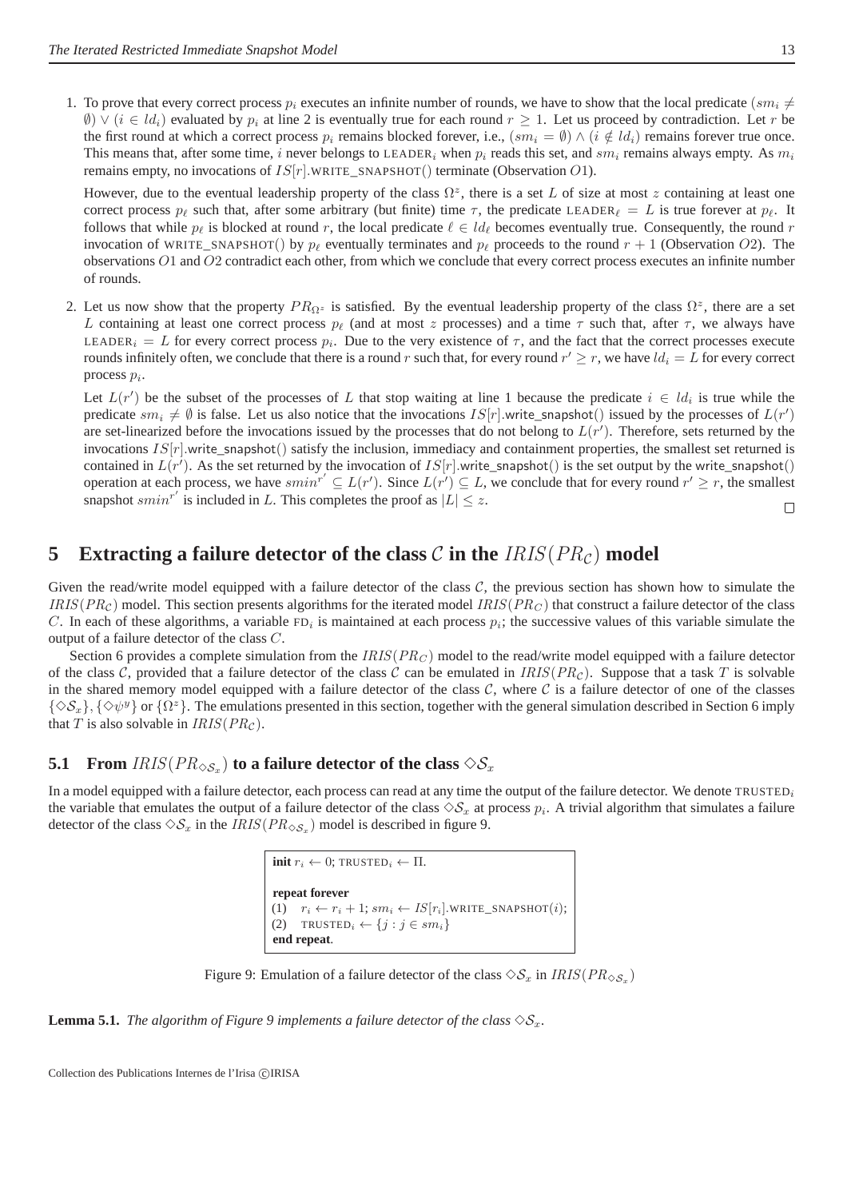1. To prove that every correct process $p_i$ executes an infinite number of rounds, we have to show that the local predicate $(sm_i \neq \emptyset) \vee (i \in ld_i)$ evaluated by $p_i$ at line 2 is eventually true for each round $r \geq 1$. Let us proceed by contradiction. Let $r$ be the first round at which a correct process $p_i$ remains blocked forever, i.e., $(sm_i = \emptyset) \wedge (i \notin ld_i)$ remains forever true once. This means that, after some time, $i$ never belongs to $\text{LEADER}_i$ when $p_i$ reads this set, and $sm_i$ remains always empty. As $m_i$ remains empty, no invocations of $IS[r].\text{WRITE\_SNAPSHOT}()$ terminate (Observation $O1$).

   However, due to the eventual leadership property of the class $\Omega^z$, there is a set $L$ of size at most $z$ containing at least one correct process $p_\ell$ such that, after some arbitrary (but finite) time $\tau$, the predicate $\text{LEADER}_\ell = L$ is true forever at $p_\ell$. It follows that while $p_\ell$ is blocked at round $r$, the local predicate $\ell \in ld_\ell$ becomes eventually true. Consequently, the round $r$ invocation of $\text{WRITE\_SNAPSHOT}()$ by $p_\ell$ eventually terminates and $p_\ell$ proceeds to the round $r+1$ (Observation $O2$). The observations $O1$ and $O2$ contradict each other, from which we conclude that every correct process executes an infinite number of rounds.

2. Let us now show that the property $PR_{\Omega^z}$ is satisfied. By the eventual leadership property of the class $\Omega^z$, there are a set $L$ containing at least one correct process $p_\ell$ (and at most $z$ processes) and a time $\tau$ such that, after $\tau$, we always have $\text{LEADER}_i = L$ for every correct process $p_i$. Due to the very existence of $\tau$, and the fact that the correct processes execute rounds infinitely often, we conclude that there is a round $r$ such that, for every round $r' \geq r$, we have $ld_i = L$ for every correct process $p_i$.

   Let $L(r')$ be the subset of the processes of $L$ that stop waiting at line 1 because the predicate $i \in ld_i$ is true while the predicate $sm_i \neq \emptyset$ is false. Let us also notice that the invocations $IS[r].\text{write\_snapshot}()$ issued by the processes of $L(r')$ are set-linearized before the invocations issued by the processes that do not belong to $L(r')$. Therefore, sets returned by the invocations $IS[r].\text{write\_snapshot}()$ satisfy the inclusion, immediacy and containment properties, the smallest set returned is contained in $L(r')$. As the set returned by the invocation of $IS[r].\text{write\_snapshot}()$ is the set output by the write_snapshot() operation at each process, we have $smin^{r'} \subseteq L(r')$. Since $L(r') \subseteq L$, we conclude that for every round $r' \geq r$, the smallest snapshot $smin^{r'}$ is included in $L$. This completes the proof as $|L| \leq z$. $\square$

# 5 Extracting a failure detector of the class $\mathcal{C}$ in the $IRIS(PR_{\mathcal{C}})$ model

Given the read/write model equipped with a failure detector of the class $\mathcal{C}$, the previous section has shown how to simulate the $IRIS(PR_{\mathcal{C}})$ model. This section presents algorithms for the iterated model $IRIS(PR_C)$ that construct a failure detector of the class $C$. In each of these algorithms, a variable $\text{FD}_i$ is maintained at each process $p_i$; the successive values of this variable simulate the output of a failure detector of the class $C$.

Section 6 provides a complete simulation from the $IRIS(PR_C)$ model to the read/write model equipped with a failure detector of the class $\mathcal{C}$, provided that a failure detector of the class $\mathcal{C}$ can be emulated in $IRIS(PR_{\mathcal{C}})$. Suppose that a task $T$ is solvable in the shared memory model equipped with a failure detector of the class $\mathcal{C}$, where $\mathcal{C}$ is a failure detector of one of the classes $\{\Diamond\mathcal{S}_x\}$, $\{\Diamond\psi^y\}$ or $\{\Omega^z\}$. The emulations presented in this section, together with the general simulation described in Section 6 imply that $T$ is also solvable in $IRIS(PR_{\mathcal{C}})$.

## 5.1 From $IRIS(PR_{\Diamond\mathcal{S}_x})$ to a failure detector of the class $\Diamond\mathcal{S}_x$

In a model equipped with a failure detector, each process can read at any time the output of the failure detector. We denote $\text{TRUSTED}_i$ the variable that emulates the output of a failure detector of the class $\Diamond\mathcal{S}_x$ at process $p_i$. A trivial algorithm that simulates a failure detector of the class $\Diamond\mathcal{S}_x$ in the $IRIS(PR_{\Diamond\mathcal{S}_x})$ model is described in figure 9.

```
init r_i ← 0; TRUSTED_i ← Π.

repeat forever
(1)   r_i ← r_i + 1; sm_i ← IS[r_i].WRITE_SNAPSHOT(i);
(2)   TRUSTED_i ← {j : j ∈ sm_i}
end repeat.
```

Figure 9: Emulation of a failure detector of the class $\Diamond\mathcal{S}_x$ in $IRIS(PR_{\Diamond\mathcal{S}_x})$

**Lemma 5.1.** *The algorithm of Figure 9 implements a failure detector of the class $\Diamond\mathcal{S}_x$.*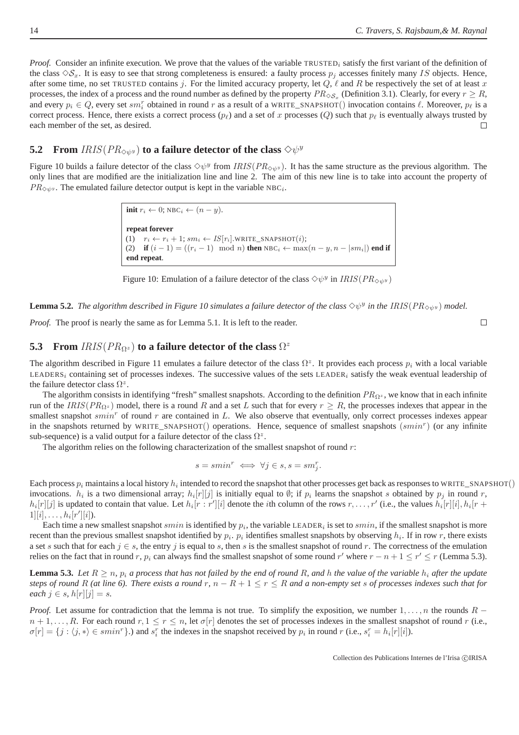*Proof.* Consider an infinite execution. We prove that the values of the variable $\text{TRUSTED}_i$ satisfy the first variant of the definition of the class $\diamond\mathcal{S}_x$. It is easy to see that strong completeness is ensured: a faulty process $p_j$ accesses finitely many $IS$ objects. Hence, after some time, no set TRUSTED contains $j$. For the limited accuracy property, let $Q$, $\ell$ and $R$ be respectively the set of at least $x$ processes, the index of a process and the round number as defined by the property $PR_{\diamond\mathcal{S}_x}$ (Definition 3.1). Clearly, for every $r \geq R$, and every $p_i \in Q$, every set $sm_i^r$ obtained in round $r$ as a result of a WRITE_SNAPSHOT() invocation contains $\ell$. Moreover, $p_\ell$ is a correct process. Hence, there exists a correct process ($p_\ell$) and a set of $x$ processes ($Q$) such that $p_\ell$ is eventually always trusted by each member of the set, as desired. □

## 5.2 From $IRIS(PR_{\diamond\psi^y})$ to a failure detector of the class $\diamond\psi^y$

Figure 10 builds a failure detector of the class $\diamond\psi^y$ from $IRIS(PR_{\diamond\psi^y})$. It has the same structure as the previous algorithm. The only lines that are modified are the initialization line and line 2. The aim of this new line is to take into account the property of $PR_{\diamond\psi^y}$. The emulated failure detector output is kept in the variable $\text{NBC}_i$.

```
init r_i ← 0; NBC_i ← (n − y).

repeat forever
(1)   r_i ← r_i + 1; sm_i ← IS[r_i].WRITE_SNAPSHOT(i);
(2)   if (i − 1) = ((r_i − 1) mod n) then NBC_i ← max(n − y, n − |sm_i|) end if
end repeat.
```

Figure 10: Emulation of a failure detector of the class $\diamond\psi^y$ in $IRIS(PR_{\diamond\psi^y})$

**Lemma 5.2.** *The algorithm described in Figure 10 simulates a failure detector of the class $\diamond\psi^y$ in the $IRIS(PR_{\diamond\psi^y})$ model.*

*Proof.* The proof is nearly the same as for Lemma 5.1. It is left to the reader. □

## 5.3 From $IRIS(PR_{\Omega^z})$ to a failure detector of the class $\Omega^z$

The algorithm described in Figure 11 emulates a failure detector of the class $\Omega^z$. It provides each process $p_i$ with a local variable $\text{LEADERS}_i$ containing set of processes indexes. The successive values of the sets $\text{LEADER}_i$ satisfy the weak eventual leadership of the failure detector class $\Omega^z$.

The algorithm consists in identifying "fresh" smallest snapshots. According to the definition $PR_{\Omega^z}$, we know that in each infinite run of the $IRIS(PR_{\Omega^z})$ model, there is a round $R$ and a set $L$ such that for every $r \geq R$, the processes indexes that appear in the smallest snapshot $smin^r$ of round $r$ are contained in $L$. We also observe that eventually, only correct processes indexes appear in the snapshots returned by WRITE_SNAPSHOT() operations. Hence, sequence of smallest snapshots $(smin^r)$ (or any infinite sub-sequence) is a valid output for a failure detector of the class $\Omega^z$.

The algorithm relies on the following characterization of the smallest snapshot of round $r$:

$$s = smin^r \iff \forall j \in s, s = sm_j^r.$$

Each process $p_i$ maintains a local history $h_i$ intended to record the snapshot that other processes get back as responses to WRITE_SNAPSHOT() invocations. $h_i$ is a two dimensional array; $h_i[r][j]$ is initially equal to $\emptyset$; if $p_i$ learns the snapshot $s$ obtained by $p_j$ in round $r$, $h_i[r][j]$ is updated to contain that value. Let $h_i[r : r'][i]$ denote the $i$th column of the rows $r, \ldots, r'$ (i.e., the values $h_i[r][i], h_i[r+1][i], \ldots, h_i[r'][i]$).

Each time a new smallest snapshot $smin$ is identified by $p_i$, the variable $\text{LEADER}_i$ is set to $smin$, if the smallest snapshot is more recent than the previous smallest snapshot identified by $p_i$. $p_i$ identifies smallest snapshots by observing $h_i$. If in row $r$, there exists a set $s$ such that for each $j \in s$, the entry $j$ is equal to $s$, then $s$ is the smallest snapshot of round $r$. The correctness of the emulation relies on the fact that in round $r$, $p_i$ can always find the smallest snapshot of some round $r'$ where $r - n + 1 \leq r' \leq r$ (Lemma 5.3).

**Lemma 5.3.** *Let $R \geq n$, $p_i$ a process that has not failed by the end of round $R$, and $h$ the value of the variable $h_i$ after the update steps of round $R$ (at line 6). There exists a round $r$, $n - R + 1 \leq r \leq R$ and a non-empty set $s$ of processes indexes such that for each $j \in s$, $h[r][j] = s$.*

*Proof.* Let assume for contradiction that the lemma is not true. To simplify the exposition, we number $1, \ldots, n$ the rounds $R - n + 1, \ldots, R$. For each round $r, 1 \leq r \leq n$, let $\sigma[r]$ denote the set of processes indexes in the smallest snapshot of round $r$ (i.e., $\sigma[r] = \{j : \langle j, *\rangle \in smin^r\}$.) and $s_i^r$ the indexes in the snapshot received by $p_i$ in round $r$ (i.e., $s_i^r = h_i[r][i]$).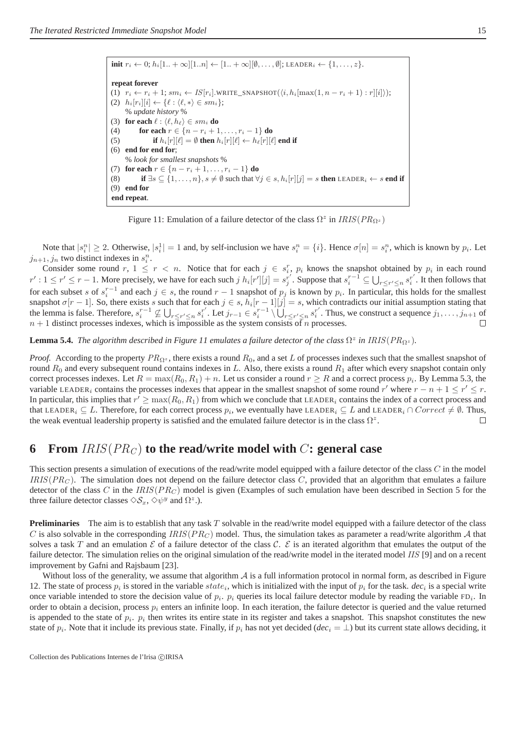```
init r_i ← 0; h_i[1..+∞][1..n] ← [1..+∞][∅,...,∅]; LEADER_i ← {1,...,z}.

repeat forever
(1)  r_i ← r_i + 1; sm_i ← IS[r_i].WRITE_SNAPSHOT(⟨i, h_i[max(1, n − r_i + 1) : r][i]⟩);
(2)  h_i[r_i][i] ← {ℓ : ⟨ℓ, ∗⟩ ∈ sm_i};
     % update history %
(3)  for each ℓ : ⟨ℓ, h_ℓ⟩ ∈ sm_i do
(4)       for each r ∈ {n − r_i + 1, ..., r_i − 1} do
(5)            if h_i[r][ℓ] = ∅ then h_i[r][ℓ] ← h_ℓ[r][ℓ] end if
(6)  end for end for;
     % look for smallest snapshots %
(7)  for each r ∈ {n − r_i + 1, ..., r_i − 1} do
(8)       if ∃s ⊆ {1,...,n}, s ≠ ∅ such that ∀j ∈ s, h_i[r][j] = s then LEADER_i ← s end if
(9)  end for
end repeat.
```

Figure 11: Emulation of a failure detector of the class $\Omega^z$ in $IRIS(PR_{\Omega^z})$

Note that $|s_i^n| \geq 2$. Otherwise, $|s_i^1| = 1$ and, by self-inclusion we have $s_i^n = \{i\}$. Hence $\sigma[n] = s_i^n$, which is known by $p_i$. Let $j_{n+1}, j_n$ two distinct indexes in $s_i^n$.

Consider some round $r$, $1 \leq r < n$. Notice that for each $j \in s_i^r$, $p_i$ knows the snapshot obtained by $p_i$ in each round $r' : 1 \leq r' \leq r-1$. More precisely, we have for each such $j$ $h_i[r'][j] = s_j^{r'}$. Suppose that $s_i^{r-1} \subseteq \bigcup_{r \leq r' \leq n} s_i^{r'}$. It then follows that for each subset $s$ of $s_i^{r-1}$ and each $j \in s$, the round $r-1$ snapshot of $p_j$ is known by $p_i$. In particular, this holds for the smallest snapshot $\sigma[r-1]$. So, there exists $s$ such that for each $j \in s$, $h_i[r-1][j] = s$, which contradicts our initial assumption stating that the lemma is false. Therefore, $s_i^{r-1} \not\subseteq \bigcup_{r \leq r' \leq n} s_i^{r'}$. Let $j_{r-1} \in s_i^{r-1} \setminus \bigcup_{r \leq r' \leq n} s_i^{r'}$. Thus, we construct a sequence $j_1, \ldots, j_{n+1}$ of $n+1$ distinct processes indexes, which is impossible as the system consists of $n$ processes. $\square$

**Lemma 5.4.** *The algorithm described in Figure 11 emulates a failure detector of the class $\Omega^z$ in $IRIS(PR_{\Omega^z})$.*

*Proof.* According to the property $PR_{\Omega^z}$, there exists a round $R_0$, and a set $L$ of processes indexes such that the smallest snapshot of round $R_0$ and every subsequent round contains indexes in $L$. Also, there exists a round $R_1$ after which every snapshot contain only correct processes indexes. Let $R = \max(R_0, R_1) + n$. Let us consider a round $r \geq R$ and a correct process $p_i$. By Lemma 5.3, the variable LEADER$_i$ contains the processes indexes that appear in the smallest snapshot of some round $r'$ where $r - n + 1 \leq r' \leq r$. In particular, this implies that $r' \geq \max(R_0, R_1)$ from which we conclude that LEADER$_i$ contains the index of a correct process and that LEADER$_i \subseteq L$. Therefore, for each correct process $p_i$, we eventually have LEADER$_i \subseteq L$ and LEADER$_i \cap Correct \neq \emptyset$. Thus, the weak eventual leadership property is satisfied and the emulated failure detector is in the class $\Omega^z$. $\square$

# 6 From $IRIS(PR_C)$ to the read/write model with $C$: general case

This section presents a simulation of executions of the read/write model equipped with a failure detector of the class $C$ in the model $IRIS(PR_C)$. The simulation does not depend on the failure detector class $C$, provided that an algorithm that emulates a failure detector of the class $C$ in the $IRIS(PR_C)$ model is given (Examples of such emulation have been described in Section 5 for the three failure detector classes $\diamond\mathcal{S}_x$, $\diamond\psi^y$ and $\Omega^z$.).

**Preliminaries** The aim is to establish that any task $T$ solvable in the read/write model equipped with a failure detector of the class $C$ is also solvable in the corresponding $IRIS(PR_C)$ model. Thus, the simulation takes as parameter a read/write algorithm $\mathcal{A}$ that solves a task $T$ and an emulation $\mathcal{E}$ of a failure detector of the class $\mathcal{C}$. $\mathcal{E}$ is an iterated algorithm that emulates the output of the failure detector. The simulation relies on the original simulation of the read/write model in the iterated model $IIS$ [9] and on a recent improvement by Gafni and Rajsbaum [23].

Without loss of the generality, we assume that algorithm $\mathcal{A}$ is a full information protocol in normal form, as described in Figure 12. The state of process $p_i$ is stored in the variable $state_i$, which is initialized with the input of $p_i$ for the task. *dec*$_i$ is a special write once variable intended to store the decision value of $p_i$. $p_i$ queries its local failure detector module by reading the variable FD$_i$. In order to obtain a decision, process $p_i$ enters an infinite loop. In each iteration, the failure detector is queried and the value returned is appended to the state of $p_i$. $p_i$ then writes its entire state in its register and takes a snapshot. This snapshot constitutes the new state of $p_i$. Note that it include its previous state. Finally, if $p_i$ has not yet decided (*dec*$_i = \perp$) but its current state allows deciding, it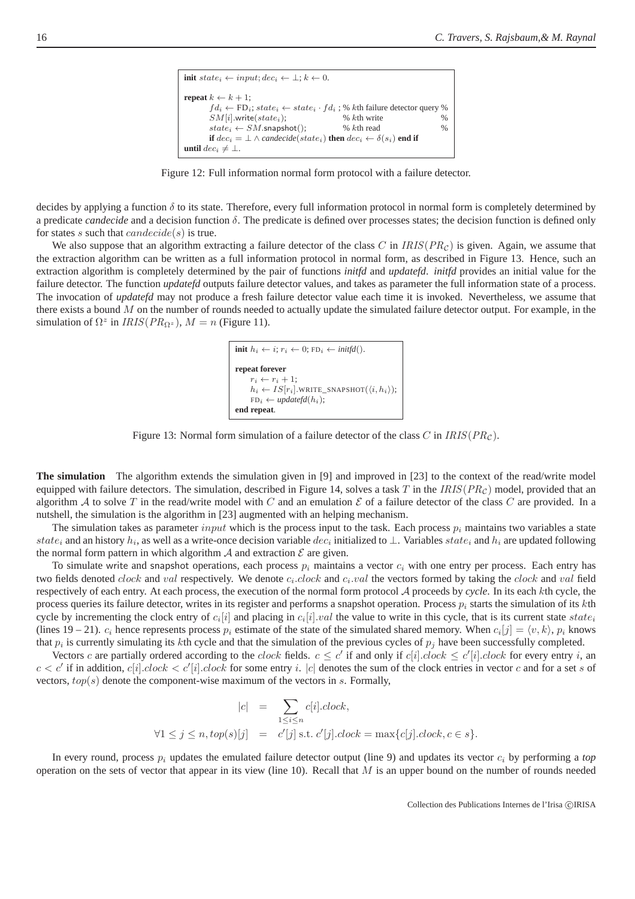```
init state_i ← input; dec_i ← ⊥; k ← 0.

repeat k ← k + 1;
        fd_i ← FD_i; state_i ← state_i · fd_i ; % kth failure detector query %
        SM[i].write(state_i);                  % kth write                   %
        state_i ← SM.snapshot();               % kth read                    %
        if dec_i = ⊥ ∧ candecide(state_i) then dec_i ← δ(s_i) end if
until dec_i ≠ ⊥.
```

Figure 12: Full information normal form protocol with a failure detector.

decides by applying a function $\delta$ to its state. Therefore, every full information protocol in normal form is completely determined by a predicate *candecide* and a decision function $\delta$. The predicate is defined over processes states; the decision function is defined only for states $s$ such that $candecide(s)$ is true.

We also suppose that an algorithm extracting a failure detector of the class $C$ in $IRIS(PR_{\mathcal{C}})$ is given. Again, we assume that the extraction algorithm can be written as a full information protocol in normal form, as described in Figure 13. Hence, such an extraction algorithm is completely determined by the pair of functions *initfd* and *updatefd*. *initfd* provides an initial value for the failure detector. The function *updatefd* outputs failure detector values, and takes as parameter the full information state of a process. The invocation of *updatefd* may not produce a fresh failure detector value each time it is invoked. Nevertheless, we assume that there exists a bound $M$ on the number of rounds needed to actually update the simulated failure detector output. For example, in the simulation of $\Omega^z$ in $IRIS(PR_{\Omega^z})$, $M = n$ (Figure 11).

```
init h_i ← i; r_i ← 0; FD_i ← initfd().

repeat forever
     r_i ← r_i + 1;
     h_i ← IS[r_i].WRITE_SNAPSHOT(⟨i, h_i⟩);
     FD_i ← updatefd(h_i);
end repeat.
```

Figure 13: Normal form simulation of a failure detector of the class $C$ in $IRIS(PR_{\mathcal{C}})$.

**The simulation** The algorithm extends the simulation given in [9] and improved in [23] to the context of the read/write model equipped with failure detectors. The simulation, described in Figure 14, solves a task $T$ in the $IRIS(PR_{\mathcal{C}})$ model, provided that an algorithm $\mathcal{A}$ to solve $T$ in the read/write model with $C$ and an emulation $\mathcal{E}$ of a failure detector of the class $C$ are provided. In a nutshell, the simulation is the algorithm in [23] augmented with an helping mechanism.

The simulation takes as parameter $input$ which is the process input to the task. Each process $p_i$ maintains two variables a state $state_i$ and an history $h_i$, as well as a write-once decision variable $dec_i$ initialized to $\perp$. Variables $state_i$ and $h_i$ are updated following the normal form pattern in which algorithm $\mathcal{A}$ and extraction $\mathcal{E}$ are given.

To simulate write and snapshot operations, each process $p_i$ maintains a vector $c_i$ with one entry per process. Each entry has two fields denoted $clock$ and $val$ respectively. We denote $c_i.clock$ and $c_i.val$ the vectors formed by taking the $clock$ and $val$ field respectively of each entry. At each process, the execution of the normal form protocol $\mathcal{A}$ proceeds by *cycle*. In its each $k$th cycle, the process queries its failure detector, writes in its register and performs a snapshot operation. Process $p_i$ starts the simulation of its $k$th cycle by incrementing the clock entry of $c_i[i]$ and placing in $c_i[i].val$ the value to write in this cycle, that is its current state $state_i$ (lines 19 – 21). $c_i$ hence represents process $p_i$ estimate of the state of the simulated shared memory. When $c_i[j] = \langle v, k \rangle$, $p_i$ knows that $p_i$ is currently simulating its $k$th cycle and that the simulation of the previous cycles of $p_j$ have been successfully completed.

Vectors $c$ are partially ordered according to the $clock$ fields. $c \leq c'$ if and only if $c[i].clock \leq c'[i].clock$ for every entry $i$, an $c < c'$ if in addition, $c[i].clock < c'[i].clock$ for some entry $i$. $|c|$ denotes the sum of the clock entries in vector $c$ and for a set $s$ of vectors, $top(s)$ denote the component-wise maximum of the vectors in $s$. Formally,

$$
\begin{aligned}
|c| &= \sum_{1 \leq i \leq n} c[i].clock, \\
\forall 1 \leq j \leq n, top(s)[j] &= c'[j] \text{ s.t. } c'[j].clock = \max\{c[j].clock, c \in s\}.
\end{aligned}
$$

In every round, process $p_i$ updates the emulated failure detector output (line 9) and updates its vector $c_i$ by performing a *top* operation on the sets of vector that appear in its view (line 10). Recall that $M$ is an upper bound on the number of rounds needed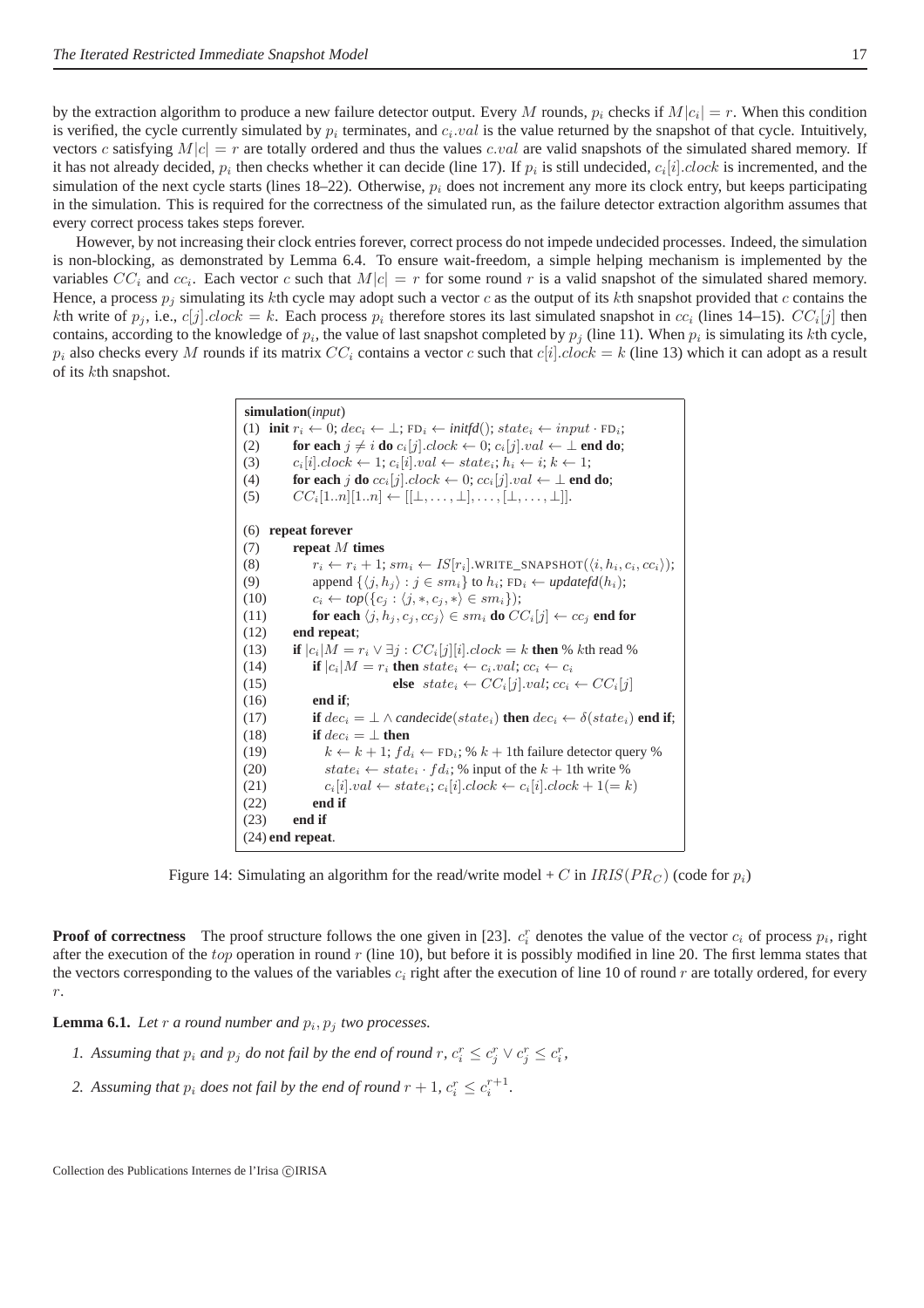by the extraction algorithm to produce a new failure detector output. Every $M$ rounds, $p_i$ checks if $M|c_i| = r$. When this condition is verified, the cycle currently simulated by $p_i$ terminates, and $c_i.val$ is the value returned by the snapshot of that cycle. Intuitively, vectors $c$ satisfying $M|c| = r$ are totally ordered and thus the values $c.val$ are valid snapshots of the simulated shared memory. If it has not already decided, $p_i$ then checks whether it can decide (line 17). If $p_i$ is still undecided, $c_i[i].clock$ is incremented, and the simulation of the next cycle starts (lines 18–22). Otherwise, $p_i$ does not increment any more its clock entry, but keeps participating in the simulation. This is required for the correctness of the simulated run, as the failure detector extraction algorithm assumes that every correct process takes steps forever.

However, by not increasing their clock entries forever, correct process do not impede undecided processes. Indeed, the simulation is non-blocking, as demonstrated by Lemma 6.4. To ensure wait-freedom, a simple helping mechanism is implemented by the variables $CC_i$ and $cc_i$. Each vector $c$ such that $M|c| = r$ for some round $r$ is a valid snapshot of the simulated shared memory. Hence, a process $p_j$ simulating its $k$th cycle may adopt such a vector $c$ as the output of its $k$th snapshot provided that $c$ contains the $k$th write of $p_j$, i.e., $c[j].clock = k$. Each process $p_i$ therefore stores its last simulated snapshot in $cc_i$ (lines 14–15). $CC_i[j]$ then contains, according to the knowledge of $p_i$, the value of last snapshot completed by $p_j$ (line 11). When $p_i$ is simulating its $k$th cycle, $p_i$ also checks every $M$ rounds if its matrix $CC_i$ contains a vector $c$ such that $c[i].clock = k$ (line 13) which it can adopt as a result of its $k$th snapshot.

```
simulation(input)
(1)  init r_i ← 0; dec_i ← ⊥; FD_i ← initfd(); state_i ← input · FD_i;
(2)      for each j ≠ i do c_i[j].clock ← 0; c_i[j].val ← ⊥ end do;
(3)      c_i[i].clock ← 1; c_i[i].val ← state_i; h_i ← i; k ← 1;
(4)      for each j do cc_i[j].clock ← 0; cc_i[j].val ← ⊥ end do;
(5)      CC_i[1..n][1..n] ← [[⊥,...,⊥],...,[⊥,...,⊥]].

(6)  repeat forever
(7)      repeat M times
(8)          r_i ← r_i + 1; sm_i ← IS[r_i].WRITE_SNAPSHOT(⟨i, h_i, c_i, cc_i⟩);
(9)          append {⟨j, h_j⟩ : j ∈ sm_i} to h_i; FD_i ← updatefd(h_i);
(10)         c_i ← top({c_j : ⟨j, *, c_j, *⟩ ∈ sm_i});
(11)         for each ⟨j, h_j, c_j, cc_j⟩ ∈ sm_i do CC_i[j] ← cc_j end for
(12)     end repeat;
(13)     if |c_i|M = r_i ∨ ∃j : CC_i[j][i].clock = k then % kth read %
(14)         if |c_i|M = r_i then state_i ← c_i.val; cc_i ← c_i
(15)                         else state_i ← CC_i[j].val; cc_i ← CC_i[j]
(16)         end if;
(17)         if dec_i = ⊥ ∧ candecide(state_i) then dec_i ← δ(state_i) end if;
(18)         if dec_i = ⊥ then
(19)             k ← k + 1; fd_i ← FD_i; % k + 1th failure detector query %
(20)             state_i ← state_i · fd_i; % input of the k + 1th write %
(21)             c_i[i].val ← state_i; c_i[i].clock ← c_i[i].clock + 1(= k)
(22)         end if
(23)     end if
(24) end repeat.
```

Figure 14: Simulating an algorithm for the read/write model + $C$ in $IRIS(PR_C)$ (code for $p_i$)

**Proof of correctness** The proof structure follows the one given in [23]. $c_i^r$ denotes the value of the vector $c_i$ of process $p_i$, right after the execution of the $top$ operation in round $r$ (line 10), but before it is possibly modified in line 20. The first lemma states that the vectors corresponding to the values of the variables $c_i$ right after the execution of line 10 of round $r$ are totally ordered, for every $r$.

**Lemma 6.1.** *Let $r$ a round number and $p_i, p_j$ two processes.*

1. *Assuming that $p_i$ and $p_j$ do not fail by the end of round $r$, $c_i^r \leq c_j^r \vee c_j^r \leq c_i^r$,*
2. *Assuming that $p_i$ does not fail by the end of round $r+1$, $c_i^r \leq c_i^{r+1}$.*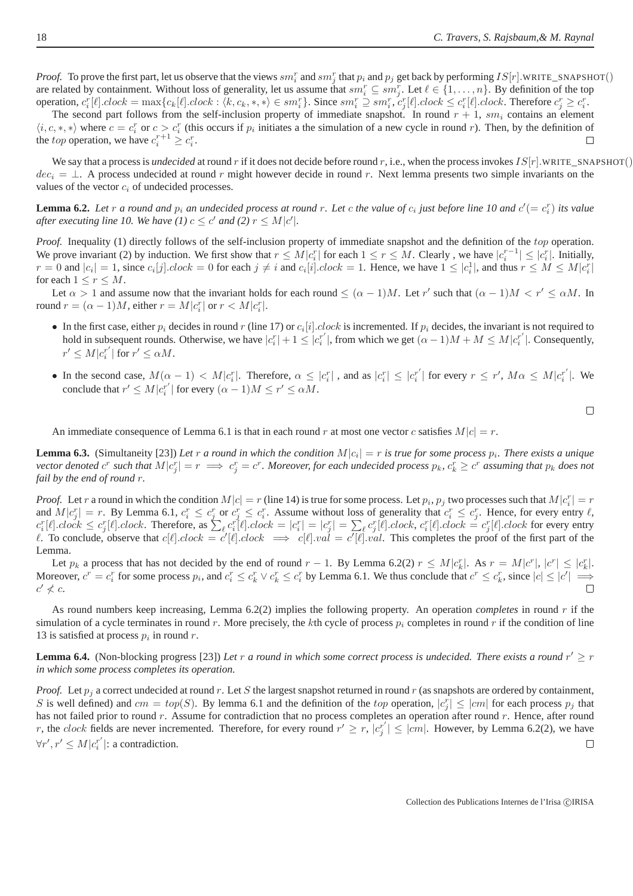*Proof.* To prove the first part, let us observe that the views $sm_i^r$ and $sm_j^r$ that $p_i$ and $p_j$ get back by performing $IS[r]$.WRITE_SNAPSHOT() are related by containment. Without loss of generality, let us assume that $sm_i^r \subseteq sm_j^r$. Let $\ell \in \{1, \ldots, n\}$. By definition of the top operation, $c_i^r[\ell].clock = \max\{c_k[\ell].clock : \langle k, c_k, *, * \rangle \in sm_i^r\}$. Since $sm_i^r \supseteq sm_i^r$, $c_j^r[\ell].clock \leq c_i^r[\ell].clock$. Therefore $c_j^r \geq c_i^r$.

The second part follows from the self-inclusion property of immediate snapshot. In round $r+1$, $sm_i$ contains an element $\langle i, c, *, * \rangle$ where $c = c_i^r$ or $c > c_i^r$ (this occurs if $p_i$ initiates a the simulation of a new cycle in round $r$). Then, by the definition of the $top$ operation, we have $c_i^{r+1} \geq c_i^r$. □

We say that a process is *undecided* at round $r$ if it does not decide before round $r$, i.e., when the process invokes $IS[r]$.WRITE_SNAPSHOT() $dec_i = \perp$. A process undecided at round $r$ might however decide in round $r$. Next lemma presents two simple invariants on the values of the vector $c_i$ of undecided processes.

**Lemma 6.2.** *Let $r$ a round and $p_i$ an undecided process at round $r$. Let $c$ the value of $c_i$ just before line 10 and $c'(= c_i^r)$ its value after executing line 10. We have (1) $c \leq c'$ and (2) $r \leq M|c'|$.*

*Proof.* Inequality (1) directly follows of the self-inclusion property of immediate snapshot and the definition of the $top$ operation. We prove invariant (2) by induction. We first show that $r \leq M|c_i^r|$ for each $1 \leq r \leq M$. Clearly , we have $|c_i^{r-1}| \leq |c_i^r|$. Initially, $r = 0$ and $|c_i| = 1$, since $c_i[j].clock = 0$ for each $j \neq i$ and $c_i[i].clock = 1$. Hence, we have $1 \leq |c_i^1|$, and thus $r \leq M \leq M|c_i^r|$ for each $1 \leq r \leq M$.

Let $\alpha > 1$ and assume now that the invariant holds for each round $\leq (\alpha - 1)M$. Let $r'$ such that $(\alpha - 1)M < r' \leq \alpha M$. In round $r = (\alpha - 1)M$, either $r = M|c_i^r|$ or $r < M|c_i^r|$.

- In the first case, either $p_i$ decides in round $r$ (line 17) or $c_i[i].clock$ is incremented. If $p_i$ decides, the invariant is not required to hold in subsequent rounds. Otherwise, we have $|c_i^r| + 1 \leq |c_i^{r'}|$, from which we get $(\alpha - 1)M + M \leq M|c_i^{r'}|$. Consequently, $r' \leq M|c_i^{r'}|$ for $r' \leq \alpha M$.
- In the second case, $M(\alpha - 1) < M|c_i^r|$. Therefore, $\alpha \leq |c_i^r|$ , and as $|c_i^r| \leq |c_i^{r'}|$ for every $r \leq r'$, $M\alpha \leq M|c_i^{r'}|$. We conclude that $r' \leq M|c_i^{r'}|$ for every $(\alpha - 1)M \leq r' \leq \alpha M$.

□

An immediate consequence of Lemma 6.1 is that in each round $r$ at most one vector $c$ satisfies $M|c| = r$.

**Lemma 6.3.** (Simultaneity [23]) *Let $r$ a round in which the condition $M|c_i| = r$ is true for some process $p_i$. There exists a unique vector denoted $c^r$ such that $M|c_j^r| = r \implies c_j^r = c^r$. Moreover, for each undecided process $p_k$, $c_k^r \geq c^r$ assuming that $p_k$ does not fail by the end of round $r$.*

*Proof.* Let $r$ a round in which the condition $M|c| = r$ (line 14) is true for some process. Let $p_i, p_j$ two processes such that $M|c_i^r| = r$ and $M|c_j^r| = r$. By Lemma 6.1, $c_i^r \leq c_j^r$ or $c_j^r \leq c_i^r$. Assume without loss of generality that $c_i^r \leq c_j^r$. Hence, for every entry $\ell$, $c_i^r[\ell].clock \leq c_j^r[\ell].clock$. Therefore, as $\sum_\ell c_i^r[\ell].clock = |c_i^r| = |c_j^r| = \sum_\ell c_j^r[\ell].clock$, $c_i^r[\ell].clock = c_j^r[\ell].clock$ for every entry $\ell$. To conclude, observe that $c[\ell].clock = c'[\ell].clock \implies c[\ell].val = c'[\ell].val$. This completes the proof of the first part of the Lemma.

Let $p_k$ a process that has not decided by the end of round $r-1$. By Lemma 6.2(2) $r \leq M|c_k^r|$. As $r = M|c^r|$, $|c^r| \leq |c_k^r|$. Moreover, $c^r = c_i^r$ for some process $p_i$, and $c_i^r \leq c_k^r \vee c_k^r \leq c_i^r$ by Lemma 6.1. We thus conclude that $c^r \leq c_k^r$, since $|c| \leq |c'| \implies c' \not< c$. □

As round numbers keep increasing, Lemma 6.2(2) implies the following property. An operation *completes* in round $r$ if the simulation of a cycle terminates in round $r$. More precisely, the $k$th cycle of process $p_i$ completes in round $r$ if the condition of line 13 is satisfied at process $p_i$ in round $r$.

**Lemma 6.4.** (Non-blocking progress [23]) *Let $r$ a round in which some correct process is undecided. There exists a round $r' \geq r$ in which some process completes its operation.*

*Proof.* Let $p_j$ a correct undecided at round $r$. Let $S$ the largest snapshot returned in round $r$ (as snapshots are ordered by containment, $S$ is well defined) and $cm = top(S)$. By lemma 6.1 and the definition of the $top$ operation, $|c_j^r| \leq |cm|$ for each process $p_j$ that has not failed prior to round $r$. Assume for contradiction that no process completes an operation after round $r$. Hence, after round $r$, the $clock$ fields are never incremented. Therefore, for every round $r' \geq r$, $|c_j^{r'}| \leq |cm|$. However, by Lemma 6.2(2), we have $\forall r', r' \leq M|c_i^{r'}|$: a contradiction. □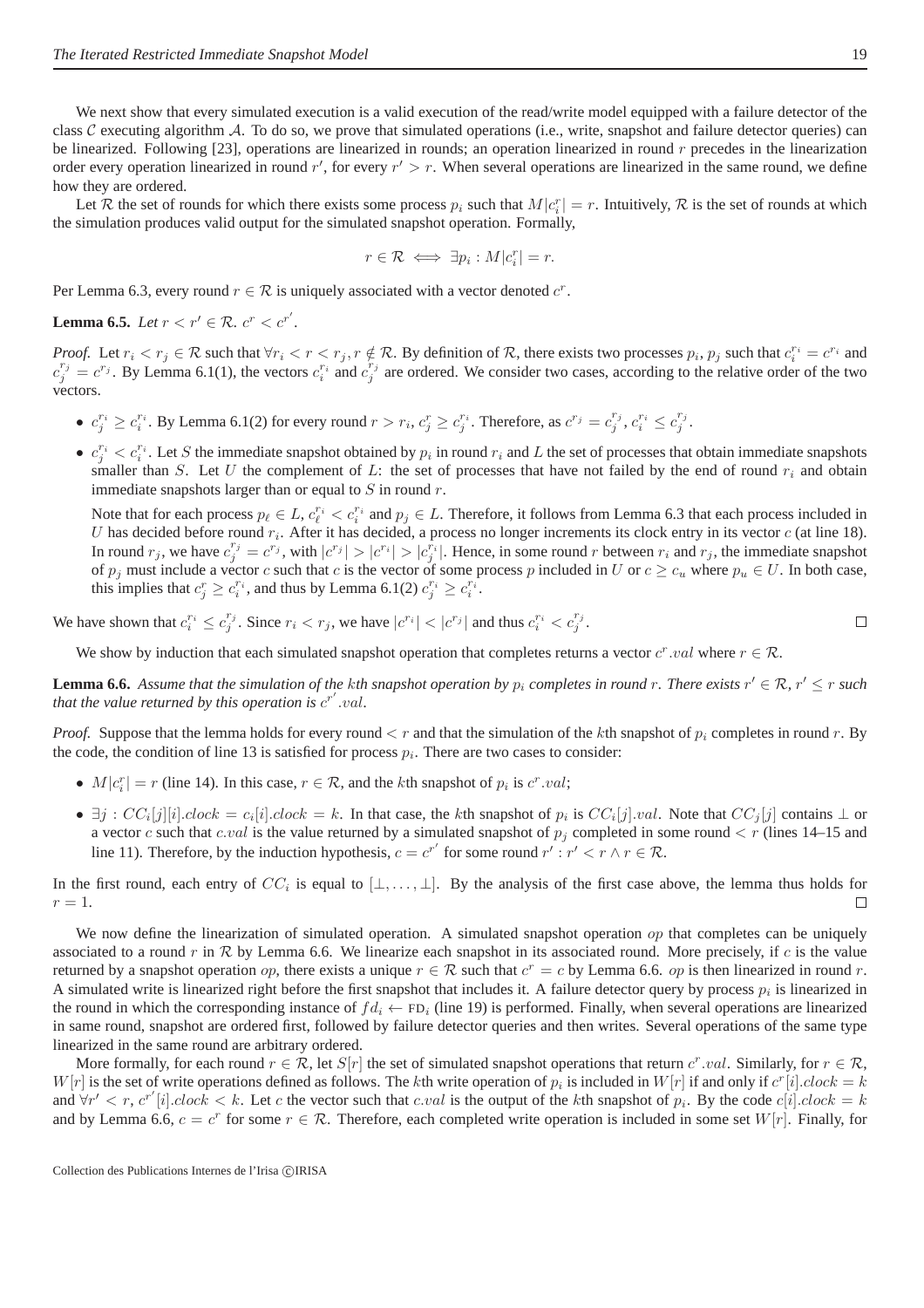We next show that every simulated execution is a valid execution of the read/write model equipped with a failure detector of the class $\mathcal{C}$ executing algorithm $\mathcal{A}$. To do so, we prove that simulated operations (i.e., write, snapshot and failure detector queries) can be linearized. Following [23], operations are linearized in rounds; an operation linearized in round $r$ precedes in the linearization order every operation linearized in round $r'$, for every $r' > r$. When several operations are linearized in the same round, we define how they are ordered.

Let $\mathcal{R}$ the set of rounds for which there exists some process $p_i$ such that $M|c_i^r| = r$. Intuitively, $\mathcal{R}$ is the set of rounds at which the simulation produces valid output for the simulated snapshot operation. Formally,

$$r \in \mathcal{R} \iff \exists p_i : M|c_i^r| = r.$$

Per Lemma 6.3, every round $r \in \mathcal{R}$ is uniquely associated with a vector denoted $c^r$.

**Lemma 6.5.** *Let $r < r' \in \mathcal{R}$. $c^r < c^{r'}$.*

*Proof.* Let $r_i < r_j \in \mathcal{R}$ such that $\forall r_i < r < r_j, r \notin \mathcal{R}$. By definition of $\mathcal{R}$, there exists two processes $p_i$, $p_j$ such that $c_i^{r_i} = c^{r_i}$ and $c_j^{r_j} = c^{r_j}$. By Lemma 6.1(1), the vectors $c_i^{r_i}$ and $c_j^{r_j}$ are ordered. We consider two cases, according to the relative order of the two vectors.

- $c_j^{r_i} \geq c_i^{r_i}$. By Lemma 6.1(2) for every round $r > r_i$, $c_j^r \geq c_j^{r_i}$. Therefore, as $c^{r_j} = c_j^{r_j}$, $c_i^{r_i} \leq c_j^{r_j}$.
- $c_j^{r_i} < c_i^{r_i}$. Let $S$ the immediate snapshot obtained by $p_i$ in round $r_i$ and $L$ the set of processes that obtain immediate snapshots smaller than $S$. Let $U$ the complement of $L$: the set of processes that have not failed by the end of round $r_i$ and obtain immediate snapshots larger than or equal to $S$ in round $r$.

  Note that for each process $p_\ell \in L$, $c_\ell^{r_i} < c_i^{r_i}$ and $p_j \in L$. Therefore, it follows from Lemma 6.3 that each process included in $U$ has decided before round $r_i$. After it has decided, a process no longer increments its clock entry in its vector $c$ (at line 18). In round $r_j$, we have $c_j^{r_j} = c^{r_j}$, with $|c^{r_j}| > |c^{r_i}| > |c_j^{r_i}|$. Hence, in some round $r$ between $r_i$ and $r_j$, the immediate snapshot of $p_j$ must include a vector $c$ such that $c$ is the vector of some process $p$ included in $U$ or $c \geq c_u$ where $p_u \in U$. In both case, this implies that $c_j^r \geq c_i^{r_i}$, and thus by Lemma 6.1(2) $c_j^{r_i} \geq c_i^{r_i}$.

We have shown that $c_i^{r_i} \leq c_j^{r_j}$. Since $r_i < r_j$, we have $|c^{r_i}| < |c^{r_j}|$ and thus $c_i^{r_i} < c_j^{r_j}$. $\square$

We show by induction that each simulated snapshot operation that completes returns a vector $c^r.val$ where $r \in \mathcal{R}$.

**Lemma 6.6.** *Assume that the simulation of the $k$th snapshot operation by $p_i$ completes in round $r$. There exists $r' \in \mathcal{R}$, $r' \leq r$ such that the value returned by this operation is $c^{r'}.val$.*

*Proof.* Suppose that the lemma holds for every round $< r$ and that the simulation of the $k$th snapshot of $p_i$ completes in round $r$. By the code, the condition of line 13 is satisfied for process $p_i$. There are two cases to consider:

- $M|c_i^r| = r$ (line 14). In this case, $r \in \mathcal{R}$, and the $k$th snapshot of $p_i$ is $c^r.val$;
- $\exists j : CC_i[j][i].clock = c_i[i].clock = k$. In that case, the $k$th snapshot of $p_i$ is $CC_i[j].val$. Note that $CC_j[j]$ contains $\perp$ or a vector $c$ such that $c.val$ is the value returned by a simulated snapshot of $p_j$ completed in some round $< r$ (lines 14–15 and line 11). Therefore, by the induction hypothesis, $c = c^{r'}$ for some round $r' : r' < r \wedge r \in \mathcal{R}$.

In the first round, each entry of $CC_i$ is equal to $[\perp, \ldots, \perp]$. By the analysis of the first case above, the lemma thus holds for $r = 1$. $\square$

We now define the linearization of simulated operation. A simulated snapshot operation $op$ that completes can be uniquely associated to a round $r$ in $\mathcal{R}$ by Lemma 6.6. We linearize each snapshot in its associated round. More precisely, if $c$ is the value returned by a snapshot operation $op$, there exists a unique $r \in \mathcal{R}$ such that $c^r = c$ by Lemma 6.6. $op$ is then linearized in round $r$. A simulated write is linearized right before the first snapshot that includes it. A failure detector query by process $p_i$ is linearized in the round in which the corresponding instance of $fd_i \leftarrow \text{FD}_i$ (line 19) is performed. Finally, when several operations are linearized in same round, snapshot are ordered first, followed by failure detector queries and then writes. Several operations of the same type linearized in the same round are arbitrary ordered.

More formally, for each round $r \in \mathcal{R}$, let $S[r]$ the set of simulated snapshot operations that return $c^r.val$. Similarly, for $r \in \mathcal{R}$, $W[r]$ is the set of write operations defined as follows. The $k$th write operation of $p_i$ is included in $W[r]$ if and only if $c^r[i].clock = k$ and $\forall r' < r$, $c^{r'}[i].clock < k$. Let $c$ the vector such that $c.val$ is the output of the $k$th snapshot of $p_i$. By the code $c[i].clock = k$ and by Lemma 6.6, $c = c^r$ for some $r \in \mathcal{R}$. Therefore, each completed write operation is included in some set $W[r]$. Finally, for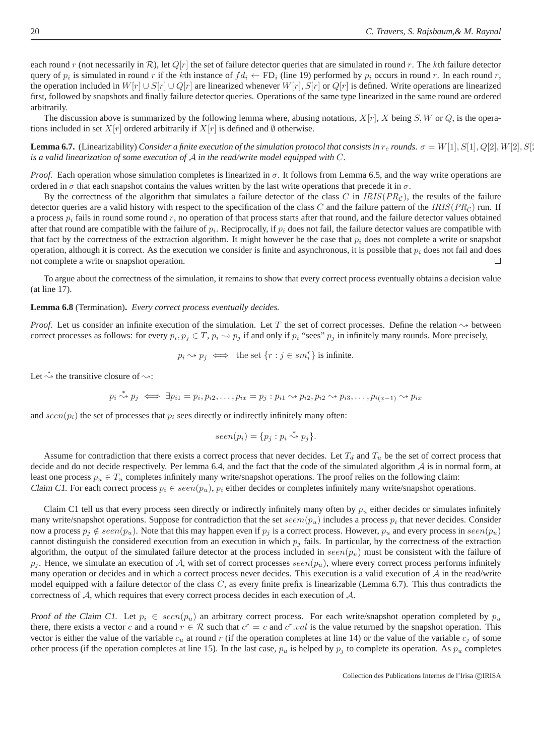each round $r$ (not necessarily in $\mathcal{R}$), let $Q[r]$ the set of failure detector queries that are simulated in round $r$. The $k$th failure detector query of $p_i$ is simulated in round $r$ if the $k$th instance of $fd_i \leftarrow \text{FD}_i$ (line 19) performed by $p_i$ occurs in round $r$. In each round $r$, the operation included in $W[r] \cup S[r] \cup Q[r]$ are linearized whenever $W[r], S[r]$ or $Q[r]$ is defined. Write operations are linearized first, followed by snapshots and finally failure detector queries. Operations of the same type linearized in the same round are ordered arbitrarily.

The discussion above is summarized by the following lemma where, abusing notations, $X[r]$, $X$ being $S, W$ or $Q$, is the operations included in set $X[r]$ ordered arbitrarily if $X[r]$ is defined and $\emptyset$ otherwise.

**Lemma 6.7.** (Linearizability) *Consider a finite execution of the simulation protocol that consists in $r_e$ rounds. $\sigma = W[1], S[1], Q[2], W[2], S[2$ is a valid linearization of some execution of $\mathcal{A}$ in the read/write model equipped with $C$.*

*Proof.* Each operation whose simulation completes is linearized in $\sigma$. It follows from Lemma 6.5, and the way write operations are ordered in $\sigma$ that each snapshot contains the values written by the last write operations that precede it in $\sigma$.

By the correctness of the algorithm that simulates a failure detector of the class $C$ in $IRIS(PR_{\mathcal{C}})$, the results of the failure detector queries are a valid history with respect to the specification of the class $C$ and the failure pattern of the $IRIS(PR_{\mathcal{C}})$ run. If a process $p_i$ fails in round some round $r$, no operation of that process starts after that round, and the failure detector values obtained after that round are compatible with the failure of $p_i$. Reciprocally, if $p_i$ does not fail, the failure detector values are compatible with that fact by the correctness of the extraction algorithm. It might however be the case that $p_i$ does not complete a write or snapshot operation, although it is correct. As the execution we consider is finite and asynchronous, it is possible that $p_i$ does not fail and does not complete a write or snapshot operation. □

To argue about the correctness of the simulation, it remains to show that every correct process eventually obtains a decision value (at line 17).

**Lemma 6.8** (Termination)**.** *Every correct process eventually decides.*

*Proof.* Let us consider an infinite execution of the simulation. Let $T$ the set of correct processes. Define the relation $\rightsquigarrow$ between correct processes as follows: for every $p_i, p_j \in T$, $p_i \rightsquigarrow p_j$ if and only if $p_i$ "sees" $p_j$ in infinitely many rounds. More precisely,

$$p_i \rightsquigarrow p_j \iff \text{the set } \{r : j \in sm_i^r\} \text{ is infinite.}$$

Let $\overset{*}{\rightsquigarrow}$ the transitive closure of $\rightsquigarrow$:

$$p_i \overset{*}{\rightsquigarrow} p_j \iff \exists p_{i1} = p_i, p_{i2}, \ldots, p_{ix} = p_j : p_{i1} \rightsquigarrow p_{i2}, p_{i2} \rightsquigarrow p_{i3}, \ldots, p_{i(x-1)} \rightsquigarrow p_{ix}$$

and $seen(p_i)$ the set of processes that $p_i$ sees directly or indirectly infinitely many often:

$$seen(p_i) = \{p_j : p_i \overset{*}{\rightsquigarrow} p_j\}.$$

Assume for contradiction that there exists a correct process that never decides. Let $T_d$ and $T_u$ be the set of correct process that decide and do not decide respectively. Per lemma 6.4, and the fact that the code of the simulated algorithm $\mathcal{A}$ is in normal form, at least one process $p_u \in T_u$ completes infinitely many write/snapshot operations. The proof relies on the following claim:
*Claim C1.* For each correct process $p_i \in seen(p_u)$, $p_i$ either decides or completes infinitely many write/snapshot operations.

Claim C1 tell us that every process seen directly or indirectly infinitely many often by $p_u$ either decides or simulates infinitely many write/snapshot operations. Suppose for contradiction that the set $seem(p_u)$ includes a process $p_i$ that never decides. Consider now a process $p_j \notin seen(p_u)$. Note that this may happen even if $p_j$ is a correct process. However, $p_u$ and every process in $seen(p_u)$ cannot distinguish the considered execution from an execution in which $p_j$ fails. In particular, by the correctness of the extraction algorithm, the output of the simulated failure detector at the process included in $seen(p_u)$ must be consistent with the failure of $p_j$. Hence, we simulate an execution of $\mathcal{A}$, with set of correct processes $seen(p_u)$, where every correct process performs infinitely many operation or decides and in which a correct process never decides. This execution is a valid execution of $\mathcal{A}$ in the read/write model equipped with a failure detector of the class $C$, as every finite prefix is linearizable (Lemma 6.7). This thus contradicts the correctness of $\mathcal{A}$, which requires that every correct process decides in each execution of $\mathcal{A}$.

*Proof of the Claim C1.* Let $p_i \in seen(p_u)$ an arbitrary correct process. For each write/snapshot operation completed by $p_u$ there, there exists a vector $c$ and a round $r \in \mathcal{R}$ such that $c^r = c$ and $c^r.val$ is the value returned by the snapshot operation. This vector is either the value of the variable $c_u$ at round $r$ (if the operation completes at line 14) or the value of the variable $c_j$ of some other process (if the operation completes at line 15). In the last case, $p_u$ is helped by $p_j$ to complete its operation. As $p_u$ completes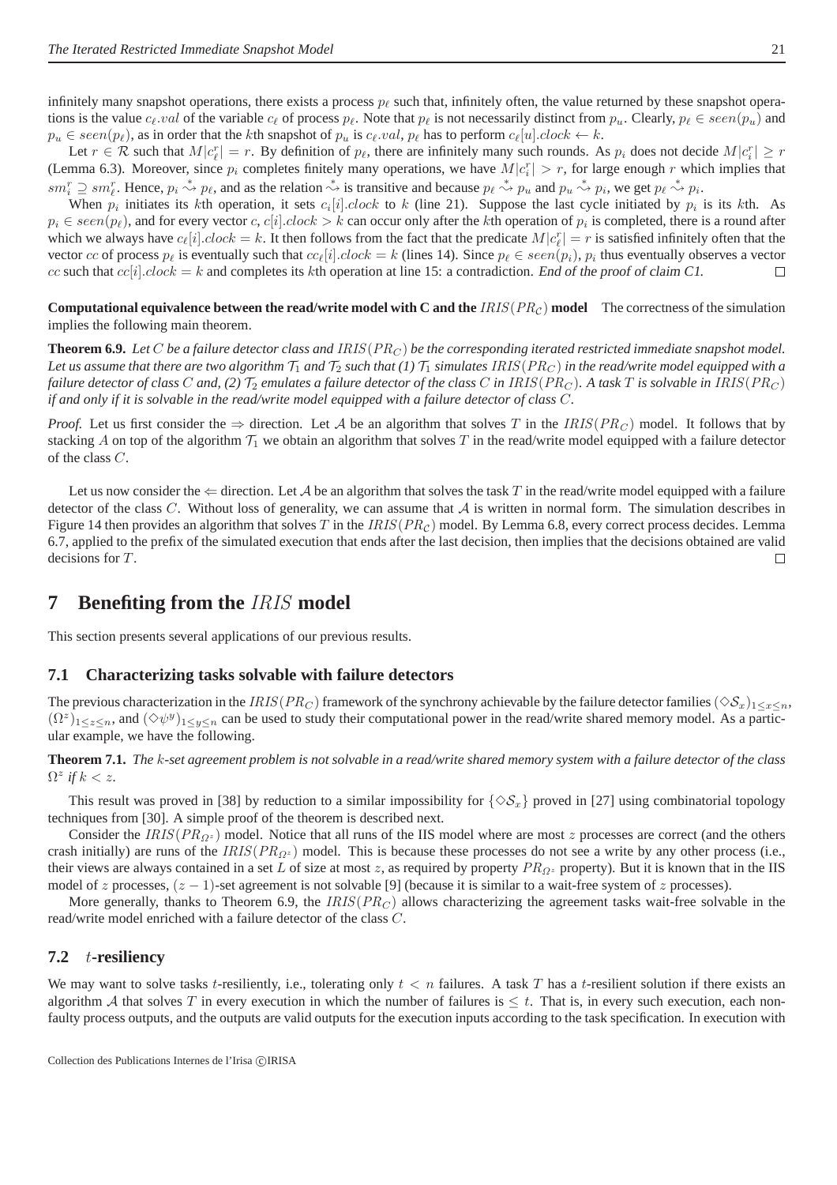infinitely many snapshot operations, there exists a process $p_\ell$ such that, infinitely often, the value returned by these snapshot operations is the value $c_\ell.val$ of the variable $c_\ell$ of process $p_\ell$. Note that $p_\ell$ is not necessarily distinct from $p_u$. Clearly, $p_\ell \in seen(p_u)$ and $p_u \in seen(p_\ell)$, as in order that the $k$th snapshot of $p_u$ is $c_\ell.val$, $p_\ell$ has to perform $c_\ell[u].clock \leftarrow k$.

Let $r \in \mathcal{R}$ such that $M|c_\ell^r| = r$. By definition of $p_\ell$, there are infinitely many such rounds. As $p_i$ does not decide $M|c_i^r| \geq r$ (Lemma 6.3). Moreover, since $p_i$ completes finitely many operations, we have $M|c_i^r| > r$, for large enough $r$ which implies that $sm_i^r \supseteq sm_\ell^r$. Hence, $p_i \overset{*}{\leadsto} p_\ell$, and as the relation $\overset{*}{\leadsto}$ is transitive and because $p_\ell \overset{*}{\leadsto} p_u$ and $p_u \overset{*}{\leadsto} p_i$, we get $p_\ell \overset{*}{\leadsto} p_i$.

When $p_i$ initiates its $k$th operation, it sets $c_i[i].clock$ to $k$ (line 21). Suppose the last cycle initiated by $p_i$ is its $k$th. As $p_i \in seen(p_\ell)$, and for every vector $c$, $c[i].clock > k$ can occur only after the $k$th operation of $p_i$ is completed, there is a round after which we always have $c_\ell[i].clock = k$. It then follows from the fact that the predicate $M|c_\ell^r| = r$ is satisfied infinitely often that the vector $cc$ of process $p_\ell$ is eventually such that $cc_\ell[i].clock = k$ (lines 14). Since $p_\ell \in seen(p_i)$, $p_i$ thus eventually observes a vector $cc$ such that $cc[i].clock = k$ and completes its $k$th operation at line 15: a contradiction. *End of the proof of claim C1.* □

**Computational equivalence between the read/write model with C and the $IRIS(PR_{\mathcal{C}})$ model** The correctness of the simulation implies the following main theorem.

**Theorem 6.9.** *Let $C$ be a failure detector class and $IRIS(PR_C)$ be the corresponding iterated restricted immediate snapshot model. Let us assume that there are two algorithm $\mathcal{T}_1$ and $\mathcal{T}_2$ such that (1) $\mathcal{T}_1$ simulates $IRIS(PR_C)$ in the read/write model equipped with a failure detector of class $C$ and, (2) $\mathcal{T}_2$ emulates a failure detector of the class $C$ in $IRIS(PR_C)$. A task $T$ is solvable in $IRIS(PR_C)$ if and only if it is solvable in the read/write model equipped with a failure detector of class $C$.*

*Proof.* Let us first consider the $\Rightarrow$ direction. Let $\mathcal{A}$ be an algorithm that solves $T$ in the $IRIS(PR_C)$ model. It follows that by stacking $A$ on top of the algorithm $\mathcal{T}_1$ we obtain an algorithm that solves $T$ in the read/write model equipped with a failure detector of the class $C$.

Let us now consider the $\Leftarrow$ direction. Let $\mathcal{A}$ be an algorithm that solves the task $T$ in the read/write model equipped with a failure detector of the class $C$. Without loss of generality, we can assume that $\mathcal{A}$ is written in normal form. The simulation describes in Figure 14 then provides an algorithm that solves $T$ in the $IRIS(PR_{\mathcal{C}})$ model. By Lemma 6.8, every correct process decides. Lemma 6.7, applied to the prefix of the simulated execution that ends after the last decision, then implies that the decisions obtained are valid decisions for $T$. □

# 7 Benefiting from the $IRIS$ model

This section presents several applications of our previous results.

## 7.1 Characterizing tasks solvable with failure detectors

The previous characterization in the $IRIS(PR_C)$ framework of the synchrony achievable by the failure detector families $(\diamond\mathcal{S}_x)_{1\leq x\leq n}$, $(\Omega^z)_{1\leq z\leq n}$, and $(\diamond\psi^y)_{1\leq y\leq n}$ can be used to study their computational power in the read/write shared memory model. As a particular example, we have the following.

**Theorem 7.1.** *The $k$-set agreement problem is not solvable in a read/write shared memory system with a failure detector of the class $\Omega^z$ if $k < z$.*

This result was proved in [38] by reduction to a similar impossibility for $\{\diamond\mathcal{S}_x\}$ proved in [27] using combinatorial topology techniques from [30]. A simple proof of the theorem is described next.

Consider the $IRIS(PR_{\Omega^z})$ model. Notice that all runs of the IIS model where are most $z$ processes are correct (and the others crash initially) are runs of the $IRIS(PR_{\Omega^z})$ model. This is because these processes do not see a write by any other process (i.e., their views are always contained in a set $L$ of size at most $z$, as required by property $PR_{\Omega^z}$ property). But it is known that in the IIS model of $z$ processes, $(z-1)$-set agreement is not solvable [9] (because it is similar to a wait-free system of $z$ processes).

More generally, thanks to Theorem 6.9, the $IRIS(PR_C)$ allows characterizing the agreement tasks wait-free solvable in the read/write model enriched with a failure detector of the class $C$.

## 7.2 $t$-resiliency

We may want to solve tasks $t$-resiliently, i.e., tolerating only $t < n$ failures. A task $T$ has a $t$-resilient solution if there exists an algorithm $\mathcal{A}$ that solves $T$ in every execution in which the number of failures is $\leq t$. That is, in every such execution, each non-faulty process outputs, and the outputs are valid outputs for the execution inputs according to the task specification. In execution with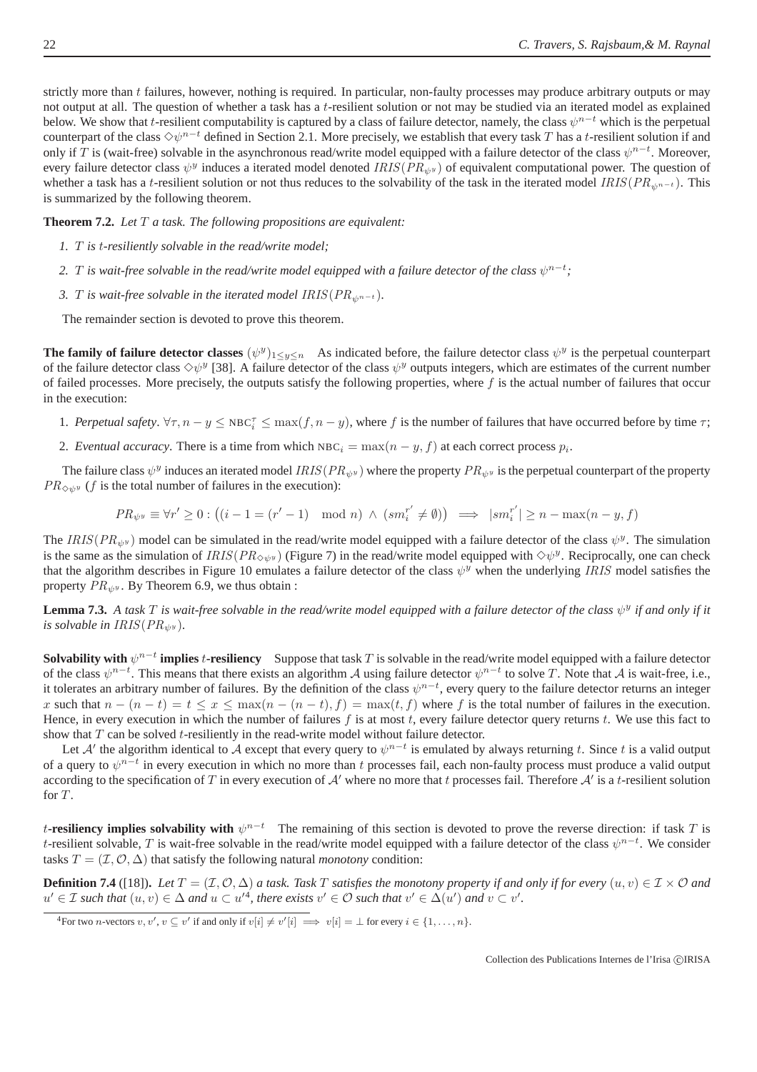strictly more than $t$ failures, however, nothing is required. In particular, non-faulty processes may produce arbitrary outputs or may not output at all. The question of whether a task has a $t$-resilient solution or not may be studied via an iterated model as explained below. We show that $t$-resilient computability is captured by a class of failure detector, namely, the class $\psi^{n-t}$ which is the perpetual counterpart of the class $\diamond\psi^{n-t}$ defined in Section 2.1. More precisely, we establish that every task $T$ has a $t$-resilient solution if and only if $T$ is (wait-free) solvable in the asynchronous read/write model equipped with a failure detector of the class $\psi^{n-t}$. Moreover, every failure detector class $\psi^y$ induces a iterated model denoted $IRIS(PR_{\psi^y})$ of equivalent computational power. The question of whether a task has a $t$-resilient solution or not thus reduces to the solvability of the task in the iterated model $IRIS(PR_{\psi^{n-t}})$. This is summarized by the following theorem.

**Theorem 7.2.** *Let $T$ a task. The following propositions are equivalent:*

1. *$T$ is $t$-resiliently solvable in the read/write model;*
2. *$T$ is wait-free solvable in the read/write model equipped with a failure detector of the class $\psi^{n-t}$;*
3. *$T$ is wait-free solvable in the iterated model $IRIS(PR_{\psi^{n-t}})$.*

The remainder section is devoted to prove this theorem.

**The family of failure detector classes $(\psi^y)_{1\leq y\leq n}$** As indicated before, the failure detector class $\psi^y$ is the perpetual counterpart of the failure detector class $\diamond\psi^y$ [38]. A failure detector of the class $\psi^y$ outputs integers, which are estimates of the current number of failed processes. More precisely, the outputs satisfy the following properties, where $f$ is the actual number of failures that occur in the execution:

1. *Perpetual safety*. $\forall \tau, n-y \leq \text{NBC}_i^\tau \leq \max(f, n-y)$, where $f$ is the number of failures that have occurred before by time $\tau$;
2. *Eventual accuracy*. There is a time from which $\text{NBC}_i = \max(n-y, f)$ at each correct process $p_i$.

The failure class $\psi^y$ induces an iterated model $IRIS(PR_{\psi^y})$ where the property $PR_{\psi^y}$ is the perpetual counterpart of the property $PR_{\diamond\psi^y}$ ($f$ is the total number of failures in the execution):

$$PR_{\psi^y} \equiv \forall r' \geq 0 : \left((i-1 = (r'-1) \mod n) \wedge (sm_i^{r'} \neq \emptyset)\right) \implies |sm_i^{r'}| \geq n - \max(n-y, f)$$

The $IRIS(PR_{\psi^y})$ model can be simulated in the read/write model equipped with a failure detector of the class $\psi^y$. The simulation is the same as the simulation of $IRIS(PR_{\diamond\psi^y})$ (Figure 7) in the read/write model equipped with $\diamond\psi^y$. Reciprocally, one can check that the algorithm describes in Figure 10 emulates a failure detector of the class $\psi^y$ when the underlying $IRIS$ model satisfies the property $PR_{\psi^y}$. By Theorem 6.9, we thus obtain :

**Lemma 7.3.** *A task $T$ is wait-free solvable in the read/write model equipped with a failure detector of the class $\psi^y$ if and only if it is solvable in $IRIS(PR_{\psi^y})$.*

**Solvability with $\psi^{n-t}$ implies $t$-resiliency** Suppose that task $T$ is solvable in the read/write model equipped with a failure detector of the class $\psi^{n-t}$. This means that there exists an algorithm $\mathcal{A}$ using failure detector $\psi^{n-t}$ to solve $T$. Note that $\mathcal{A}$ is wait-free, i.e., it tolerates an arbitrary number of failures. By the definition of the class $\psi^{n-t}$, every query to the failure detector returns an integer $x$ such that $n-(n-t) = t \leq x \leq \max(n-(n-t), f) = \max(t, f)$ where $f$ is the total number of failures in the execution. Hence, in every execution in which the number of failures $f$ is at most $t$, every failure detector query returns $t$. We use this fact to show that $T$ can be solved $t$-resiliently in the read-write model without failure detector.

Let $\mathcal{A}'$ the algorithm identical to $\mathcal{A}$ except that every query to $\psi^{n-t}$ is emulated by always returning $t$. Since $t$ is a valid output of a query to $\psi^{n-t}$ in every execution in which no more than $t$ processes fail, each non-faulty process must produce a valid output according to the specification of $T$ in every execution of $\mathcal{A}'$ where no more that $t$ processes fail. Therefore $\mathcal{A}'$ is a $t$-resilient solution for $T$.

**$t$-resiliency implies solvability with $\psi^{n-t}$** The remaining of this section is devoted to prove the reverse direction: if task $T$ is $t$-resilient solvable, $T$ is wait-free solvable in the read/write model equipped with a failure detector of the class $\psi^{n-t}$. We consider tasks $T = (\mathcal{I}, \mathcal{O}, \Delta)$ that satisfy the following natural *monotony* condition:

**Definition 7.4** ([18])**.** *Let $T = (\mathcal{I}, \mathcal{O}, \Delta)$ a task. Task $T$ satisfies the monotony property if and only if for every $(u, v) \in \mathcal{I} \times \mathcal{O}$ and $u' \in \mathcal{I}$ such that $(u, v) \in \Delta$ and $u \subset u'$[4], there exists $v' \in \mathcal{O}$ such that $v' \in \Delta(u')$ and $v \subset v'$.*

[4]For two $n$-vectors $v, v'$, $v \subseteq v'$ if and only if $v[i] \neq v'[i] \implies v[i] = \perp$ for every $i \in \{1, \ldots, n\}$.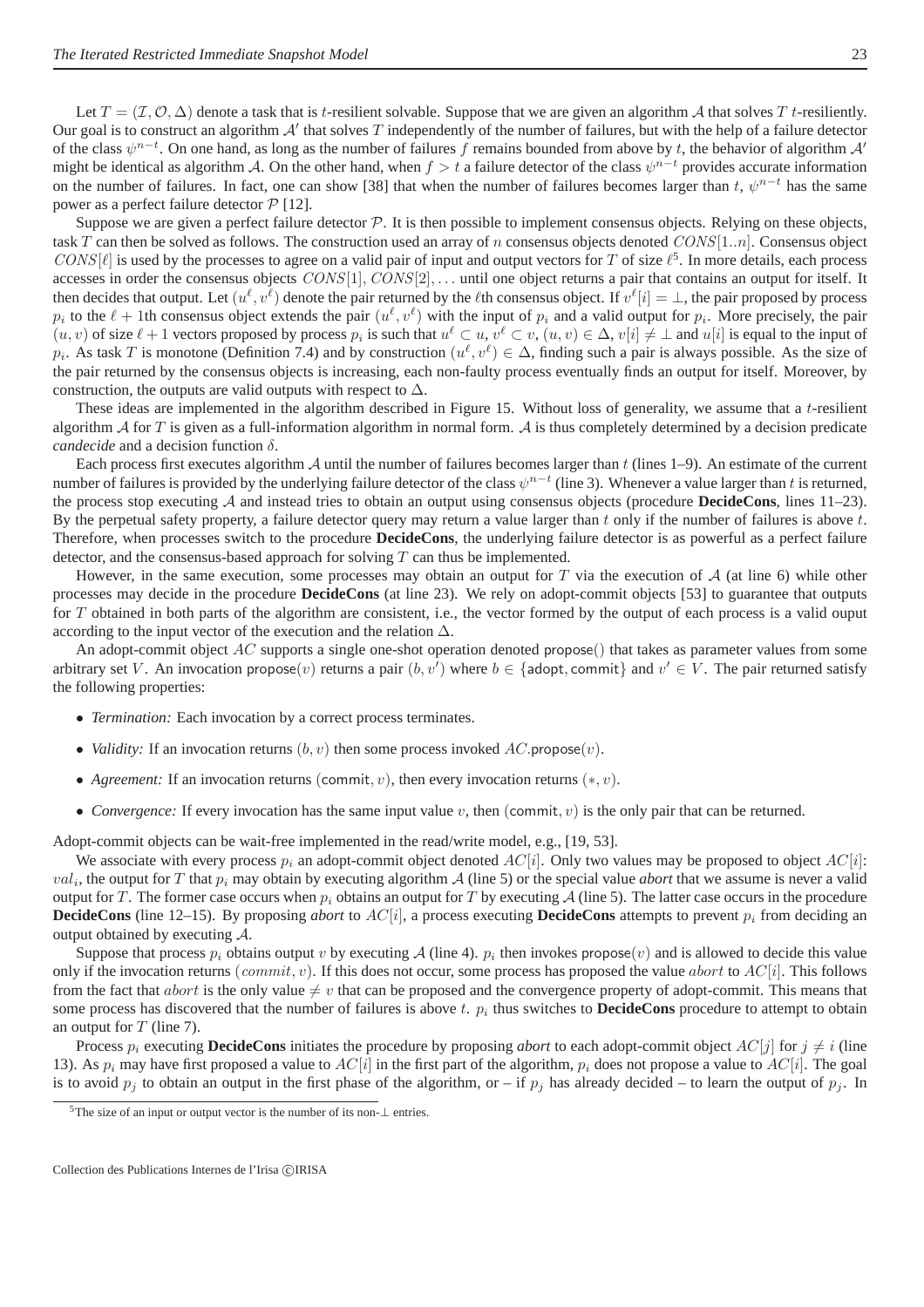Let $T = (\mathcal{I}, \mathcal{O}, \Delta)$ denote a task that is $t$-resilient solvable. Suppose that we are given an algorithm $\mathcal{A}$ that solves $T$ $t$-resiliently. Our goal is to construct an algorithm $\mathcal{A}'$ that solves $T$ independently of the number of failures, but with the help of a failure detector of the class $\psi^{n-t}$. On one hand, as long as the number of failures $f$ remains bounded from above by $t$, the behavior of algorithm $\mathcal{A}'$ might be identical as algorithm $\mathcal{A}$. On the other hand, when $f > t$ a failure detector of the class $\psi^{n-t}$ provides accurate information on the number of failures. In fact, one can show [38] that when the number of failures becomes larger than $t$, $\psi^{n-t}$ has the same power as a perfect failure detector $\mathcal{P}$ [12].

Suppose we are given a perfect failure detector $\mathcal{P}$. It is then possible to implement consensus objects. Relying on these objects, task $T$ can then be solved as follows. The construction used an array of $n$ consensus objects denoted $CONS[1..n]$. Consensus object $CONS[\ell]$ is used by the processes to agree on a valid pair of input and output vectors for $T$ of size $\ell$[5]. In more details, each process accesses in order the consensus objects $CONS[1], CONS[2], \ldots$ until one object returns a pair that contains an output for itself. It then decides that output. Let $(u^\ell, v^\ell)$ denote the pair returned by the $\ell$th consensus object. If $v^\ell[i] = \perp$, the pair proposed by process $p_i$ to the $\ell + 1$th consensus object extends the pair $(u^\ell, v^\ell)$ with the input of $p_i$ and a valid output for $p_i$. More precisely, the pair $(u, v)$ of size $\ell + 1$ vectors proposed by process $p_i$ is such that $u^\ell \subset u$, $v^\ell \subset v$, $(u, v) \in \Delta$, $v[i] \neq \perp$ and $u[i]$ is equal to the input of $p_i$. As task $T$ is monotone (Definition 7.4) and by construction $(u^\ell, v^\ell) \in \Delta$, finding such a pair is always possible. As the size of the pair returned by the consensus objects is increasing, each non-faulty process eventually finds an output for itself. Moreover, by construction, the outputs are valid outputs with respect to $\Delta$.

These ideas are implemented in the algorithm described in Figure 15. Without loss of generality, we assume that a $t$-resilient algorithm $\mathcal{A}$ for $T$ is given as a full-information algorithm in normal form. $\mathcal{A}$ is thus completely determined by a decision predicate *candecide* and a decision function $\delta$.

Each process first executes algorithm $\mathcal{A}$ until the number of failures becomes larger than $t$ (lines 1–9). An estimate of the current number of failures is provided by the underlying failure detector of the class $\psi^{n-t}$ (line 3). Whenever a value larger than $t$ is returned, the process stop executing $\mathcal{A}$ and instead tries to obtain an output using consensus objects (procedure **DecideCons**, lines 11–23). By the perpetual safety property, a failure detector query may return a value larger than $t$ only if the number of failures is above $t$. Therefore, when processes switch to the procedure **DecideCons**, the underlying failure detector is as powerful as a perfect failure detector, and the consensus-based approach for solving $T$ can thus be implemented.

However, in the same execution, some processes may obtain an output for $T$ via the execution of $\mathcal{A}$ (at line 6) while other processes may decide in the procedure **DecideCons** (at line 23). We rely on adopt-commit objects [53] to guarantee that outputs for $T$ obtained in both parts of the algorithm are consistent, i.e., the vector formed by the output of each process is a valid ouput according to the input vector of the execution and the relation $\Delta$.

An adopt-commit object $AC$ supports a single one-shot operation denoted $\mathsf{propose}()$ that takes as parameter values from some arbitrary set $V$. An invocation $\mathsf{propose}(v)$ returns a pair $(b, v')$ where $b \in \{\mathsf{adopt}, \mathsf{commit}\}$ and $v' \in V$. The pair returned satisfy the following properties:

- *Termination:* Each invocation by a correct process terminates.
- *Validity:* If an invocation returns $(b, v)$ then some process invoked $AC.\mathsf{propose}(v)$.
- *Agreement:* If an invocation returns $(\mathsf{commit}, v)$, then every invocation returns $(*, v)$.
- *Convergence:* If every invocation has the same input value $v$, then $(\mathsf{commit}, v)$ is the only pair that can be returned.

Adopt-commit objects can be wait-free implemented in the read/write model, e.g., [19, 53].

We associate with every process $p_i$ an adopt-commit object denoted $AC[i]$. Only two values may be proposed to object $AC[i]$: $val_i$, the output for $T$ that $p_i$ may obtain by executing algorithm $\mathcal{A}$ (line 5) or the special value *abort* that we assume is never a valid output for $T$. The former case occurs when $p_i$ obtains an output for $T$ by executing $\mathcal{A}$ (line 5). The latter case occurs in the procedure **DecideCons** (line 12–15). By proposing *abort* to $AC[i]$, a process executing **DecideCons** attempts to prevent $p_i$ from deciding an output obtained by executing $\mathcal{A}$.

Suppose that process $p_i$ obtains output $v$ by executing $\mathcal{A}$ (line 4). $p_i$ then invokes $\mathsf{propose}(v)$ and is allowed to decide this value only if the invocation returns $(commit, v)$. If this does not occur, some process has proposed the value $abort$ to $AC[i]$. This follows from the fact that $abort$ is the only value $\neq v$ that can be proposed and the convergence property of adopt-commit. This means that some process has discovered that the number of failures is above $t$. $p_i$ thus switches to **DecideCons** procedure to attempt to obtain an output for $T$ (line 7).

Process $p_i$ executing **DecideCons** initiates the procedure by proposing *abort* to each adopt-commit object $AC[j]$ for $j \neq i$ (line 13). As $p_i$ may have first proposed a value to $AC[i]$ in the first part of the algorithm, $p_i$ does not propose a value to $AC[i]$. The goal is to avoid $p_j$ to obtain an output in the first phase of the algorithm, or – if $p_j$ has already decided – to learn the output of $p_j$. In

[5] The size of an input or output vector is the number of its non-$\perp$ entries.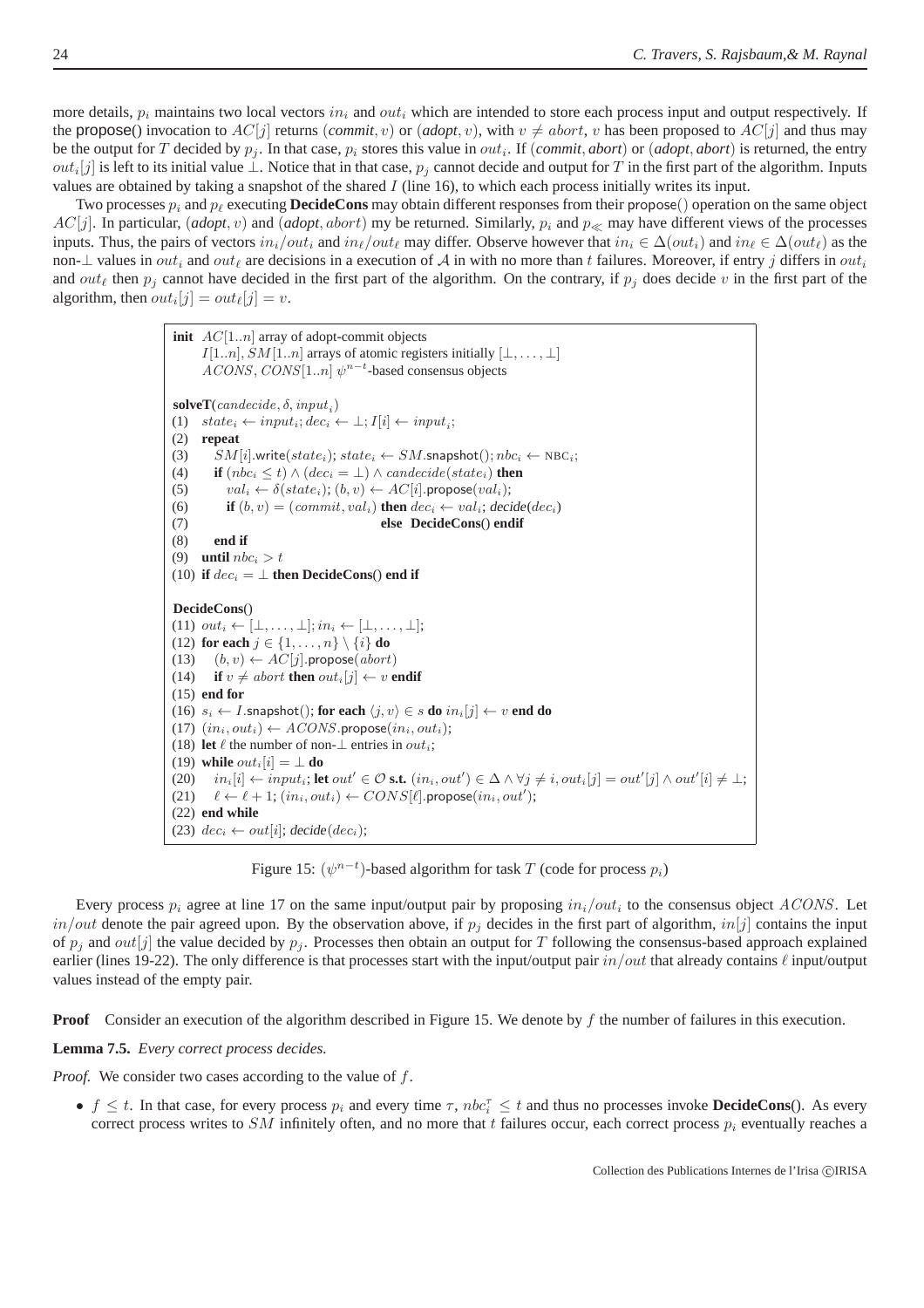more details, $p_i$ maintains two local vectors $in_i$ and $out_i$ which are intended to store each process input and output respectively. If the propose() invocation to $AC[j]$ returns $(commit, v)$ or $(adopt, v)$, with $v \neq abort$, $v$ has been proposed to $AC[j]$ and thus may be the output for $T$ decided by $p_j$. In that case, $p_i$ stores this value in $out_i$. If $(commit, abort)$ or $(adopt, abort)$ is returned, the entry $out_i[j]$ is left to its initial value $\bot$. Notice that in that case, $p_j$ cannot decide and output for $T$ in the first part of the algorithm. Inputs values are obtained by taking a snapshot of the shared $I$ (line 16), to which each process initially writes its input.

Two processes $p_i$ and $p_\ell$ executing **DecideCons** may obtain different responses from their propose() operation on the same object $AC[j]$. In particular, $(adopt, v)$ and $(adopt, abort)$ my be returned. Similarly, $p_i$ and $p_\ll$ may have different views of the processes inputs. Thus, the pairs of vectors $in_i/out_i$ and $in_\ell/out_\ell$ may differ. Observe however that $in_i \in \Delta(out_i)$ and $in_\ell \in \Delta(out_\ell)$ as the non-$\bot$ values in $out_i$ and $out_\ell$ are decisions in a execution of $\mathcal{A}$ in with no more than $t$ failures. Moreover, if entry $j$ differs in $out_i$ and $out_\ell$ then $p_j$ cannot have decided in the first part of the algorithm. On the contrary, if $p_j$ does decide $v$ in the first part of the algorithm, then $out_i[j] = out_\ell[j] = v$.

```
init AC[1..n] array of adopt-commit objects
     I[1..n], SM[1..n] arrays of atomic registers initially [⊥, ..., ⊥]
     ACONS, CONS[1..n] ψ^{n-t}-based consensus objects

solveT(candecide, δ, input_i)
(1)  state_i ← input_i; dec_i ← ⊥; I[i] ← input_i;
(2)  repeat
(3)     SM[i].write(state_i); state_i ← SM.snapshot(); nbc_i ← NBC_i;
(4)     if (nbc_i ≤ t) ∧ (dec_i = ⊥) ∧ candecide(state_i) then
(5)        val_i ← δ(state_i); (b, v) ← AC[i].propose(val_i);
(6)        if (b, v) = (commit, val_i) then dec_i ← val_i; decide(dec_i)
(7)                                   else DecideCons() endif
(8)     end if
(9)  until nbc_i > t
(10) if dec_i = ⊥ then DecideCons() end if

DecideCons()
(11) out_i ← [⊥, ..., ⊥]; in_i ← [⊥, ..., ⊥];
(12) for each j ∈ {1, ..., n} \ {i} do
(13)    (b, v) ← AC[j].propose(abort)
(14)    if v ≠ abort then out_i[j] ← v endif
(15) end for
(16) s_i ← I.snapshot(); for each ⟨j, v⟩ ∈ s do in_i[j] ← v end do
(17) (in_i, out_i) ← ACONS.propose(in_i, out_i);
(18) let ℓ the number of non-⊥ entries in out_i;
(19) while out_i[i] = ⊥ do
(20)    in_i[i] ← input_i; let out' ∈ O s.t. (in_i, out') ∈ Δ ∧ ∀j ≠ i, out_i[j] = out'[j] ∧ out'[i] ≠ ⊥;
(21)    ℓ ← ℓ + 1; (in_i, out_i) ← CONS[ℓ].propose(in_i, out');
(22) end while
(23) dec_i ← out[i]; decide(dec_i);
```

Figure 15: $(\psi^{n-t})$-based algorithm for task $T$ (code for process $p_i$)

Every process $p_i$ agree at line 17 on the same input/output pair by proposing $in_i/out_i$ to the consensus object $ACONS$. Let $in/out$ denote the pair agreed upon. By the observation above, if $p_j$ decides in the first part of algorithm, $in[j]$ contains the input of $p_j$ and $out[j]$ the value decided by $p_j$. Processes then obtain an output for $T$ following the consensus-based approach explained earlier (lines 19-22). The only difference is that processes start with the input/output pair $in/out$ that already contains $\ell$ input/output values instead of the empty pair.

**Proof** Consider an execution of the algorithm described in Figure 15. We denote by $f$ the number of failures in this execution.

**Lemma 7.5.** *Every correct process decides.*

*Proof.* We consider two cases according to the value of $f$.

- $f \leq t$. In that case, for every process $p_i$ and every time $\tau$, $nbc_i^\tau \leq t$ and thus no processes invoke **DecideCons**(). As every correct process writes to $SM$ infinitely often, and no more that $t$ failures occur, each correct process $p_i$ eventually reaches a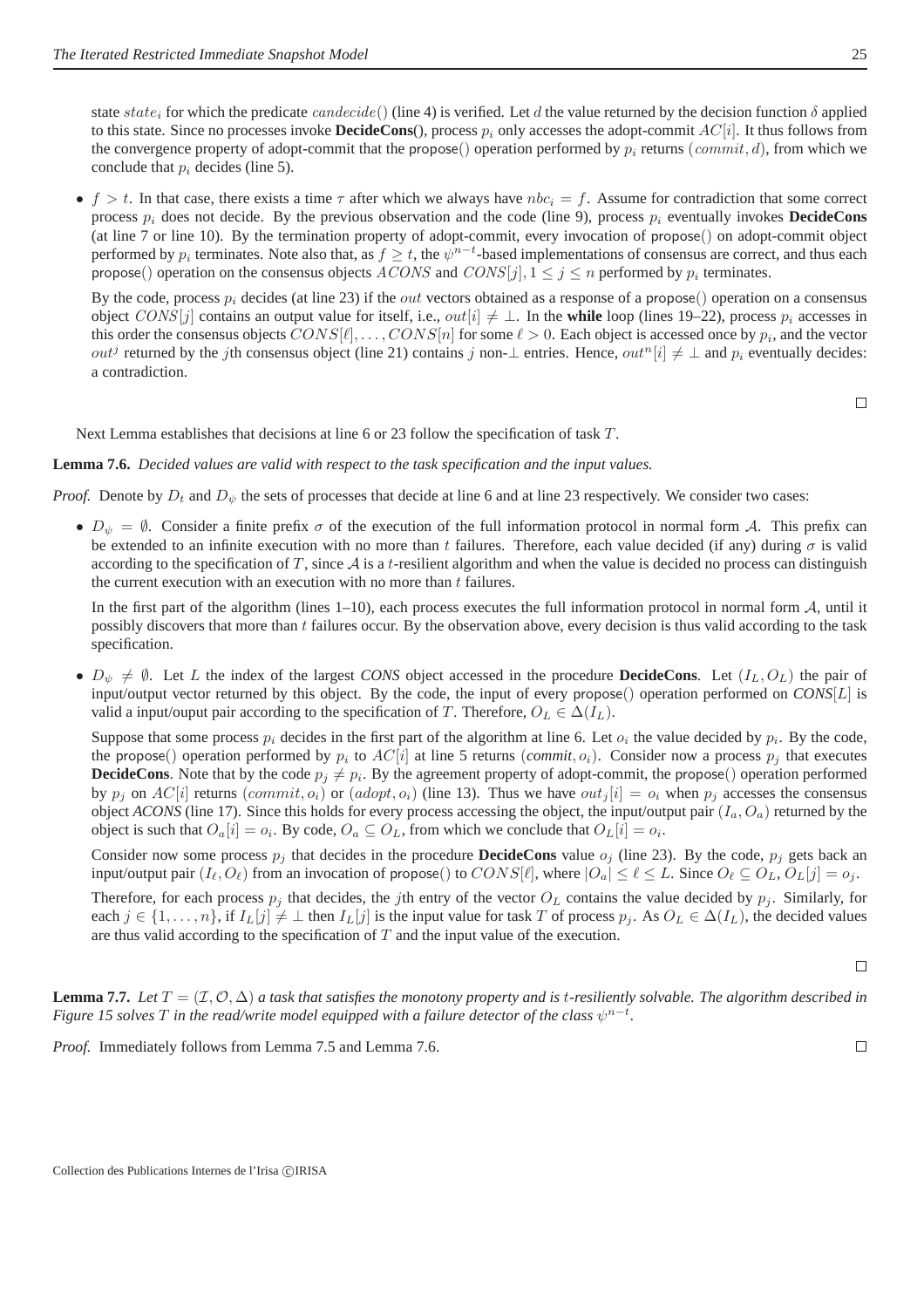state $state_i$ for which the predicate $candecide()$ (line 4) is verified. Let $d$ the value returned by the decision function $\delta$ applied to this state. Since no processes invoke **DecideCons**(), process $p_i$ only accesses the adopt-commit $AC[i]$. It thus follows from the convergence property of adopt-commit that the propose() operation performed by $p_i$ returns $(commit, d)$, from which we conclude that $p_i$ decides (line 5).

- $f > t$. In that case, there exists a time $\tau$ after which we always have $nbc_i = f$. Assume for contradiction that some correct process $p_i$ does not decide. By the previous observation and the code (line 9), process $p_i$ eventually invokes **DecideCons** (at line 7 or line 10). By the termination property of adopt-commit, every invocation of propose() on adopt-commit object performed by $p_i$ terminates. Note also that, as $f \geq t$, the $\psi^{n-t}$-based implementations of consensus are correct, and thus each propose() operation on the consensus objects $ACONS$ and $CONS[j], 1 \leq j \leq n$ performed by $p_i$ terminates.

  By the code, process $p_i$ decides (at line 23) if the $out$ vectors obtained as a response of a propose() operation on a consensus object $CONS[j]$ contains an output value for itself, i.e., $out[i] \neq \perp$. In the **while** loop (lines 19–22), process $p_i$ accesses in this order the consensus objects $CONS[\ell], \dots, CONS[n]$ for some $\ell > 0$. Each object is accessed once by $p_i$, and the vector $out^j$ returned by the $j$th consensus object (line 21) contains $j$ non-$\perp$ entries. Hence, $out^n[i] \neq \perp$ and $p_i$ eventually decides: a contradiction.

□

Next Lemma establishes that decisions at line 6 or 23 follow the specification of task $T$.

**Lemma 7.6.** *Decided values are valid with respect to the task specification and the input values.*

*Proof.* Denote by $D_t$ and $D_\psi$ the sets of processes that decide at line 6 and at line 23 respectively. We consider two cases:

- $D_\psi = \emptyset$. Consider a finite prefix $\sigma$ of the execution of the full information protocol in normal form $\mathcal{A}$. This prefix can be extended to an infinite execution with no more than $t$ failures. Therefore, each value decided (if any) during $\sigma$ is valid according to the specification of $T$, since $\mathcal{A}$ is a $t$-resilient algorithm and when the value is decided no process can distinguish the current execution with an execution with no more than $t$ failures.

  In the first part of the algorithm (lines 1–10), each process executes the full information protocol in normal form $\mathcal{A}$, until it possibly discovers that more than $t$ failures occur. By the observation above, every decision is thus valid according to the task specification.

- $D_\psi \neq \emptyset$. Let $L$ the index of the largest *CONS* object accessed in the procedure **DecideCons**. Let $(I_L, O_L)$ the pair of input/output vector returned by this object. By the code, the input of every propose() operation performed on *CONS*$[L]$ is valid a input/ouput pair according to the specification of $T$. Therefore, $O_L \in \Delta(I_L)$.

  Suppose that some process $p_i$ decides in the first part of the algorithm at line 6. Let $o_i$ the value decided by $p_i$. By the code, the propose() operation performed by $p_i$ to $AC[i]$ at line 5 returns (*commit*, $o_i$). Consider now a process $p_j$ that executes **DecideCons**. Note that by the code $p_j \neq p_i$. By the agreement property of adopt-commit, the propose() operation performed by $p_j$ on $AC[i]$ returns $(commit, o_i)$ or $(adopt, o_i)$ (line 13). Thus we have $out_j[i] = o_i$ when $p_j$ accesses the consensus object *ACONS* (line 17). Since this holds for every process accessing the object, the input/output pair $(I_a, O_a)$ returned by the object is such that $O_a[i] = o_i$. By code, $O_a \subseteq O_L$, from which we conclude that $O_L[i] = o_i$.

  Consider now some process $p_j$ that decides in the procedure **DecideCons** value $o_j$ (line 23). By the code, $p_j$ gets back an input/output pair $(I_\ell, O_\ell)$ from an invocation of propose() to $CONS[\ell]$, where $|O_a| \leq \ell \leq L$. Since $O_\ell \subseteq O_L$, $O_L[j] = o_j$.

  Therefore, for each process $p_j$ that decides, the $j$th entry of the vector $O_L$ contains the value decided by $p_j$. Similarly, for each $j \in \{1, \dots, n\}$, if $I_L[j] \neq \perp$ then $I_L[j]$ is the input value for task $T$ of process $p_j$. As $O_L \in \Delta(I_L)$, the decided values are thus valid according to the specification of $T$ and the input value of the execution.

□

**Lemma 7.7.** *Let $T = (\mathcal{I}, \mathcal{O}, \Delta)$ a task that satisfies the monotony property and is $t$-resiliently solvable. The algorithm described in Figure 15 solves $T$ in the read/write model equipped with a failure detector of the class $\psi^{n-t}$.*

*Proof.* Immediately follows from Lemma 7.5 and Lemma 7.6. □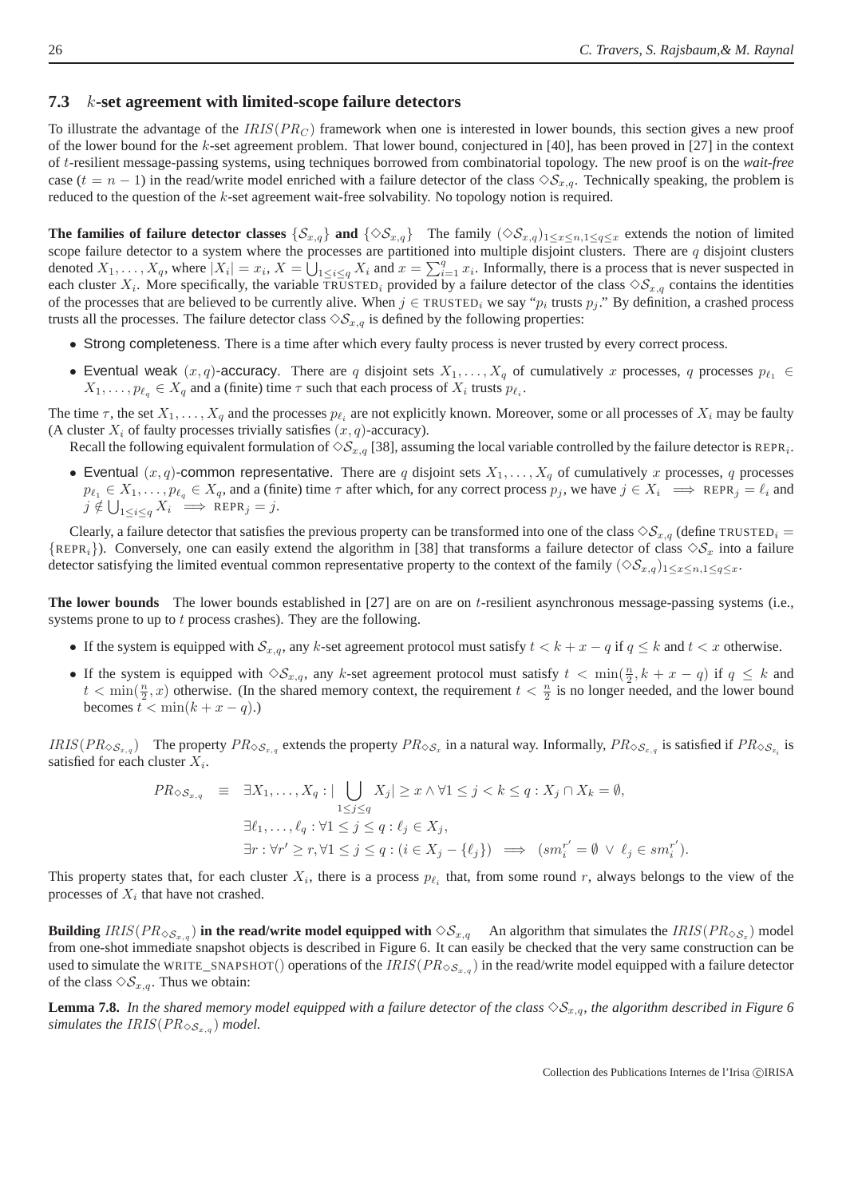### 7.3 $k$-set agreement with limited-scope failure detectors

To illustrate the advantage of the $IRIS(PR_C)$ framework when one is interested in lower bounds, this section gives a new proof of the lower bound for the $k$-set agreement problem. That lower bound, conjectured in [40], has been proved in [27] in the context of $t$-resilient message-passing systems, using techniques borrowed from combinatorial topology. The new proof is on the *wait-free* case ($t = n-1$) in the read/write model enriched with a failure detector of the class $\diamond\mathcal{S}_{x,q}$. Technically speaking, the problem is reduced to the question of the $k$-set agreement wait-free solvability. No topology notion is required.

**The families of failure detector classes $\{\mathcal{S}_{x,q}\}$ and $\{\diamond\mathcal{S}_{x,q}\}$** The family $(\diamond\mathcal{S}_{x,q})_{1\le x\le n, 1\le q\le x}$ extends the notion of limited scope failure detector to a system where the processes are partitioned into multiple disjoint clusters. There are $q$ disjoint clusters denoted $X_1,\ldots,X_q$, where $|X_i| = x_i$, $X = \bigcup_{1\le i\le q} X_i$ and $x = \sum_{i=1}^{q} x_i$. Informally, there is a process that is never suspected in each cluster $X_i$. More specifically, the variable $\text{TRUSTED}_i$ provided by a failure detector of the class $\diamond\mathcal{S}_{x,q}$ contains the identities of the processes that are believed to be currently alive. When $j \in \text{TRUSTED}_i$ we say "$p_i$ trusts $p_j$." By definition, a crashed process trusts all the processes. The failure detector class $\diamond\mathcal{S}_{x,q}$ is defined by the following properties:

- Strong completeness. There is a time after which every faulty process is never trusted by every correct process.
- Eventual weak $(x,q)$-accuracy. There are $q$ disjoint sets $X_1,\ldots,X_q$ of cumulatively $x$ processes, $q$ processes $p_{\ell_1} \in X_1,\ldots,p_{\ell_q} \in X_q$ and a (finite) time $\tau$ such that each process of $X_i$ trusts $p_{\ell_i}$.

The time $\tau$, the set $X_1,\ldots,X_q$ and the processes $p_{\ell_i}$ are not explicitly known. Moreover, some or all processes of $X_i$ may be faulty (A cluster $X_i$ of faulty processes trivially satisfies $(x,q)$-accuracy).

Recall the following equivalent formulation of $\diamond\mathcal{S}_{x,q}$ [38], assuming the local variable controlled by the failure detector is $\text{REPR}_i$.

- Eventual $(x,q)$-common representative. There are $q$ disjoint sets $X_1,\ldots,X_q$ of cumulatively $x$ processes, $q$ processes $p_{\ell_1} \in X_1,\ldots,p_{\ell_q} \in X_q$, and a (finite) time $\tau$ after which, for any correct process $p_j$, we have $j \in X_i \implies \text{REPR}_j = \ell_i$ and $j \notin \bigcup_{1\le i\le q} X_i \implies \text{REPR}_j = j$.

Clearly, a failure detector that satisfies the previous property can be transformed into one of the class $\diamond\mathcal{S}_{x,q}$ (define $\text{TRUSTED}_i = \{\text{REPR}_i\}$). Conversely, one can easily extend the algorithm in [38] that transforms a failure detector of class $\diamond\mathcal{S}_x$ into a failure detector satisfying the limited eventual common representative property to the context of the family $(\diamond\mathcal{S}_{x,q})_{1\le x\le n, 1\le q\le x}$.

**The lower bounds** The lower bounds established in [27] are on are on $t$-resilient asynchronous message-passing systems (i.e., systems prone to up to $t$ process crashes). They are the following.

- If the system is equipped with $\mathcal{S}_{x,q}$, any $k$-set agreement protocol must satisfy $t < k + x - q$ if $q \le k$ and $t < x$ otherwise.
- If the system is equipped with $\diamond\mathcal{S}_{x,q}$, any $k$-set agreement protocol must satisfy $t < \min(\frac{n}{2}, k + x - q)$ if $q \le k$ and $t < \min(\frac{n}{2}, x)$ otherwise. (In the shared memory context, the requirement $t < \frac{n}{2}$ is no longer needed, and the lower bound becomes $t < \min(k + x - q)$.)

**$IRIS(PR_{\diamond\mathcal{S}_{x,q}})$** The property $PR_{\diamond\mathcal{S}_{x,q}}$ extends the property $PR_{\diamond\mathcal{S}_x}$ in a natural way. Informally, $PR_{\diamond\mathcal{S}_{x,q}}$ is satisfied if $PR_{\diamond\mathcal{S}_{x_i}}$ is satisfied for each cluster $X_i$.

$$
\begin{aligned}
PR_{\diamond\mathcal{S}_{x,q}} \equiv\ & \exists X_1,\ldots,X_q : |\bigcup_{1\le j\le q} X_j| \ge x \wedge \forall 1\le j<k\le q : X_j \cap X_k = \emptyset,\\
& \exists \ell_1,\ldots,\ell_q : \forall 1\le j\le q : \ell_j \in X_j,\\
& \exists r : \forall r' \ge r, \forall 1\le j\le q : (i \in X_j - \{\ell_j\}) \implies (sm_i^{r'} = \emptyset \ \vee\ \ell_j \in sm_i^{r'}).
\end{aligned}
$$

This property states that, for each cluster $X_i$, there is a process $p_{\ell_i}$ that, from some round $r$, always belongs to the view of the processes of $X_i$ that have not crashed.

**Building $IRIS(PR_{\diamond\mathcal{S}_{x,q}})$ in the read/write model equipped with $\diamond\mathcal{S}_{x,q}$** An algorithm that simulates the $IRIS(PR_{\diamond\mathcal{S}_x})$ model from one-shot immediate snapshot objects is described in Figure 6. It can easily be checked that the very same construction can be used to simulate the WRITE_SNAPSHOT() operations of the $IRIS(PR_{\diamond\mathcal{S}_{x,q}})$ in the read/write model equipped with a failure detector of the class $\diamond\mathcal{S}_{x,q}$. Thus we obtain:

**Lemma 7.8.** *In the shared memory model equipped with a failure detector of the class $\diamond\mathcal{S}_{x,q}$, the algorithm described in Figure 6 simulates the $IRIS(PR_{\diamond\mathcal{S}_{x,q}})$ model.*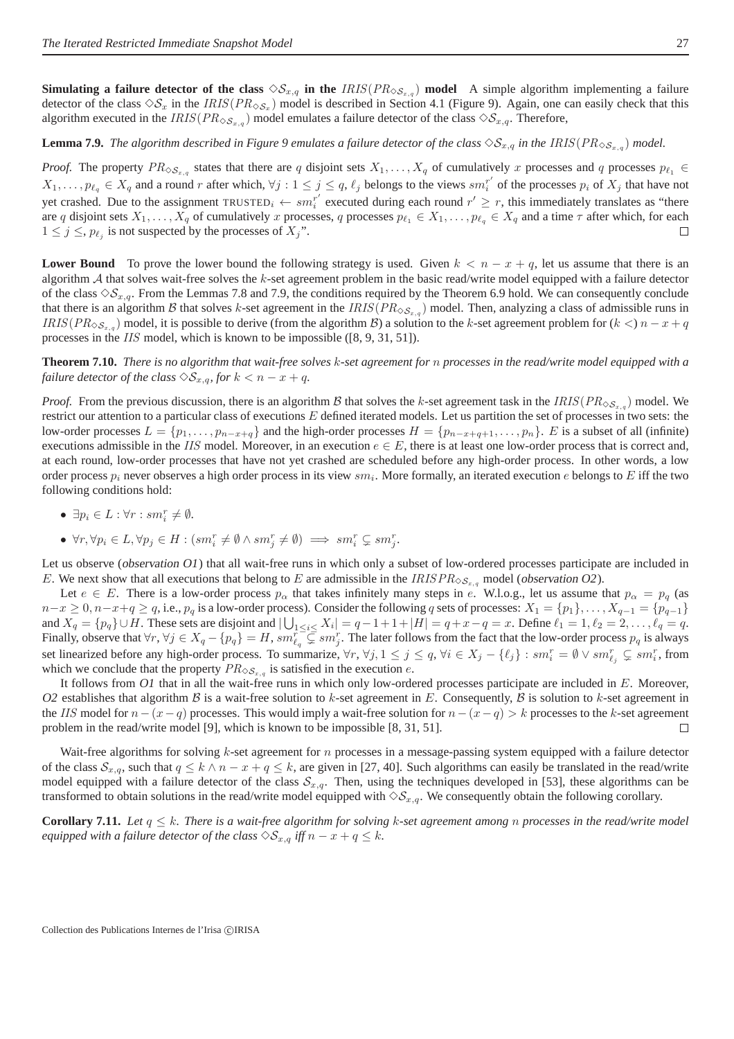**Simulating a failure detector of the class $\diamond\mathcal{S}_{x,q}$ in the $IRIS(PR_{\diamond\mathcal{S}_{x,q}})$ model** A simple algorithm implementing a failure detector of the class $\diamond\mathcal{S}_x$ in the $IRIS(PR_{\diamond\mathcal{S}_x})$ model is described in Section 4.1 (Figure 9). Again, one can easily check that this algorithm executed in the $IRIS(PR_{\diamond\mathcal{S}_{x,q}})$ model emulates a failure detector of the class $\diamond\mathcal{S}_{x,q}$. Therefore,

**Lemma 7.9.** *The algorithm described in Figure 9 emulates a failure detector of the class $\diamond\mathcal{S}_{x,q}$ in the $IRIS(PR_{\diamond\mathcal{S}_{x,q}})$ model.*

*Proof.* The property $PR_{\diamond\mathcal{S}_{x,q}}$ states that there are $q$ disjoint sets $X_1, \ldots, X_q$ of cumulatively $x$ processes and $q$ processes $p_{\ell_1} \in X_1, \ldots, p_{\ell_q} \in X_q$ and a round $r$ after which, $\forall j : 1 \leq j \leq q$, $\ell_j$ belongs to the views $sm_i^{r'}$ of the processes $p_i$ of $X_j$ that have not yet crashed. Due to the assignment $\text{TRUSTED}_i \leftarrow sm_i^{r'}$ executed during each round $r' \geq r$, this immediately translates as "there are $q$ disjoint sets $X_1, \ldots, X_q$ of cumulatively $x$ processes, $q$ processes $p_{\ell_1} \in X_1, \ldots, p_{\ell_q} \in X_q$ and a time $\tau$ after which, for each $1 \leq j \leq$, $p_{\ell_j}$ is not suspected by the processes of $X_j$". $\square$

**Lower Bound** To prove the lower bound the following strategy is used. Given $k < n - x + q$, let us assume that there is an algorithm $\mathcal{A}$ that solves wait-free solves the $k$-set agreement problem in the basic read/write model equipped with a failure detector of the class $\diamond\mathcal{S}_{x,q}$. From the Lemmas 7.8 and 7.9, the conditions required by the Theorem 6.9 hold. We can consequently conclude that there is an algorithm $\mathcal{B}$ that solves $k$-set agreement in the $IRIS(PR_{\diamond\mathcal{S}_{x,q}})$ model. Then, analyzing a class of admissible runs in $IRIS(PR_{\diamond\mathcal{S}_{x,q}})$ model, it is possible to derive (from the algorithm $\mathcal{B}$) a solution to the $k$-set agreement problem for $(k <)\, n - x + q$ processes in the $IIS$ model, which is known to be impossible ([8, 9, 31, 51]).

**Theorem 7.10.** *There is no algorithm that wait-free solves $k$-set agreement for $n$ processes in the read/write model equipped with a failure detector of the class $\diamond\mathcal{S}_{x,q}$, for $k < n - x + q$.*

*Proof.* From the previous discussion, there is an algorithm $\mathcal{B}$ that solves the $k$-set agreement task in the $IRIS(PR_{\diamond\mathcal{S}_{x,q}})$ model. We restrict our attention to a particular class of executions $E$ defined iterated models. Let us partition the set of processes in two sets: the low-order processes $L = \{p_1, \ldots, p_{n-x+q}\}$ and the high-order processes $H = \{p_{n-x+q+1}, \ldots, p_n\}$. $E$ is a subset of all (infinite) executions admissible in the $IIS$ model. Moreover, in an execution $e \in E$, there is at least one low-order process that is correct and, at each round, low-order processes that have not yet crashed are scheduled before any high-order process. In other words, a low order process $p_i$ never observes a high order process in its view $sm_i$. More formally, an iterated execution $e$ belongs to $E$ iff the two following conditions hold:

- $\exists p_i \in L : \forall r : sm_i^r \neq \emptyset$.
- $\forall r, \forall p_i \in L, \forall p_j \in H : (sm_i^r \neq \emptyset \wedge sm_j^r \neq \emptyset) \implies sm_i^r \subsetneq sm_j^r$.

Let us observe (*observation O1*) that all wait-free runs in which only a subset of low-ordered processes participate are included in $E$. We next show that all executions that belong to $E$ are admissible in the $IRISPR_{\diamond\mathcal{S}_{x,q}}$ model (*observation O2*).

Let $e \in E$. There is a low-order process $p_\alpha$ that takes infinitely many steps in $e$. W.l.o.g., let us assume that $p_\alpha = p_q$ (as $n - x \geq 0, n - x + q \geq q$, i.e., $p_q$ is a low-order process). Consider the following $q$ sets of processes: $X_1 = \{p_1\}, \ldots, X_{q-1} = \{p_{q-1}\}$ and $X_q = \{p_q\} \cup H$. These sets are disjoint and $|\bigcup_{1 \leq i \leq} X_i| = q - 1 + 1 + |H| = q + x - q = x$. Define $\ell_1 = 1, \ell_2 = 2, \ldots, \ell_q = q$. Finally, observe that $\forall r, \forall j \in X_q - \{p_q\} = H$, $sm_{\ell_q}^r \subsetneq sm_j^r$. The later follows from the fact that the low-order process $p_q$ is always set linearized before any high-order process. To summarize, $\forall r, \forall j, 1 \leq j \leq q, \forall i \in X_j - \{\ell_j\} : sm_i^r = \emptyset \vee sm_{\ell_j}^r \subsetneq sm_i^r$, from which we conclude that the property $PR_{\diamond\mathcal{S}_{x,q}}$ is satisfied in the execution $e$.

It follows from *O1* that in all the wait-free runs in which only low-ordered processes participate are included in $E$. Moreover, *O2* establishes that algorithm $\mathcal{B}$ is a wait-free solution to $k$-set agreement in $E$. Consequently, $\mathcal{B}$ is solution to $k$-set agreement in the $IIS$ model for $n - (x - q)$ processes. This would imply a wait-free solution for $n - (x - q) > k$ processes to the $k$-set agreement problem in the read/write model [9], which is known to be impossible [8, 31, 51]. $\square$

Wait-free algorithms for solving $k$-set agreement for $n$ processes in a message-passing system equipped with a failure detector of the class $\mathcal{S}_{x,q}$, such that $q \leq k \wedge n - x + q \leq k$, are given in [27, 40]. Such algorithms can easily be translated in the read/write model equipped with a failure detector of the class $\mathcal{S}_{x,q}$. Then, using the techniques developed in [53], these algorithms can be transformed to obtain solutions in the read/write model equipped with $\diamond\mathcal{S}_{x,q}$. We consequently obtain the following corollary.

**Corollary 7.11.** *Let $q \leq k$. There is a wait-free algorithm for solving $k$-set agreement among $n$ processes in the read/write model equipped with a failure detector of the class $\diamond\mathcal{S}_{x,q}$ iff $n - x + q \leq k$.*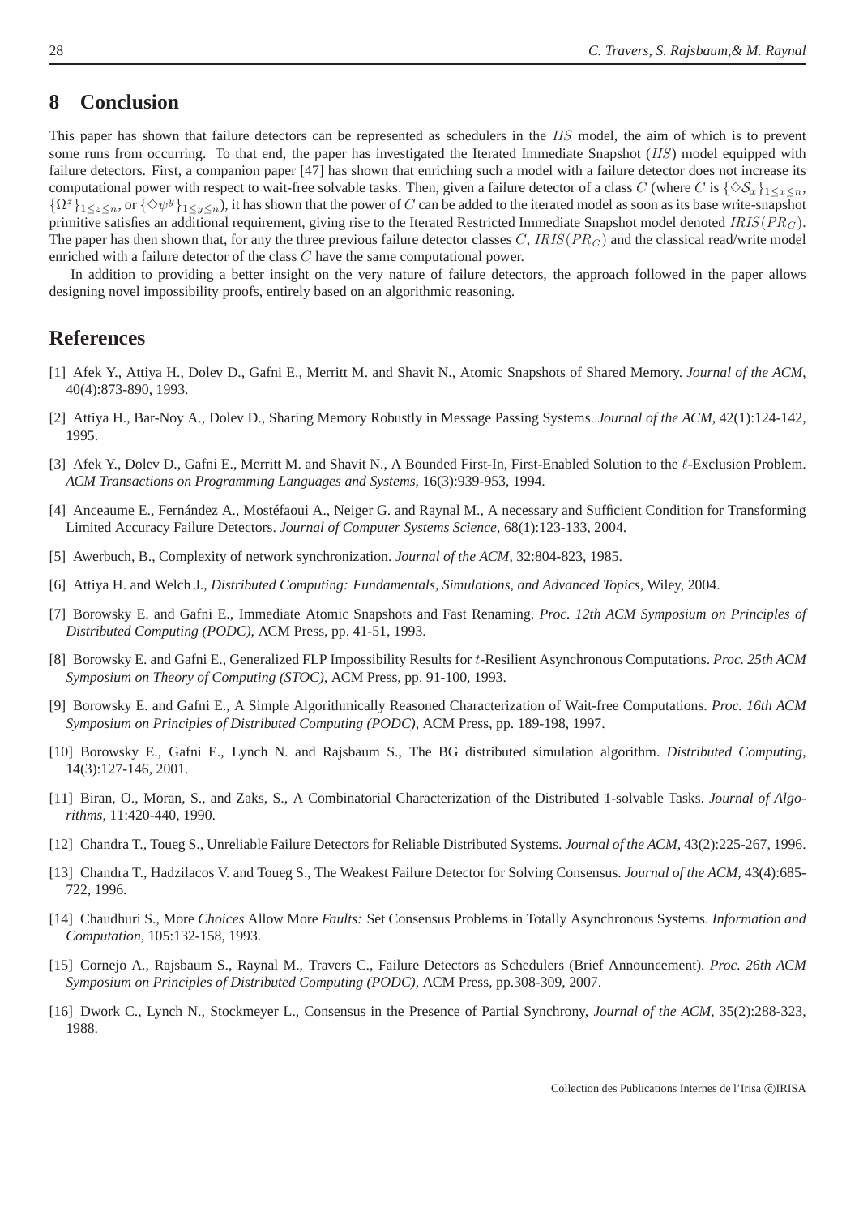## 8 Conclusion

This paper has shown that failure detectors can be represented as schedulers in the $IIS$ model, the aim of which is to prevent some runs from occurring. To that end, the paper has investigated the Iterated Immediate Snapshot ($IIS$) model equipped with failure detectors. First, a companion paper [47] has shown that enriching such a model with a failure detector does not increase its computational power with respect to wait-free solvable tasks. Then, given a failure detector of a class $C$ (where $C$ is $\{\diamond\mathcal{S}_x\}_{1\leq x\leq n}$, $\{\Omega^z\}_{1\leq z\leq n}$, or $\{\diamond\psi^y\}_{1\leq y\leq n}$), it has shown that the power of $C$ can be added to the iterated model as soon as its base write-snapshot primitive satisfies an additional requirement, giving rise to the Iterated Restricted Immediate Snapshot model denoted $IRIS(PR_C)$. The paper has then shown that, for any the three previous failure detector classes $C$, $IRIS(PR_C)$ and the classical read/write model enriched with a failure detector of the class $C$ have the same computational power.

In addition to providing a better insight on the very nature of failure detectors, the approach followed in the paper allows designing novel impossibility proofs, entirely based on an algorithmic reasoning.

## References

[1] Afek Y., Attiya H., Dolev D., Gafni E., Merritt M. and Shavit N., Atomic Snapshots of Shared Memory. *Journal of the ACM*, 40(4):873-890, 1993.

[2] Attiya H., Bar-Noy A., Dolev D., Sharing Memory Robustly in Message Passing Systems. *Journal of the ACM*, 42(1):124-142, 1995.

[3] Afek Y., Dolev D., Gafni E., Merritt M. and Shavit N., A Bounded First-In, First-Enabled Solution to the $\ell$-Exclusion Problem. *ACM Transactions on Programming Languages and Systems*, 16(3):939-953, 1994.

[4] Anceaume E., Fernández A., Mostéfaoui A., Neiger G. and Raynal M., A necessary and Sufficient Condition for Transforming Limited Accuracy Failure Detectors. *Journal of Computer Systems Science*, 68(1):123-133, 2004.

[5] Awerbuch, B., Complexity of network synchronization. *Journal of the ACM*, 32:804-823, 1985.

[6] Attiya H. and Welch J., *Distributed Computing: Fundamentals, Simulations, and Advanced Topics*, Wiley, 2004.

[7] Borowsky E. and Gafni E., Immediate Atomic Snapshots and Fast Renaming. *Proc. 12th ACM Symposium on Principles of Distributed Computing (PODC)*, ACM Press, pp. 41-51, 1993.

[8] Borowsky E. and Gafni E., Generalized FLP Impossibility Results for $t$-Resilient Asynchronous Computations. *Proc. 25th ACM Symposium on Theory of Computing (STOC)*, ACM Press, pp. 91-100, 1993.

[9] Borowsky E. and Gafni E., A Simple Algorithmically Reasoned Characterization of Wait-free Computations. *Proc. 16th ACM Symposium on Principles of Distributed Computing (PODC)*, ACM Press, pp. 189-198, 1997.

[10] Borowsky E., Gafni E., Lynch N. and Rajsbaum S., The BG distributed simulation algorithm. *Distributed Computing*, 14(3):127-146, 2001.

[11] Biran, O., Moran, S., and Zaks, S., A Combinatorial Characterization of the Distributed 1-solvable Tasks. *Journal of Algorithms*, 11:420-440, 1990.

[12] Chandra T., Toueg S., Unreliable Failure Detectors for Reliable Distributed Systems. *Journal of the ACM*, 43(2):225-267, 1996.

[13] Chandra T., Hadzilacos V. and Toueg S., The Weakest Failure Detector for Solving Consensus. *Journal of the ACM*, 43(4):685-722, 1996.

[14] Chaudhuri S., More *Choices* Allow More *Faults:* Set Consensus Problems in Totally Asynchronous Systems. *Information and Computation*, 105:132-158, 1993.

[15] Cornejo A., Rajsbaum S., Raynal M., Travers C., Failure Detectors as Schedulers (Brief Announcement). *Proc. 26th ACM Symposium on Principles of Distributed Computing (PODC)*, ACM Press, pp.308-309, 2007.

[16] Dwork C., Lynch N., Stockmeyer L., Consensus in the Presence of Partial Synchrony, *Journal of the ACM*, 35(2):288-323, 1988.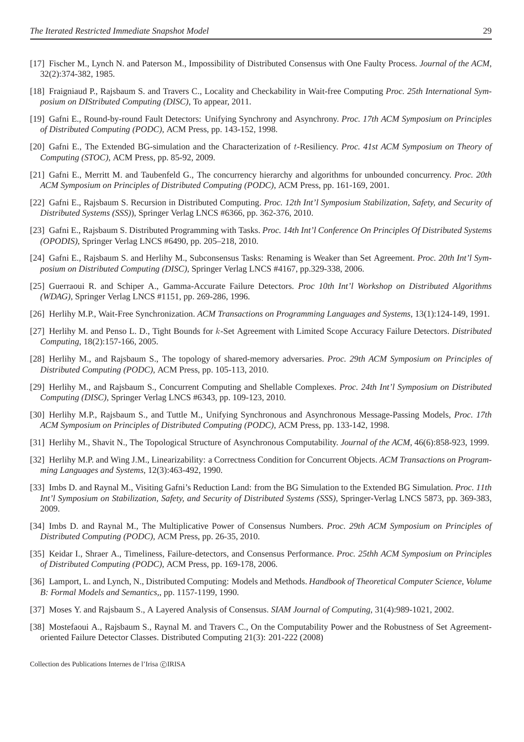[17] Fischer M., Lynch N. and Paterson M., Impossibility of Distributed Consensus with One Faulty Process. *Journal of the ACM*, 32(2):374-382, 1985.

[18] Fraigniaud P., Rajsbaum S. and Travers C., Locality and Checkability in Wait-free Computing *Proc. 25th International Symposium on DIStributed Computing (DISC)*, To appear, 2011.

[19] Gafni E., Round-by-round Fault Detectors: Unifying Synchrony and Asynchrony. *Proc. 17th ACM Symposium on Principles of Distributed Computing (PODC)*, ACM Press, pp. 143-152, 1998.

[20] Gafni E., The Extended BG-simulation and the Characterization of $t$-Resiliency. *Proc. 41st ACM Symposium on Theory of Computing (STOC)*, ACM Press, pp. 85-92, 2009.

[21] Gafni E., Merritt M. and Taubenfeld G., The concurrency hierarchy and algorithms for unbounded concurrency. *Proc. 20th ACM Symposium on Principles of Distributed Computing (PODC)*, ACM Press, pp. 161-169, 2001.

[22] Gafni E., Rajsbaum S. Recursion in Distributed Computing. *Proc. 12th Int'l Symposium Stabilization, Safety, and Security of Distributed Systems (SSS)*), Springer Verlag LNCS #6366, pp. 362-376, 2010.

[23] Gafni E., Rajsbaum S. Distributed Programming with Tasks. *Proc. 14th Int'l Conference On Principles Of Distributed Systems (OPODIS)*, Springer Verlag LNCS #6490, pp. 205–218, 2010.

[24] Gafni E., Rajsbaum S. and Herlihy M., Subconsensus Tasks: Renaming is Weaker than Set Agreement. *Proc. 20th Int'l Symposium on Distributed Computing (DISC)*, Springer Verlag LNCS #4167, pp.329-338, 2006.

[25] Guerraoui R. and Schiper A., Gamma-Accurate Failure Detectors. *Proc 10th Int'l Workshop on Distributed Algorithms (WDAG)*, Springer Verlag LNCS #1151, pp. 269-286, 1996.

[26] Herlihy M.P., Wait-Free Synchronization. *ACM Transactions on Programming Languages and Systems*, 13(1):124-149, 1991.

[27] Herlihy M. and Penso L. D., Tight Bounds for $k$-Set Agreement with Limited Scope Accuracy Failure Detectors. *Distributed Computing*, 18(2):157-166, 2005.

[28] Herlihy M., and Rajsbaum S., The topology of shared-memory adversaries. *Proc. 29th ACM Symposium on Principles of Distributed Computing (PODC)*, ACM Press, pp. 105-113, 2010.

[29] Herlihy M., and Rajsbaum S., Concurrent Computing and Shellable Complexes. *Proc. 24th Int'l Symposium on Distributed Computing (DISC)*, Springer Verlag LNCS #6343, pp. 109-123, 2010.

[30] Herlihy M.P., Rajsbaum S., and Tuttle M., Unifying Synchronous and Asynchronous Message-Passing Models, *Proc. 17th ACM Symposium on Principles of Distributed Computing (PODC)*, ACM Press, pp. 133-142, 1998.

[31] Herlihy M., Shavit N., The Topological Structure of Asynchronous Computability. *Journal of the ACM*, 46(6):858-923, 1999.

[32] Herlihy M.P. and Wing J.M., Linearizability: a Correctness Condition for Concurrent Objects. *ACM Transactions on Programming Languages and Systems*, 12(3):463-492, 1990.

[33] Imbs D. and Raynal M., Visiting Gafni's Reduction Land: from the BG Simulation to the Extended BG Simulation. *Proc. 11th Int'l Symposium on Stabilization, Safety, and Security of Distributed Systems (SSS)*, Springer-Verlag LNCS 5873, pp. 369-383, 2009.

[34] Imbs D. and Raynal M., The Multiplicative Power of Consensus Numbers. *Proc. 29th ACM Symposium on Principles of Distributed Computing (PODC)*, ACM Press, pp. 26-35, 2010.

[35] Keidar I., Shraer A., Timeliness, Failure-detectors, and Consensus Performance. *Proc. 25thh ACM Symposium on Principles of Distributed Computing (PODC)*, ACM Press, pp. 169-178, 2006.

[36] Lamport, L. and Lynch, N., Distributed Computing: Models and Methods. *Handbook of Theoretical Computer Science, Volume B: Formal Models and Semantics,*, pp. 1157-1199, 1990.

[37] Moses Y. and Rajsbaum S., A Layered Analysis of Consensus. *SIAM Journal of Computing*, 31(4):989-1021, 2002.

[38] Mostefaoui A., Rajsbaum S., Raynal M. and Travers C., On the Computability Power and the Robustness of Set Agreement-oriented Failure Detector Classes. Distributed Computing 21(3): 201-222 (2008)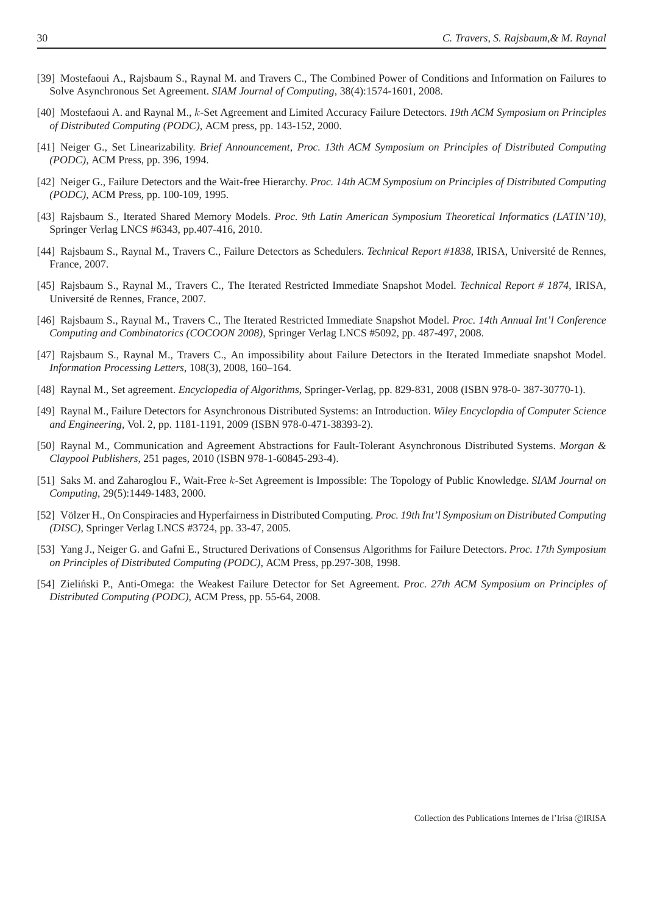[39] Mostefaoui A., Rajsbaum S., Raynal M. and Travers C., The Combined Power of Conditions and Information on Failures to Solve Asynchronous Set Agreement. *SIAM Journal of Computing*, 38(4):1574-1601, 2008.

[40] Mostefaoui A. and Raynal M., $k$-Set Agreement and Limited Accuracy Failure Detectors. *19th ACM Symposium on Principles of Distributed Computing (PODC)*, ACM press, pp. 143-152, 2000.

[41] Neiger G., Set Linearizability. *Brief Announcement, Proc. 13th ACM Symposium on Principles of Distributed Computing (PODC)*, ACM Press, pp. 396, 1994.

[42] Neiger G., Failure Detectors and the Wait-free Hierarchy. *Proc. 14th ACM Symposium on Principles of Distributed Computing (PODC)*, ACM Press, pp. 100-109, 1995.

[43] Rajsbaum S., Iterated Shared Memory Models. *Proc. 9th Latin American Symposium Theoretical Informatics (LATIN'10)*, Springer Verlag LNCS #6343, pp.407-416, 2010.

[44] Rajsbaum S., Raynal M., Travers C., Failure Detectors as Schedulers. *Technical Report #1838*, IRISA, Université de Rennes, France, 2007.

[45] Rajsbaum S., Raynal M., Travers C., The Iterated Restricted Immediate Snapshot Model. *Technical Report # 1874*, IRISA, Université de Rennes, France, 2007.

[46] Rajsbaum S., Raynal M., Travers C., The Iterated Restricted Immediate Snapshot Model. *Proc. 14th Annual Int'l Conference Computing and Combinatorics (COCOON 2008)*, Springer Verlag LNCS #5092, pp. 487-497, 2008.

[47] Rajsbaum S., Raynal M., Travers C., An impossibility about Failure Detectors in the Iterated Immediate snapshot Model. *Information Processing Letters*, 108(3), 2008, 160–164.

[48] Raynal M., Set agreement. *Encyclopedia of Algorithms*, Springer-Verlag, pp. 829-831, 2008 (ISBN 978-0- 387-30770-1).

[49] Raynal M., Failure Detectors for Asynchronous Distributed Systems: an Introduction. *Wiley Encyclopdia of Computer Science and Engineering*, Vol. 2, pp. 1181-1191, 2009 (ISBN 978-0-471-38393-2).

[50] Raynal M., Communication and Agreement Abstractions for Fault-Tolerant Asynchronous Distributed Systems. *Morgan & Claypool Publishers*, 251 pages, 2010 (ISBN 978-1-60845-293-4).

[51] Saks M. and Zaharoglou F., Wait-Free $k$-Set Agreement is Impossible: The Topology of Public Knowledge. *SIAM Journal on Computing*, 29(5):1449-1483, 2000.

[52] Völzer H., On Conspiracies and Hyperfairness in Distributed Computing. *Proc. 19th Int'l Symposium on Distributed Computing (DISC)*, Springer Verlag LNCS #3724, pp. 33-47, 2005.

[53] Yang J., Neiger G. and Gafni E., Structured Derivations of Consensus Algorithms for Failure Detectors. *Proc. 17th Symposium on Principles of Distributed Computing (PODC)*, ACM Press, pp.297-308, 1998.

[54] Zieliński P., Anti-Omega: the Weakest Failure Detector for Set Agreement. *Proc. 27th ACM Symposium on Principles of Distributed Computing (PODC)*, ACM Press, pp. 55-64, 2008.